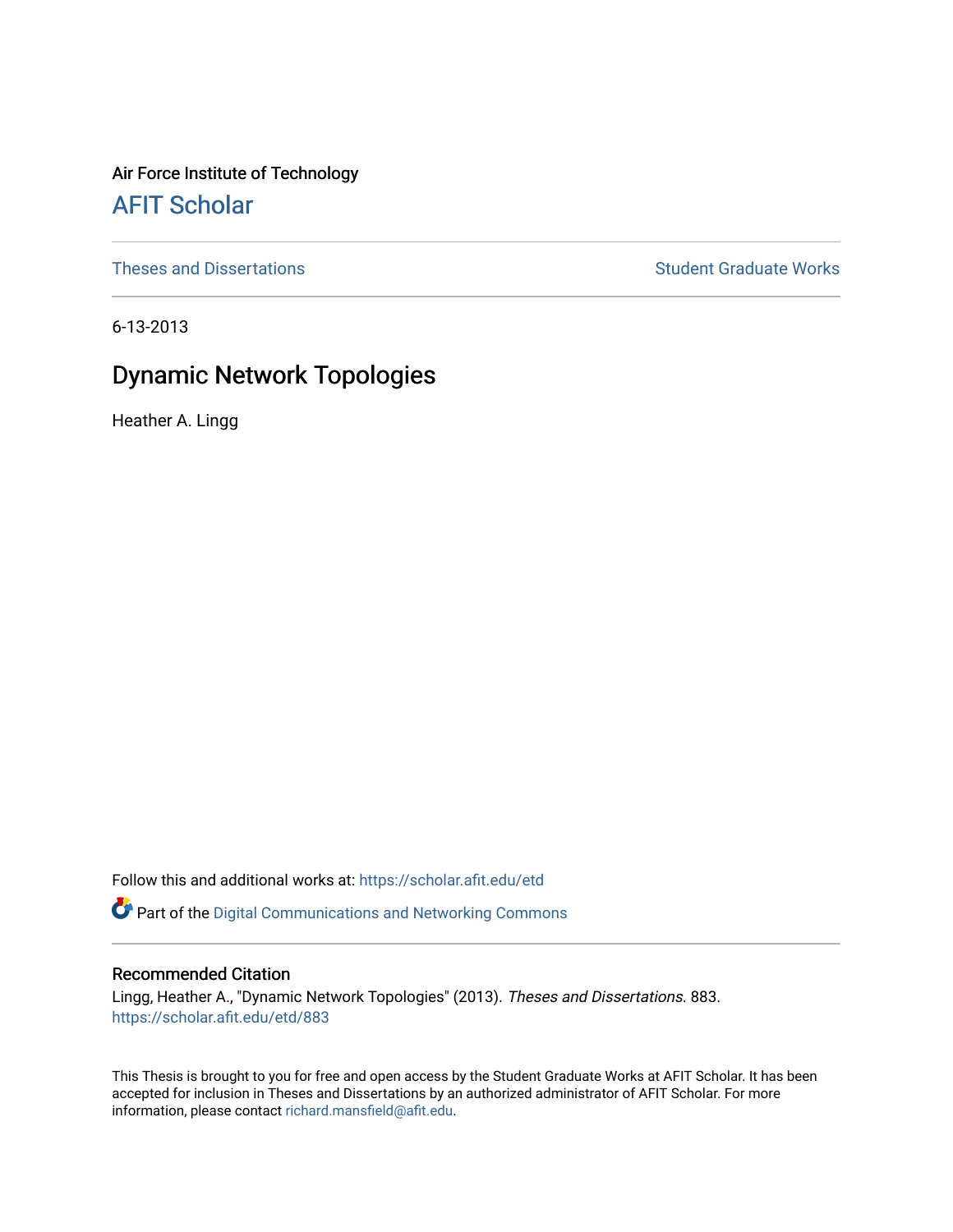Air Force Institute of Technology

# AFIT Scholar

Theses and Dissertations | Student Graduate Works

6-13-2013

## Dynamic Network Topologies

Heather A. Lingg

Follow this and additional works at: https://scholar.afit.edu/etd

Part of the Digital Communications and Networking Commons

### Recommended Citation

Lingg, Heather A., "Dynamic Network Topologies" (2013). *Theses and Dissertations*. 883.
https://scholar.afit.edu/etd/883

This Thesis is brought to you for free and open access by the Student Graduate Works at AFIT Scholar. It has been accepted for inclusion in Theses and Dissertations by an authorized administrator of AFIT Scholar. For more information, please contact richard.mansfield@afit.edu.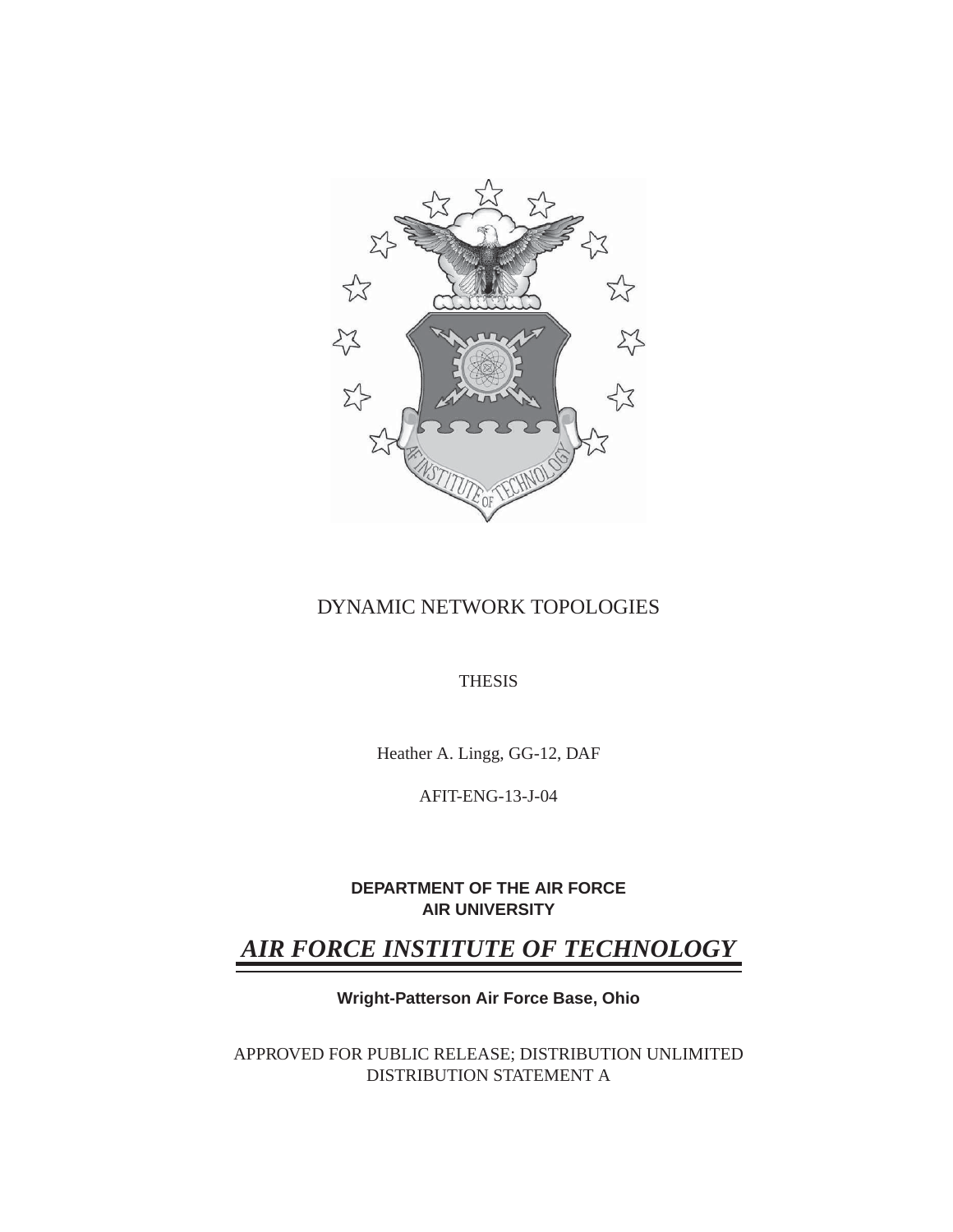DYNAMIC NETWORK TOPOLOGIES

THESIS

Heather A. Lingg, GG-12, DAF

AFIT-ENG-13-J-04

**DEPARTMENT OF THE AIR FORCE**
**AIR UNIVERSITY**

***AIR FORCE INSTITUTE OF TECHNOLOGY***

**Wright-Patterson Air Force Base, Ohio**

APPROVED FOR PUBLIC RELEASE; DISTRIBUTION UNLIMITED
DISTRIBUTION STATEMENT A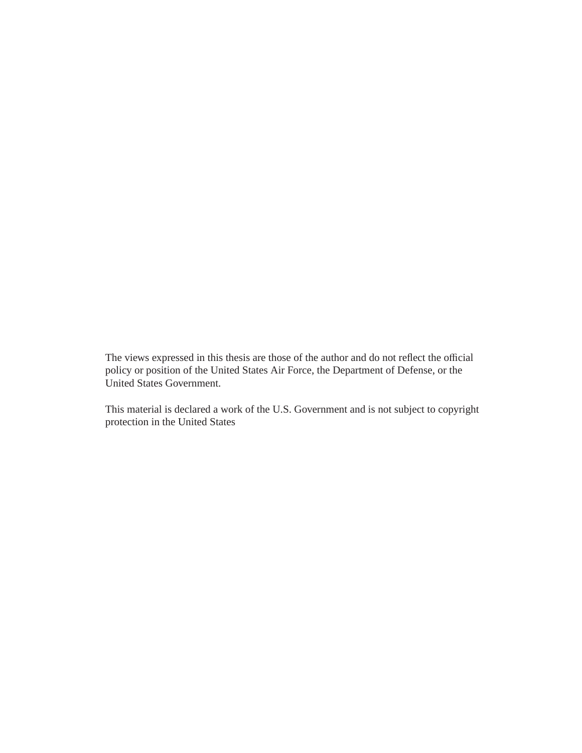The views expressed in this thesis are those of the author and do not reflect the official policy or position of the United States Air Force, the Department of Defense, or the United States Government.

This material is declared a work of the U.S. Government and is not subject to copyright protection in the United States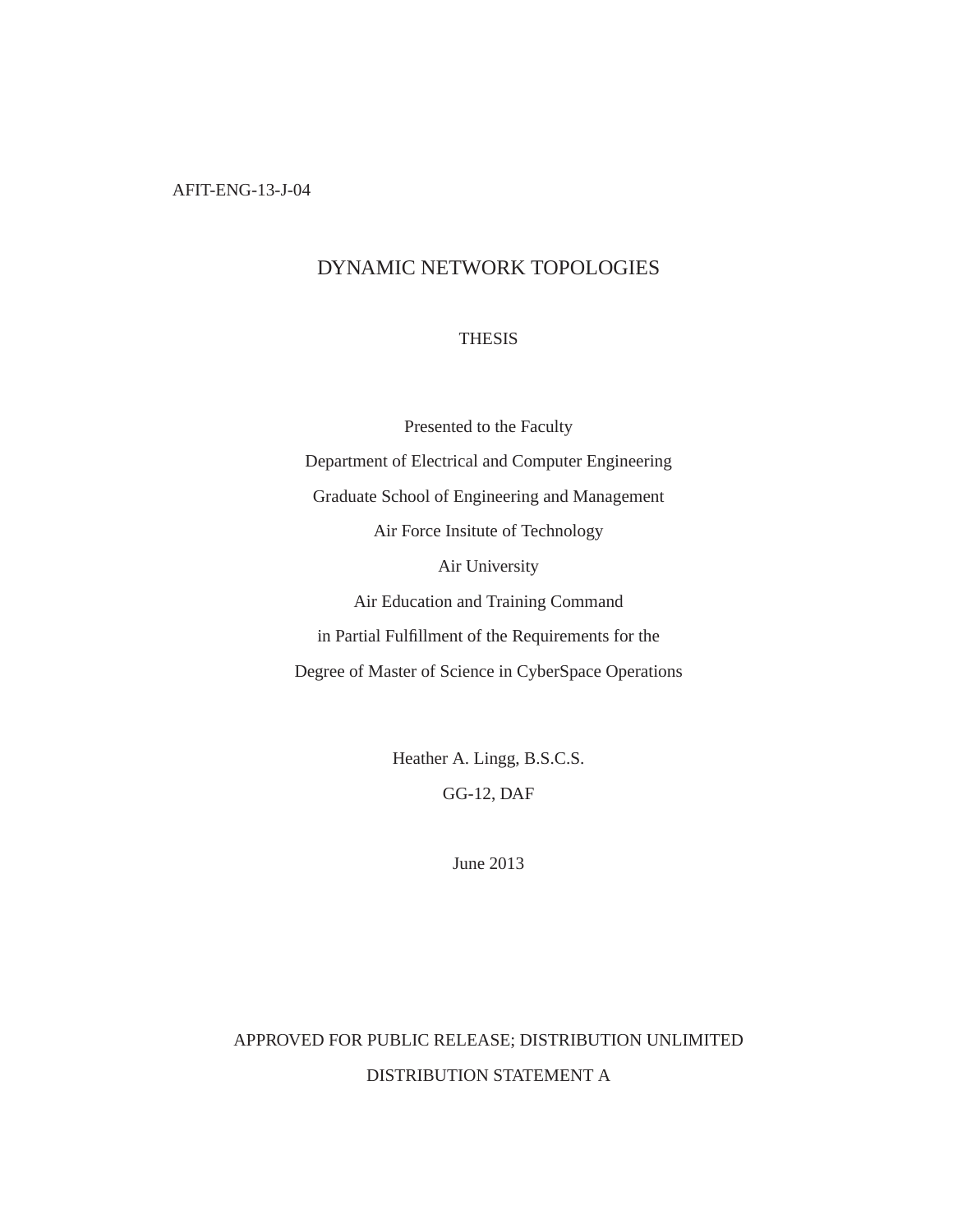AFIT-ENG-13-J-04

# DYNAMIC NETWORK TOPOLOGIES

THESIS

Presented to the Faculty

Department of Electrical and Computer Engineering

Graduate School of Engineering and Management

Air Force Insitute of Technology

Air University

Air Education and Training Command

in Partial Fulfillment of the Requirements for the

Degree of Master of Science in CyberSpace Operations

Heather A. Lingg, B.S.C.S.

GG-12, DAF

June 2013

APPROVED FOR PUBLIC RELEASE; DISTRIBUTION UNLIMITED

DISTRIBUTION STATEMENT A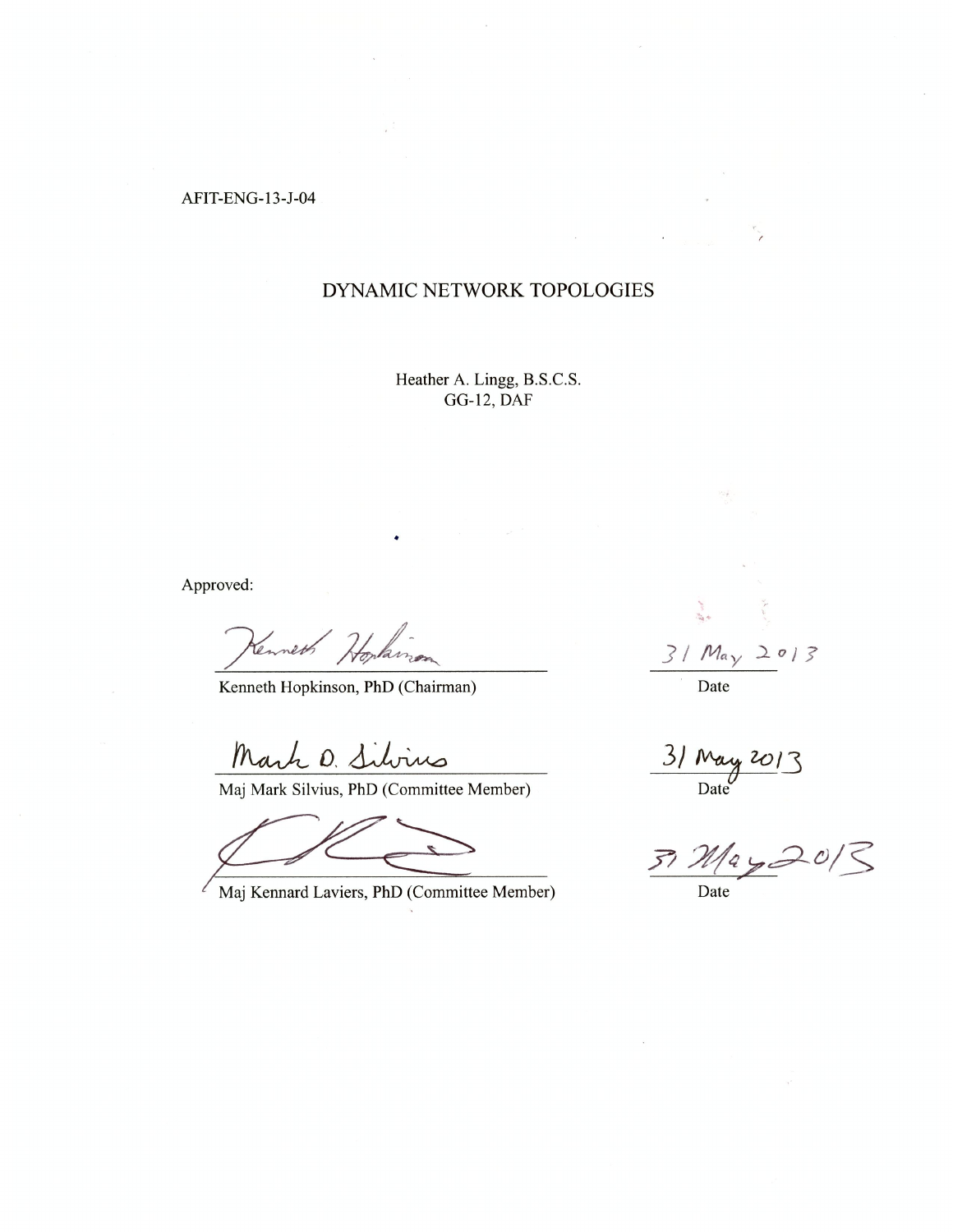AFIT-ENG-13-J-04

# DYNAMIC NETWORK TOPOLOGIES

Heather A. Lingg, B.S.C.S.
GG-12, DAF

Approved:

| | |
|---|---|
| Kenneth Hopkinson, PhD (Chairman) | 31 May 2013 Date |
| Maj Mark Silvius, PhD (Committee Member) | 31 May 2013 Date |
| Maj Kennard Laviers, PhD (Committee Member) | 31 May 2013 Date |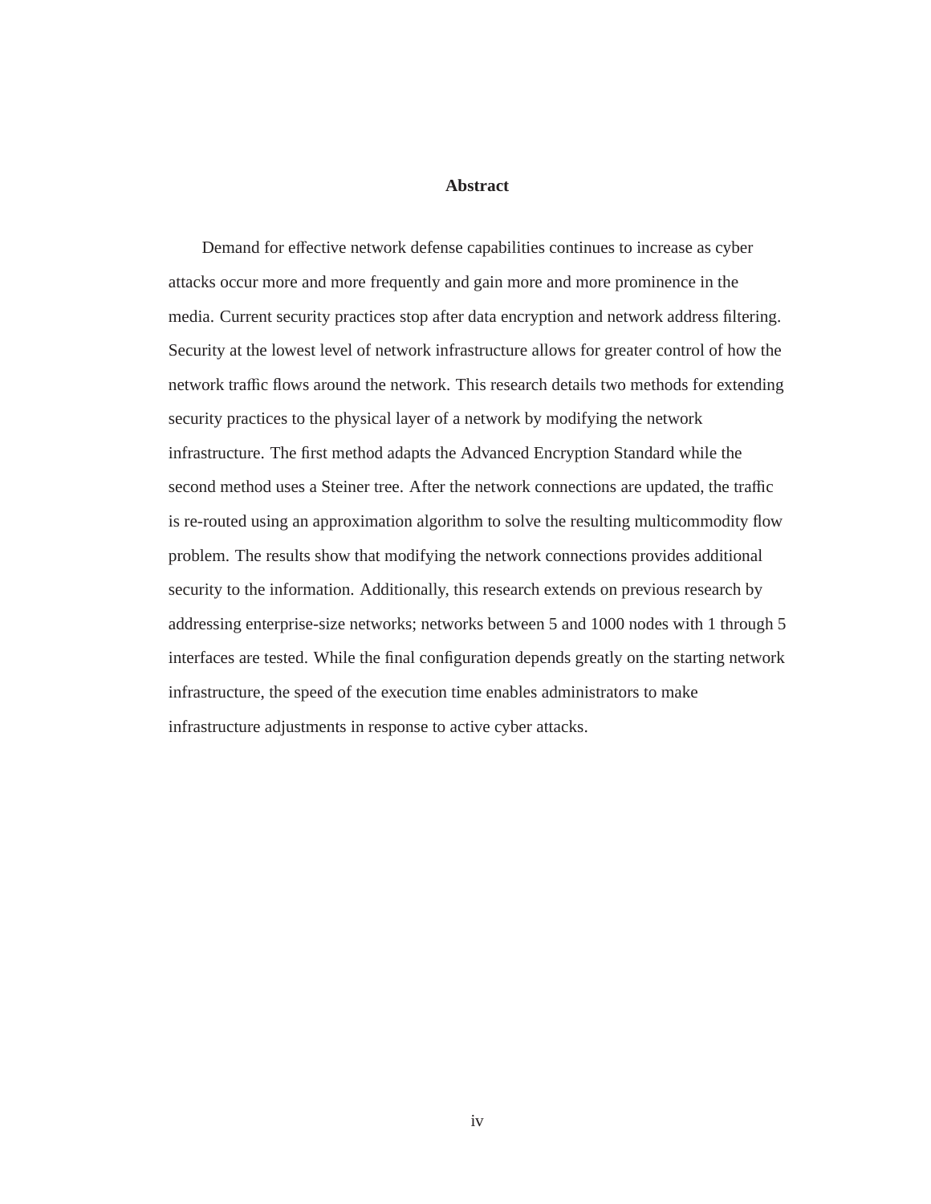# Abstract

Demand for effective network defense capabilities continues to increase as cyber attacks occur more and more frequently and gain more and more prominence in the media. Current security practices stop after data encryption and network address filtering. Security at the lowest level of network infrastructure allows for greater control of how the network traffic flows around the network. This research details two methods for extending security practices to the physical layer of a network by modifying the network infrastructure. The first method adapts the Advanced Encryption Standard while the second method uses a Steiner tree. After the network connections are updated, the traffic is re-routed using an approximation algorithm to solve the resulting multicommodity flow problem. The results show that modifying the network connections provides additional security to the information. Additionally, this research extends on previous research by addressing enterprise-size networks; networks between 5 and 1000 nodes with 1 through 5 interfaces are tested. While the final configuration depends greatly on the starting network infrastructure, the speed of the execution time enables administrators to make infrastructure adjustments in response to active cyber attacks.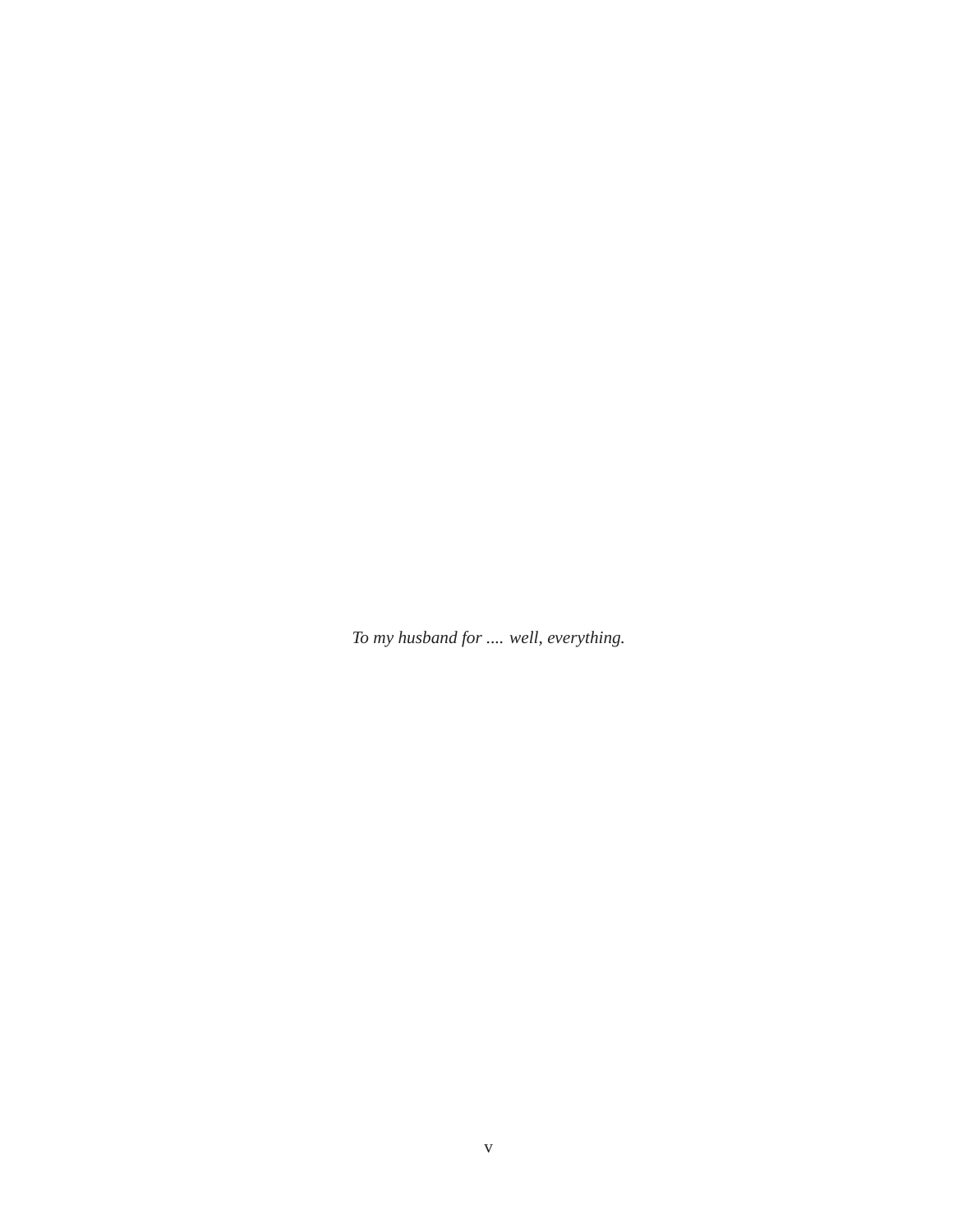*To my husband for .... well, everything.*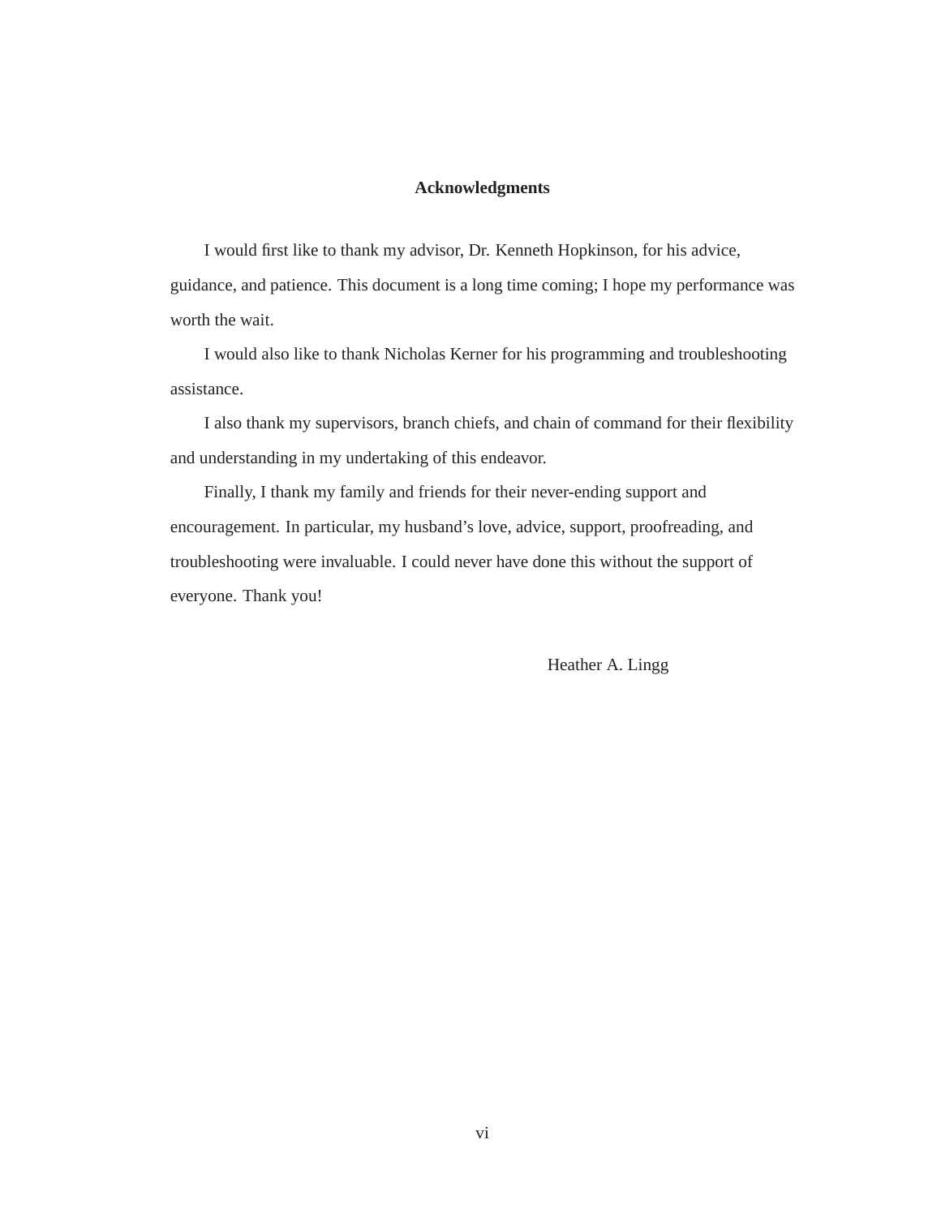## Acknowledgments

I would first like to thank my advisor, Dr. Kenneth Hopkinson, for his advice, guidance, and patience. This document is a long time coming; I hope my performance was worth the wait.

I would also like to thank Nicholas Kerner for his programming and troubleshooting assistance.

I also thank my supervisors, branch chiefs, and chain of command for their flexibility and understanding in my undertaking of this endeavor.

Finally, I thank my family and friends for their never-ending support and encouragement. In particular, my husband's love, advice, support, proofreading, and troubleshooting were invaluable. I could never have done this without the support of everyone. Thank you!

Heather A. Lingg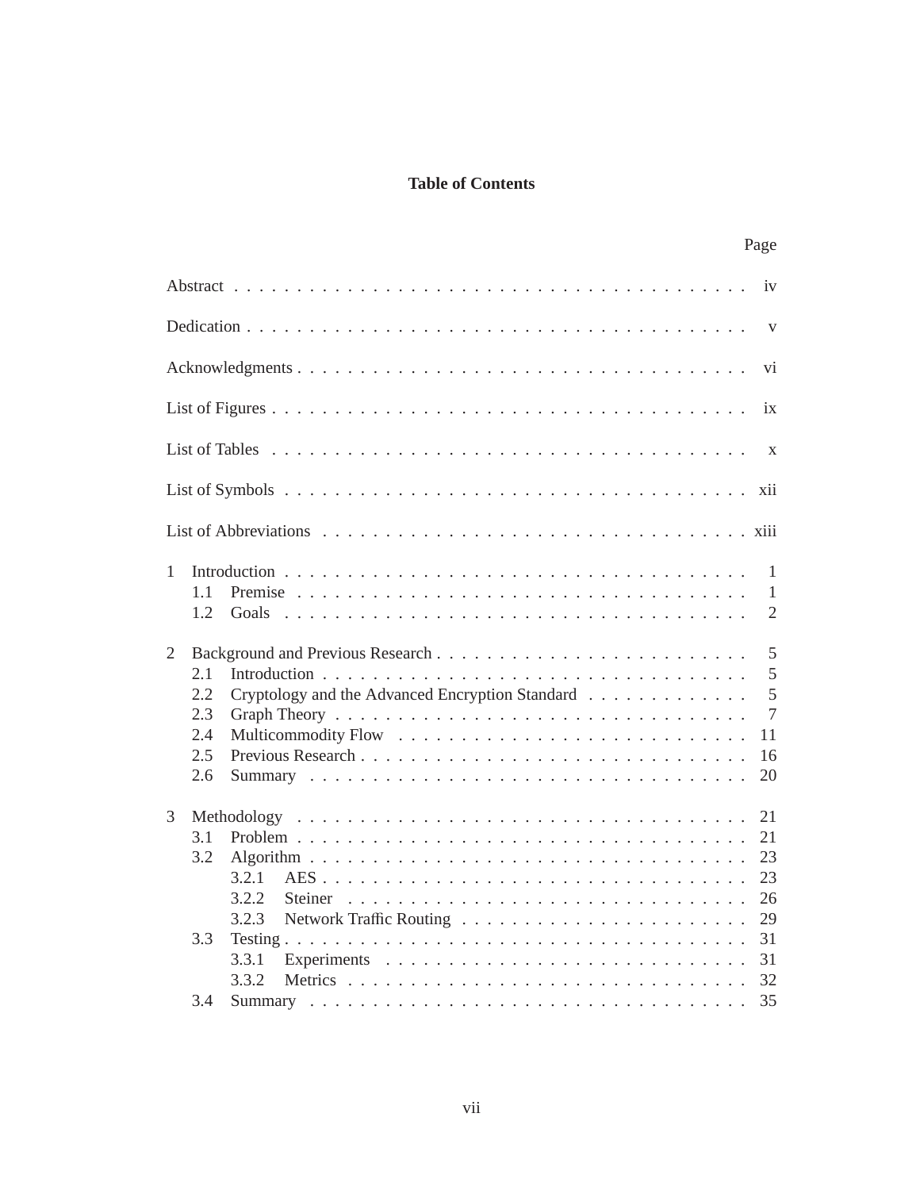# Table of Contents

Page

Abstract . . . . . . . . . . . . . . . . . . . . . . . . . . . . . . . . . . . . . . . iv

Dedication . . . . . . . . . . . . . . . . . . . . . . . . . . . . . . . . . . . . . . v

Acknowledgments . . . . . . . . . . . . . . . . . . . . . . . . . . . . . . . . . . vi

List of Figures . . . . . . . . . . . . . . . . . . . . . . . . . . . . . . . . . . . ix

List of Tables . . . . . . . . . . . . . . . . . . . . . . . . . . . . . . . . . . . x

List of Symbols . . . . . . . . . . . . . . . . . . . . . . . . . . . . . . . . . . xii

List of Abbreviations . . . . . . . . . . . . . . . . . . . . . . . . . . . . . . . xiii

1 Introduction . . . . . . . . . . . . . . . . . . . . . . . . . . . . . . . . . . . 1
- 1.1 Premise . . . . . . . . . . . . . . . . . . . . . . . . . . . . . . . . . . 1
- 1.2 Goals . . . . . . . . . . . . . . . . . . . . . . . . . . . . . . . . . . . 2

2 Background and Previous Research . . . . . . . . . . . . . . . . . . . . . . . . 5
- 2.1 Introduction . . . . . . . . . . . . . . . . . . . . . . . . . . . . . . . . 5
- 2.2 Cryptology and the Advanced Encryption Standard . . . . . . . . . . . . . 5
- 2.3 Graph Theory . . . . . . . . . . . . . . . . . . . . . . . . . . . . . . . 7
- 2.4 Multicommodity Flow . . . . . . . . . . . . . . . . . . . . . . . . . . . 11
- 2.5 Previous Research . . . . . . . . . . . . . . . . . . . . . . . . . . . . . 16
- 2.6 Summary . . . . . . . . . . . . . . . . . . . . . . . . . . . . . . . . . . 20

3 Methodology . . . . . . . . . . . . . . . . . . . . . . . . . . . . . . . . . . 21
- 3.1 Problem . . . . . . . . . . . . . . . . . . . . . . . . . . . . . . . . . . 21
- 3.2 Algorithm . . . . . . . . . . . . . . . . . . . . . . . . . . . . . . . . . 23
  - 3.2.1 AES . . . . . . . . . . . . . . . . . . . . . . . . . . . . . . . . 23
  - 3.2.2 Steiner . . . . . . . . . . . . . . . . . . . . . . . . . . . . . . . 26
  - 3.2.3 Network Traffic Routing . . . . . . . . . . . . . . . . . . . . . . 29
- 3.3 Testing . . . . . . . . . . . . . . . . . . . . . . . . . . . . . . . . . . 31
  - 3.3.1 Experiments . . . . . . . . . . . . . . . . . . . . . . . . . . . . 31
  - 3.3.2 Metrics . . . . . . . . . . . . . . . . . . . . . . . . . . . . . . . 32
- 3.4 Summary . . . . . . . . . . . . . . . . . . . . . . . . . . . . . . . . . . 35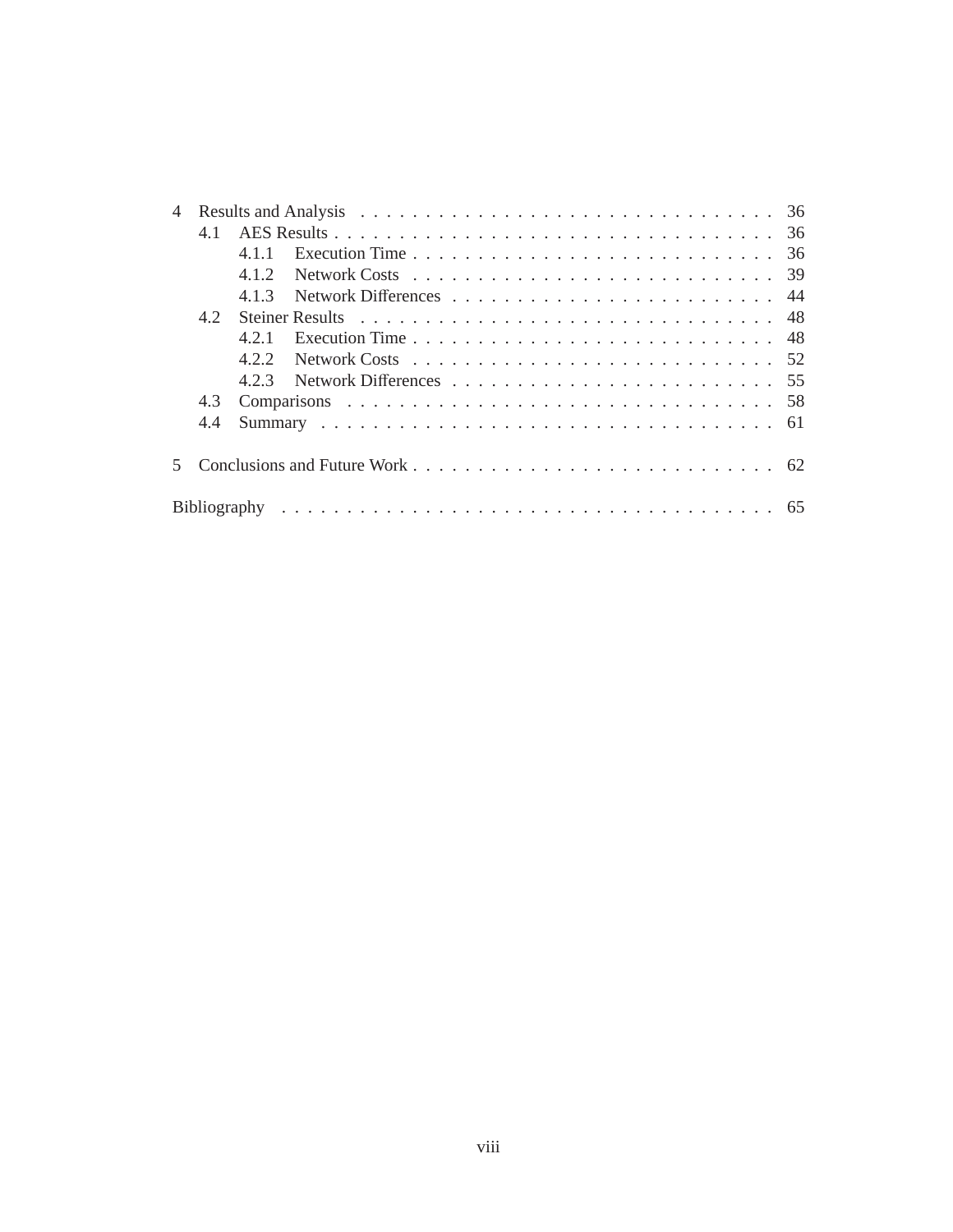4 Results and Analysis . . . . . . . . . . . . . . . . . . . . . . . . . . . . . . . . 36
  4.1 AES Results . . . . . . . . . . . . . . . . . . . . . . . . . . . . . . . . . 36
    4.1.1 Execution Time . . . . . . . . . . . . . . . . . . . . . . . . . . . . 36
    4.1.2 Network Costs . . . . . . . . . . . . . . . . . . . . . . . . . . . . 39
    4.1.3 Network Differences . . . . . . . . . . . . . . . . . . . . . . . . . 44
  4.2 Steiner Results . . . . . . . . . . . . . . . . . . . . . . . . . . . . . . . 48
    4.2.1 Execution Time . . . . . . . . . . . . . . . . . . . . . . . . . . . . 48
    4.2.2 Network Costs . . . . . . . . . . . . . . . . . . . . . . . . . . . . 52
    4.2.3 Network Differences . . . . . . . . . . . . . . . . . . . . . . . . . 55
  4.3 Comparisons . . . . . . . . . . . . . . . . . . . . . . . . . . . . . . . . 58
  4.4 Summary . . . . . . . . . . . . . . . . . . . . . . . . . . . . . . . . . . 61

5 Conclusions and Future Work . . . . . . . . . . . . . . . . . . . . . . . . . . . 62

Bibliography . . . . . . . . . . . . . . . . . . . . . . . . . . . . . . . . . . . . . 65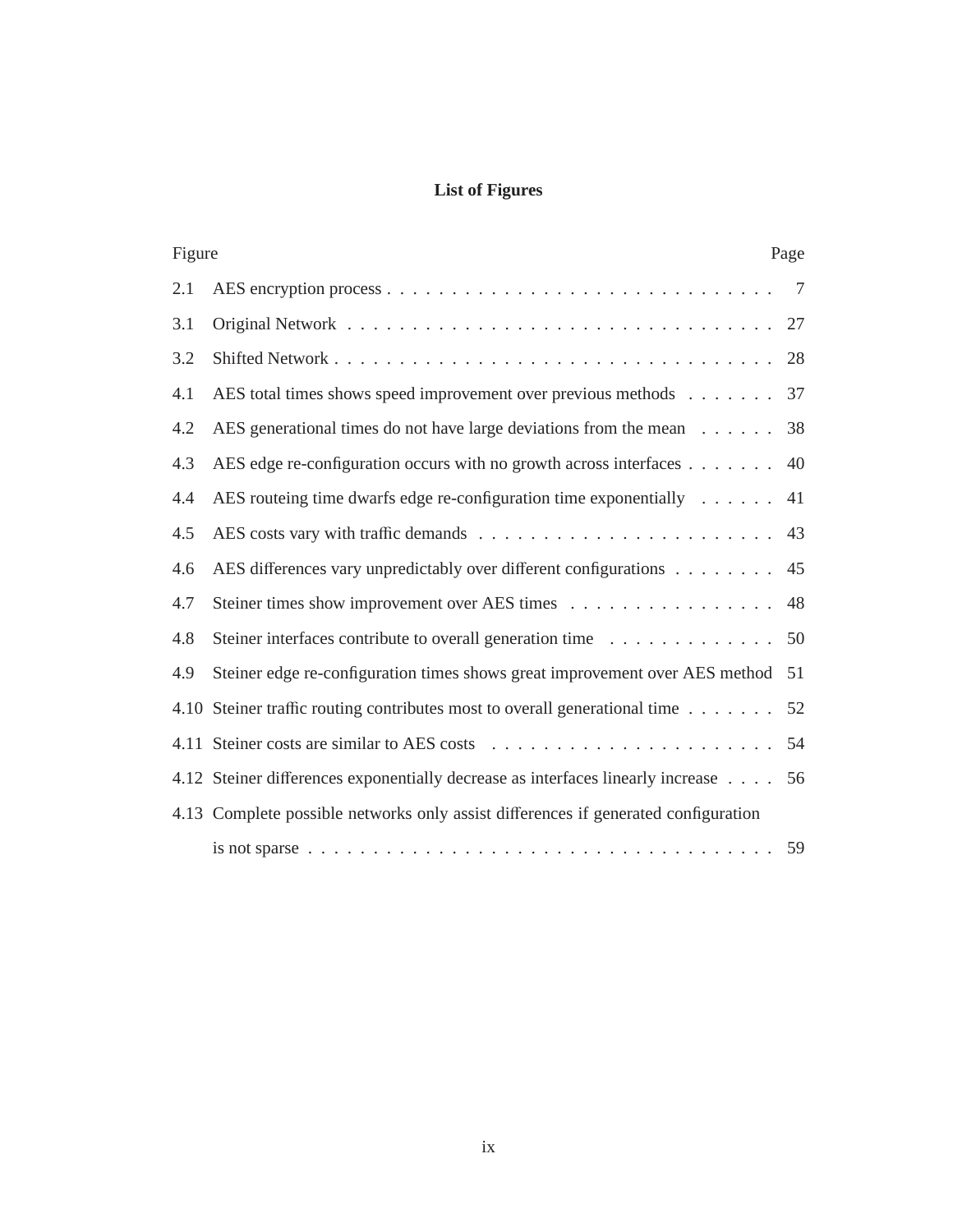# List of Figures

| Figure | | Page |
|---|---|---|
| 2.1 | AES encryption process | 7 |
| 3.1 | Original Network | 27 |
| 3.2 | Shifted Network | 28 |
| 4.1 | AES total times shows speed improvement over previous methods | 37 |
| 4.2 | AES generational times do not have large deviations from the mean | 38 |
| 4.3 | AES edge re-configuration occurs with no growth across interfaces | 40 |
| 4.4 | AES routeing time dwarfs edge re-configuration time exponentially | 41 |
| 4.5 | AES costs vary with traffic demands | 43 |
| 4.6 | AES differences vary unpredictably over different configurations | 45 |
| 4.7 | Steiner times show improvement over AES times | 48 |
| 4.8 | Steiner interfaces contribute to overall generation time | 50 |
| 4.9 | Steiner edge re-configuration times shows great improvement over AES method | 51 |
| 4.10 | Steiner traffic routing contributes most to overall generational time | 52 |
| 4.11 | Steiner costs are similar to AES costs | 54 |
| 4.12 | Steiner differences exponentially decrease as interfaces linearly increase | 56 |
| 4.13 | Complete possible networks only assist differences if generated configuration is not sparse | 59 |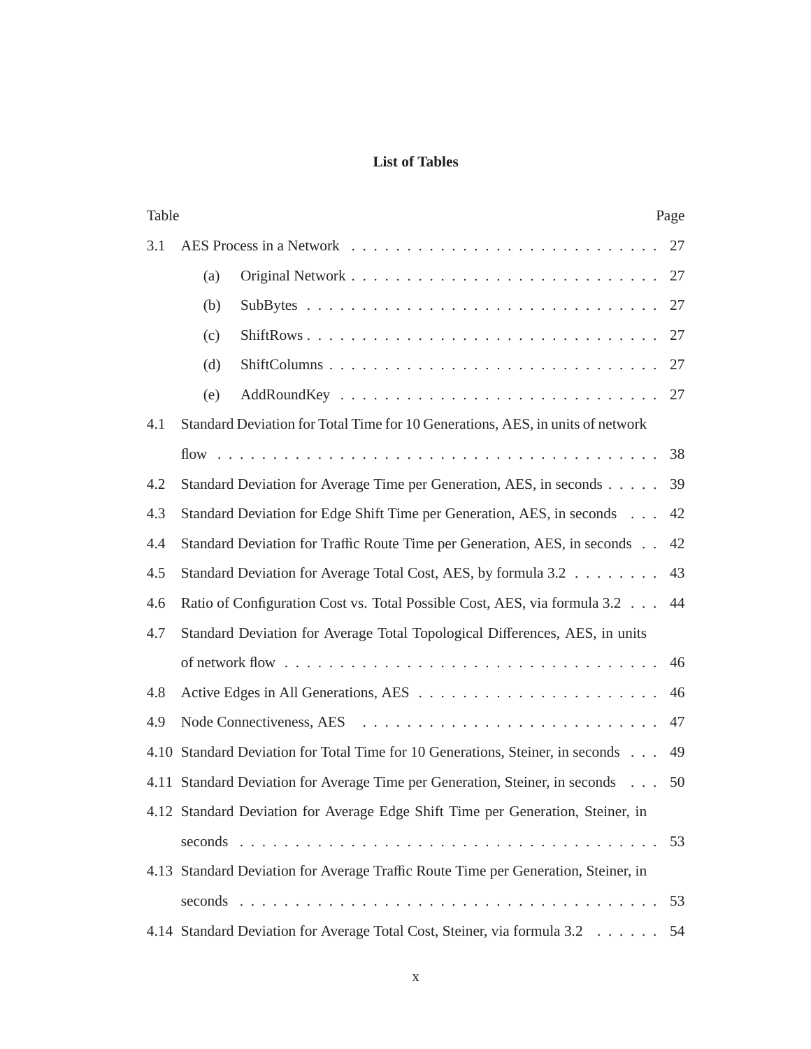## List of Tables

| Table | | Page |
|---|---|---|
| 3.1 | AES Process in a Network | 27 |
| | (a) Original Network | 27 |
| | (b) SubBytes | 27 |
| | (c) ShiftRows | 27 |
| | (d) ShiftColumns | 27 |
| | (e) AddRoundKey | 27 |
| 4.1 | Standard Deviation for Total Time for 10 Generations, AES, in units of network flow | 38 |
| 4.2 | Standard Deviation for Average Time per Generation, AES, in seconds | 39 |
| 4.3 | Standard Deviation for Edge Shift Time per Generation, AES, in seconds | 42 |
| 4.4 | Standard Deviation for Traffic Route Time per Generation, AES, in seconds | 42 |
| 4.5 | Standard Deviation for Average Total Cost, AES, by formula 3.2 | 43 |
| 4.6 | Ratio of Configuration Cost vs. Total Possible Cost, AES, via formula 3.2 | 44 |
| 4.7 | Standard Deviation for Average Total Topological Differences, AES, in units of network flow | 46 |
| 4.8 | Active Edges in All Generations, AES | 46 |
| 4.9 | Node Connectiveness, AES | 47 |
| 4.10 | Standard Deviation for Total Time for 10 Generations, Steiner, in seconds | 49 |
| 4.11 | Standard Deviation for Average Time per Generation, Steiner, in seconds | 50 |
| 4.12 | Standard Deviation for Average Edge Shift Time per Generation, Steiner, in seconds | 53 |
| 4.13 | Standard Deviation for Average Traffic Route Time per Generation, Steiner, in seconds | 53 |
| 4.14 | Standard Deviation for Average Total Cost, Steiner, via formula 3.2 | 54 |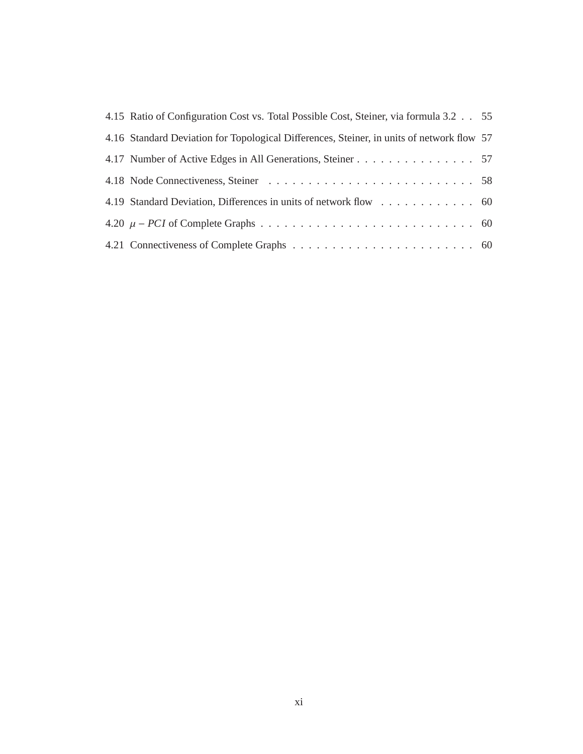4.15 Ratio of Configuration Cost vs. Total Possible Cost, Steiner, via formula 3.2 . . 55

4.16 Standard Deviation for Topological Differences, Steiner, in units of network flow 57

4.17 Number of Active Edges in All Generations, Steiner . . . . . . . . . . . . . . . . 57

4.18 Node Connectiveness, Steiner . . . . . . . . . . . . . . . . . . . . . . . . . . . 58

4.19 Standard Deviation, Differences in units of network flow . . . . . . . . . . . . 60

4.20 $\mu - PCI$ of Complete Graphs . . . . . . . . . . . . . . . . . . . . . . . . . . . 60

4.21 Connectiveness of Complete Graphs . . . . . . . . . . . . . . . . . . . . . . . . 60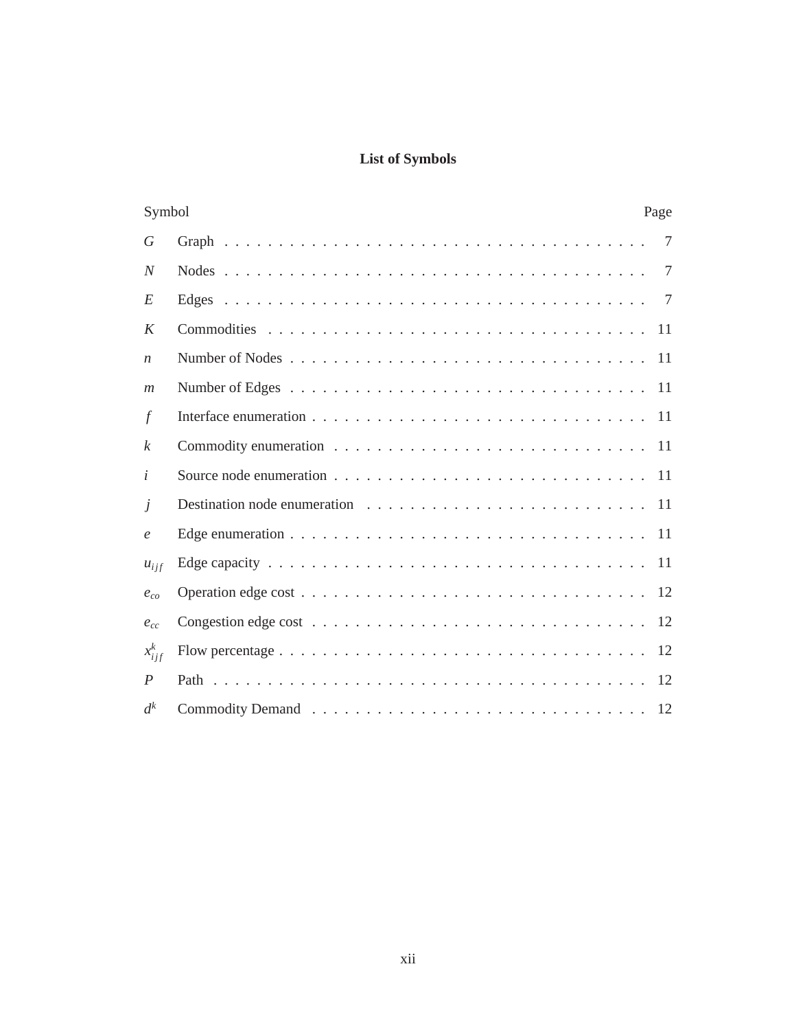# List of Symbols

| Symbol | | Page |
|---|---|---|
| $G$ | Graph | 7 |
| $N$ | Nodes | 7 |
| $E$ | Edges | 7 |
| $K$ | Commodities | 11 |
| $n$ | Number of Nodes | 11 |
| $m$ | Number of Edges | 11 |
| $f$ | Interface enumeration | 11 |
| $k$ | Commodity enumeration | 11 |
| $i$ | Source node enumeration | 11 |
| $j$ | Destination node enumeration | 11 |
| $e$ | Edge enumeration | 11 |
| $u_{ijf}$ | Edge capacity | 11 |
| $e_{co}$ | Operation edge cost | 12 |
| $e_{cc}$ | Congestion edge cost | 12 |
| $x_{ijf}^{k}$ | Flow percentage | 12 |
| $P$ | Path | 12 |
| $d^{k}$ | Commodity Demand | 12 |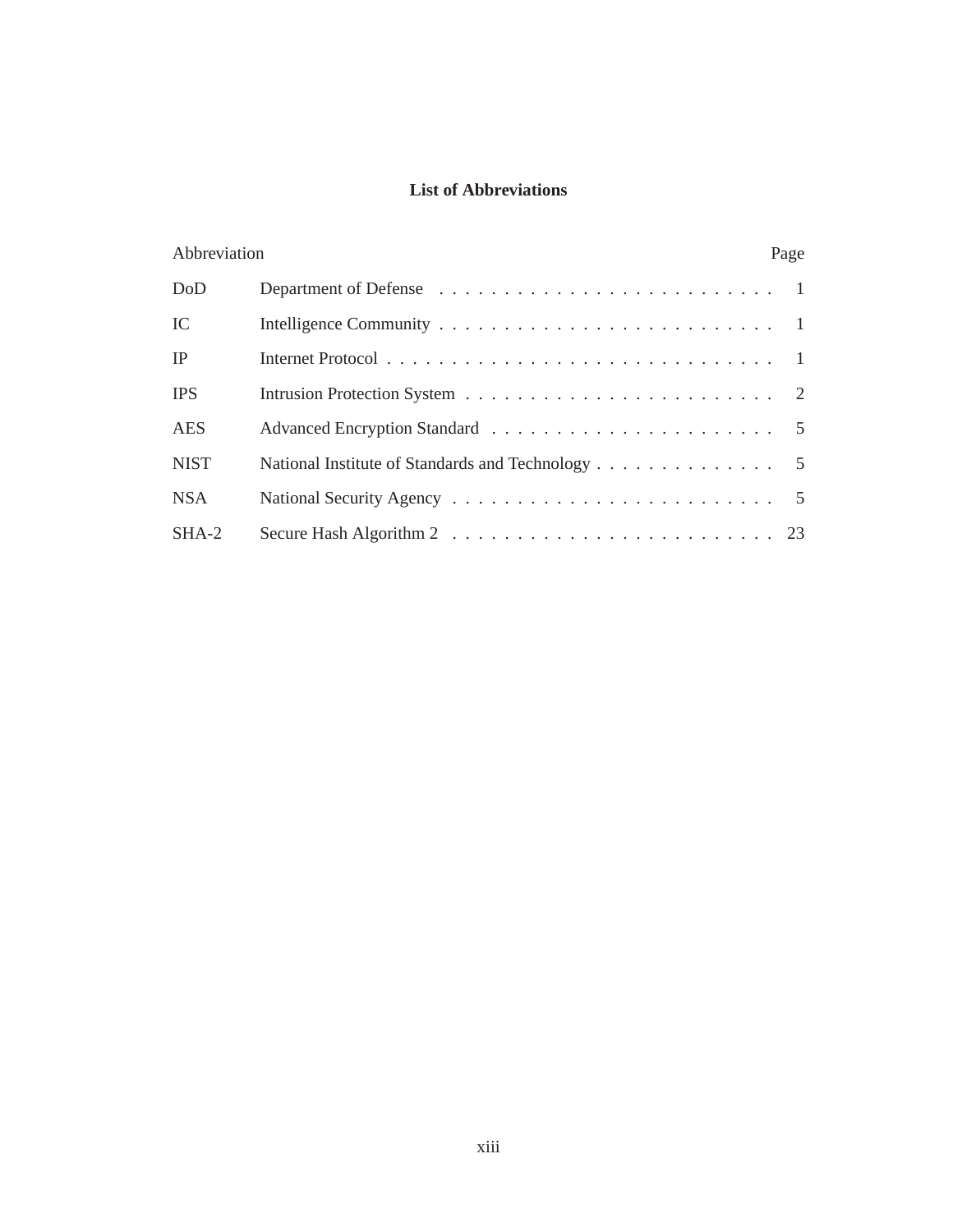# List of Abbreviations

| Abbreviation | | Page |
|---|---|---|
| DoD | Department of Defense | 1 |
| IC | Intelligence Community | 1 |
| IP | Internet Protocol | 1 |
| IPS | Intrusion Protection System | 2 |
| AES | Advanced Encryption Standard | 5 |
| NIST | National Institute of Standards and Technology | 5 |
| NSA | National Security Agency | 5 |
| SHA-2 | Secure Hash Algorithm 2 | 23 |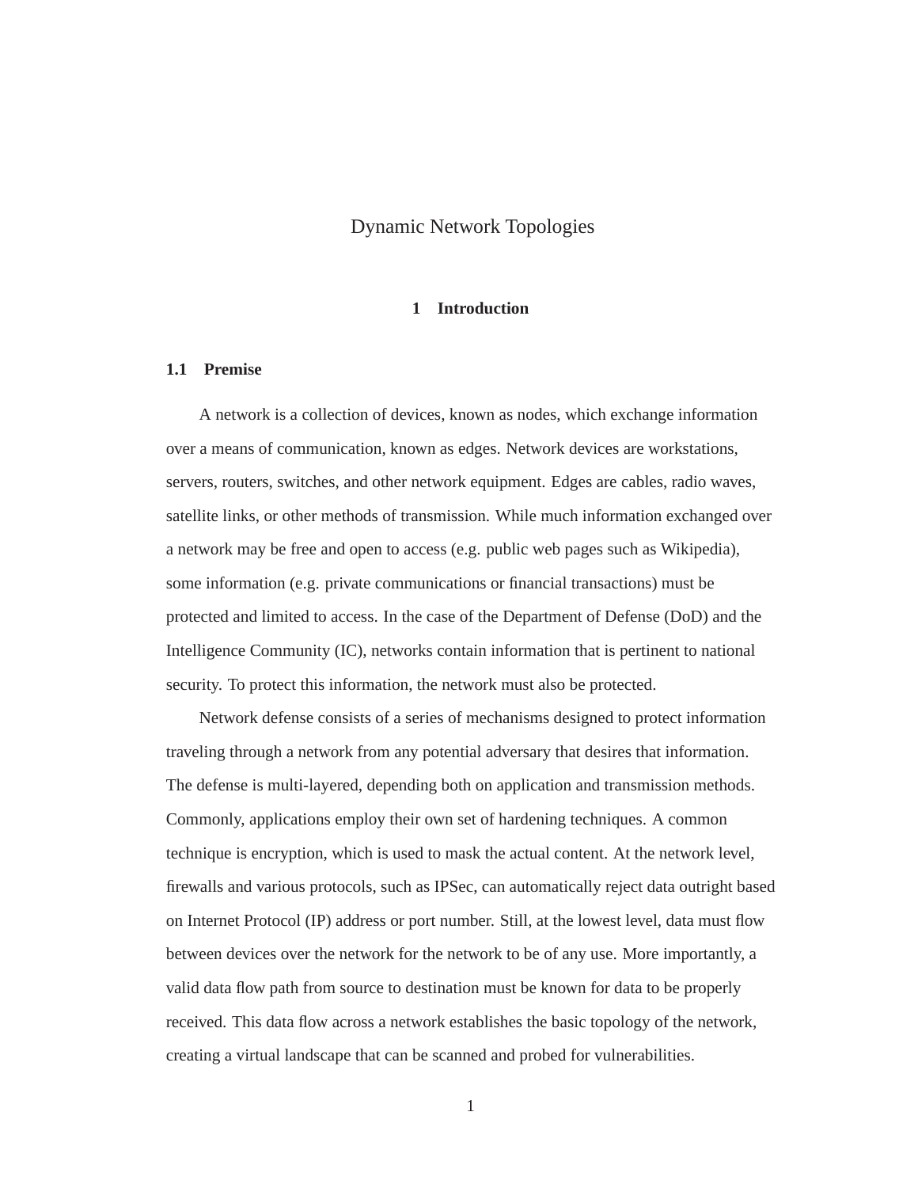# Dynamic Network Topologies

## 1 Introduction

### 1.1 Premise

A network is a collection of devices, known as nodes, which exchange information over a means of communication, known as edges. Network devices are workstations, servers, routers, switches, and other network equipment. Edges are cables, radio waves, satellite links, or other methods of transmission. While much information exchanged over a network may be free and open to access (e.g. public web pages such as Wikipedia), some information (e.g. private communications or financial transactions) must be protected and limited to access. In the case of the Department of Defense (DoD) and the Intelligence Community (IC), networks contain information that is pertinent to national security. To protect this information, the network must also be protected.

Network defense consists of a series of mechanisms designed to protect information traveling through a network from any potential adversary that desires that information. The defense is multi-layered, depending both on application and transmission methods. Commonly, applications employ their own set of hardening techniques. A common technique is encryption, which is used to mask the actual content. At the network level, firewalls and various protocols, such as IPSec, can automatically reject data outright based on Internet Protocol (IP) address or port number. Still, at the lowest level, data must flow between devices over the network for the network to be of any use. More importantly, a valid data flow path from source to destination must be known for data to be properly received. This data flow across a network establishes the basic topology of the network, creating a virtual landscape that can be scanned and probed for vulnerabilities.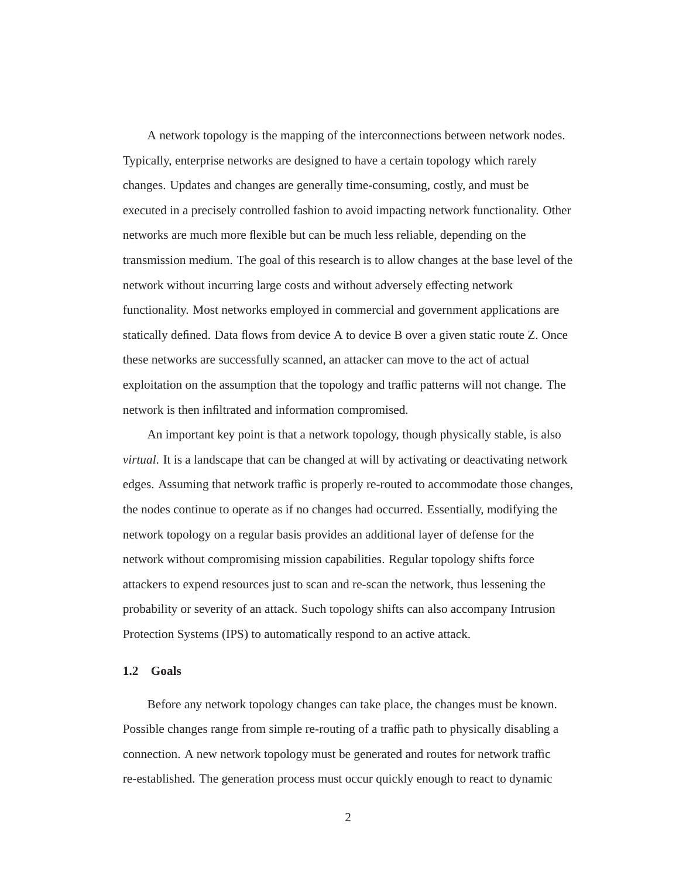A network topology is the mapping of the interconnections between network nodes. Typically, enterprise networks are designed to have a certain topology which rarely changes. Updates and changes are generally time-consuming, costly, and must be executed in a precisely controlled fashion to avoid impacting network functionality. Other networks are much more flexible but can be much less reliable, depending on the transmission medium. The goal of this research is to allow changes at the base level of the network without incurring large costs and without adversely effecting network functionality. Most networks employed in commercial and government applications are statically defined. Data flows from device A to device B over a given static route Z. Once these networks are successfully scanned, an attacker can move to the act of actual exploitation on the assumption that the topology and traffic patterns will not change. The network is then infiltrated and information compromised.

An important key point is that a network topology, though physically stable, is also *virtual*. It is a landscape that can be changed at will by activating or deactivating network edges. Assuming that network traffic is properly re-routed to accommodate those changes, the nodes continue to operate as if no changes had occurred. Essentially, modifying the network topology on a regular basis provides an additional layer of defense for the network without compromising mission capabilities. Regular topology shifts force attackers to expend resources just to scan and re-scan the network, thus lessening the probability or severity of an attack. Such topology shifts can also accompany Intrusion Protection Systems (IPS) to automatically respond to an active attack.

### 1.2 Goals

Before any network topology changes can take place, the changes must be known. Possible changes range from simple re-routing of a traffic path to physically disabling a connection. A new network topology must be generated and routes for network traffic re-established. The generation process must occur quickly enough to react to dynamic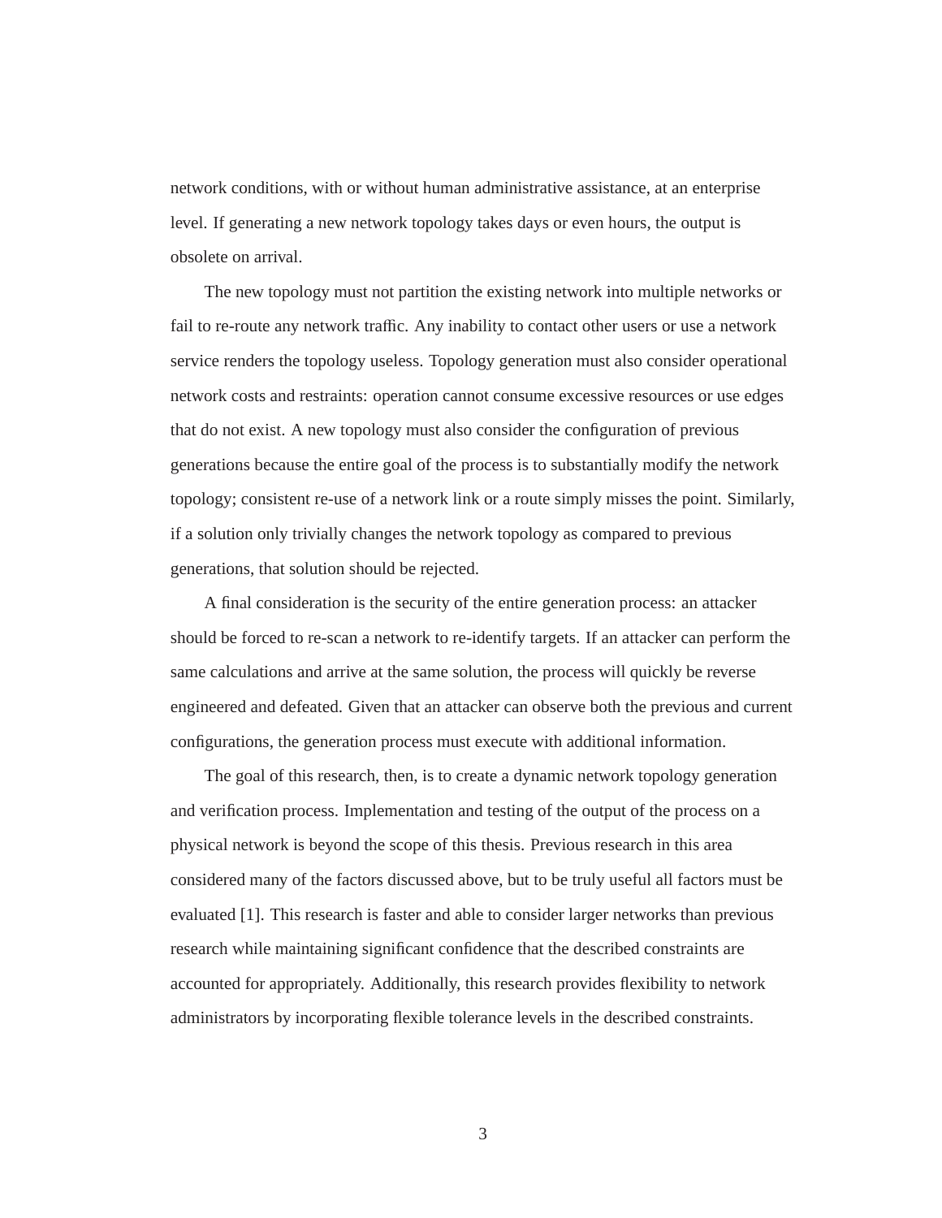network conditions, with or without human administrative assistance, at an enterprise level. If generating a new network topology takes days or even hours, the output is obsolete on arrival.

The new topology must not partition the existing network into multiple networks or fail to re-route any network traffic. Any inability to contact other users or use a network service renders the topology useless. Topology generation must also consider operational network costs and restraints: operation cannot consume excessive resources or use edges that do not exist. A new topology must also consider the configuration of previous generations because the entire goal of the process is to substantially modify the network topology; consistent re-use of a network link or a route simply misses the point. Similarly, if a solution only trivially changes the network topology as compared to previous generations, that solution should be rejected.

A final consideration is the security of the entire generation process: an attacker should be forced to re-scan a network to re-identify targets. If an attacker can perform the same calculations and arrive at the same solution, the process will quickly be reverse engineered and defeated. Given that an attacker can observe both the previous and current configurations, the generation process must execute with additional information.

The goal of this research, then, is to create a dynamic network topology generation and verification process. Implementation and testing of the output of the process on a physical network is beyond the scope of this thesis. Previous research in this area considered many of the factors discussed above, but to be truly useful all factors must be evaluated [1]. This research is faster and able to consider larger networks than previous research while maintaining significant confidence that the described constraints are accounted for appropriately. Additionally, this research provides flexibility to network administrators by incorporating flexible tolerance levels in the described constraints.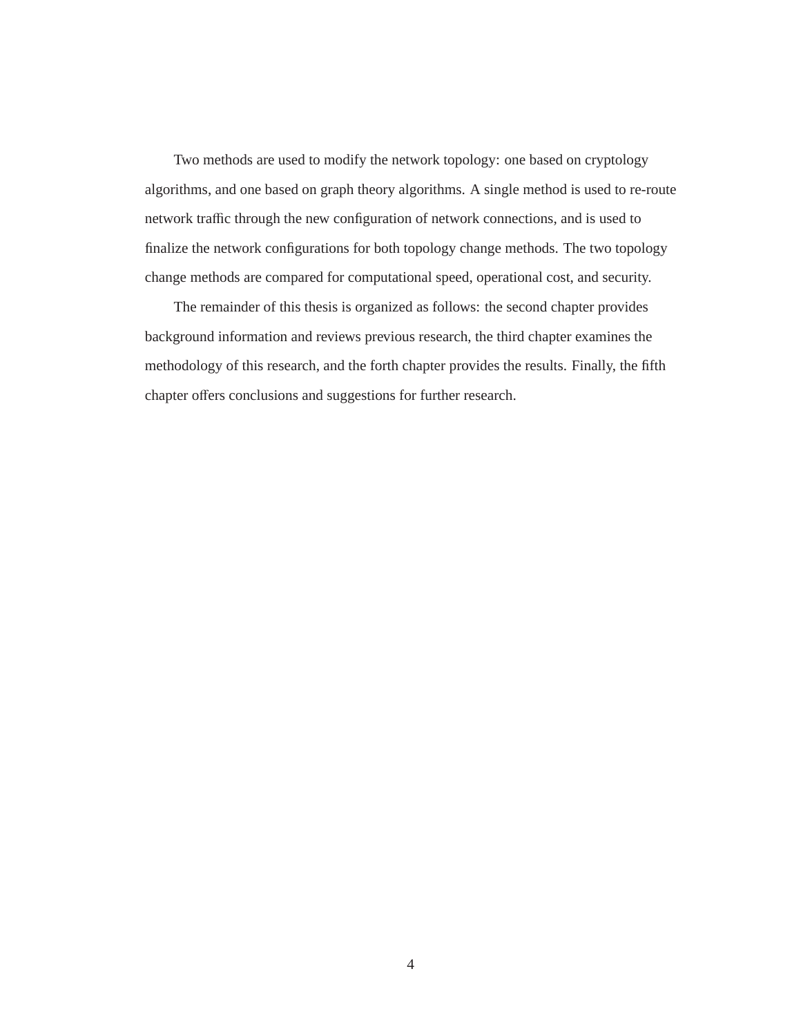Two methods are used to modify the network topology: one based on cryptology algorithms, and one based on graph theory algorithms. A single method is used to re-route network traffic through the new configuration of network connections, and is used to finalize the network configurations for both topology change methods. The two topology change methods are compared for computational speed, operational cost, and security.

The remainder of this thesis is organized as follows: the second chapter provides background information and reviews previous research, the third chapter examines the methodology of this research, and the forth chapter provides the results. Finally, the fifth chapter offers conclusions and suggestions for further research.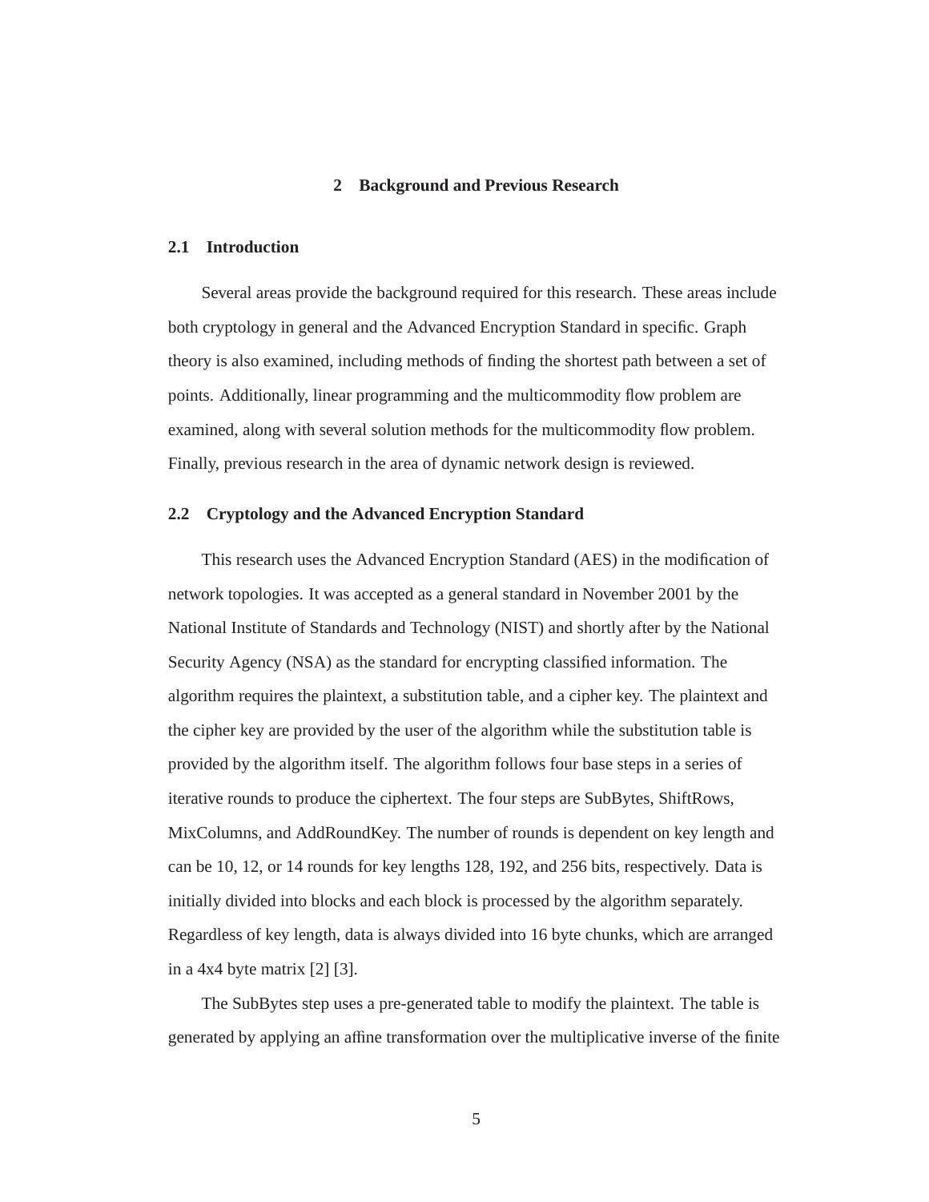# 2 Background and Previous Research

## 2.1 Introduction

Several areas provide the background required for this research. These areas include both cryptology in general and the Advanced Encryption Standard in specific. Graph theory is also examined, including methods of finding the shortest path between a set of points. Additionally, linear programming and the multicommodity flow problem are examined, along with several solution methods for the multicommodity flow problem. Finally, previous research in the area of dynamic network design is reviewed.

## 2.2 Cryptology and the Advanced Encryption Standard

This research uses the Advanced Encryption Standard (AES) in the modification of network topologies. It was accepted as a general standard in November 2001 by the National Institute of Standards and Technology (NIST) and shortly after by the National Security Agency (NSA) as the standard for encrypting classified information. The algorithm requires the plaintext, a substitution table, and a cipher key. The plaintext and the cipher key are provided by the user of the algorithm while the substitution table is provided by the algorithm itself. The algorithm follows four base steps in a series of iterative rounds to produce the ciphertext. The four steps are SubBytes, ShiftRows, MixColumns, and AddRoundKey. The number of rounds is dependent on key length and can be 10, 12, or 14 rounds for key lengths 128, 192, and 256 bits, respectively. Data is initially divided into blocks and each block is processed by the algorithm separately. Regardless of key length, data is always divided into 16 byte chunks, which are arranged in a 4x4 byte matrix [2] [3].

The SubBytes step uses a pre-generated table to modify the plaintext. The table is generated by applying an affine transformation over the multiplicative inverse of the finite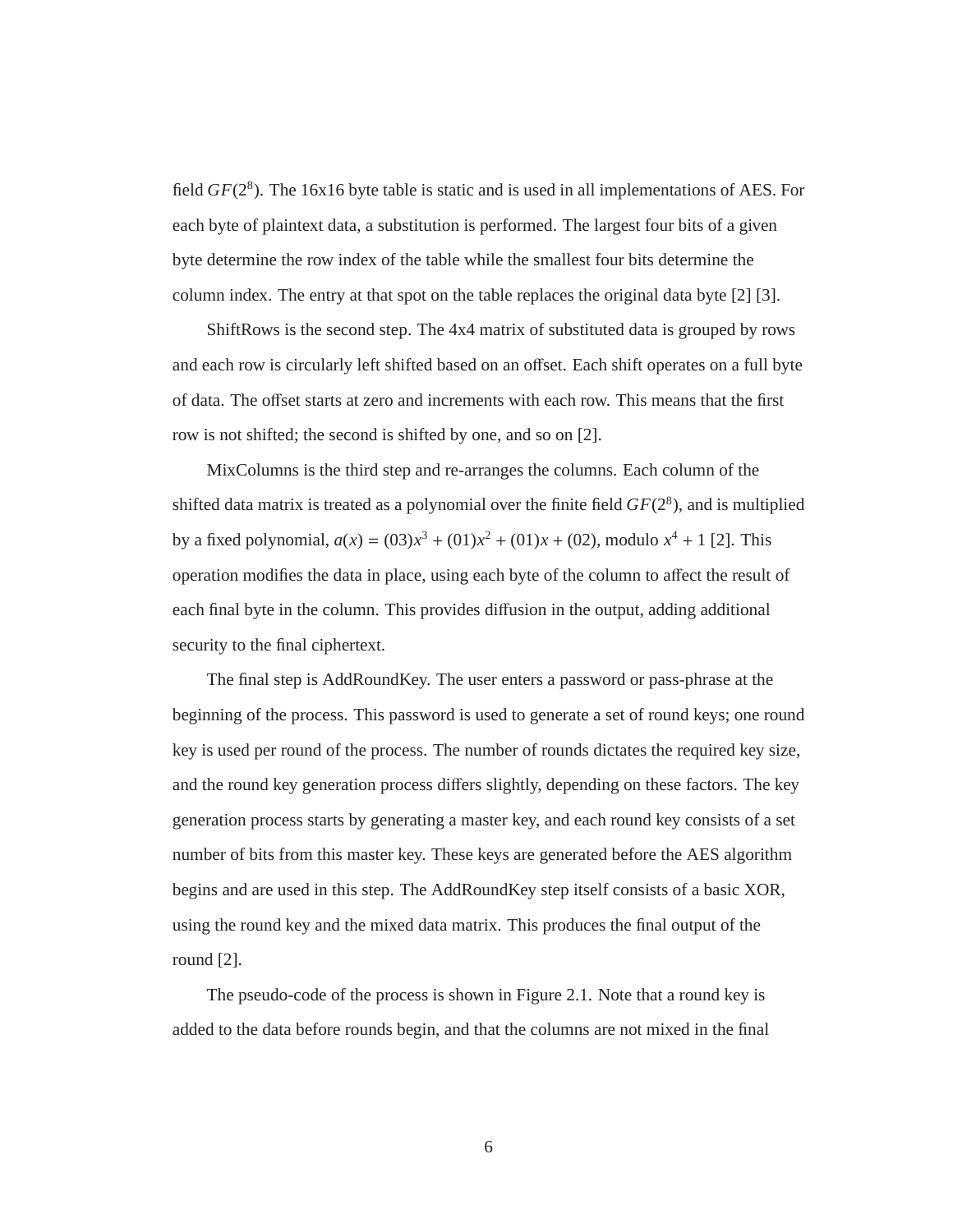field $GF(2^8)$. The 16x16 byte table is static and is used in all implementations of AES. For each byte of plaintext data, a substitution is performed. The largest four bits of a given byte determine the row index of the table while the smallest four bits determine the column index. The entry at that spot on the table replaces the original data byte [2] [3].

ShiftRows is the second step. The 4x4 matrix of substituted data is grouped by rows and each row is circularly left shifted based on an offset. Each shift operates on a full byte of data. The offset starts at zero and increments with each row. This means that the first row is not shifted; the second is shifted by one, and so on [2].

MixColumns is the third step and re-arranges the columns. Each column of the shifted data matrix is treated as a polynomial over the finite field $GF(2^8)$, and is multiplied by a fixed polynomial, $a(x) = (03)x^3 + (01)x^2 + (01)x + (02)$, modulo $x^4 + 1$ [2]. This operation modifies the data in place, using each byte of the column to affect the result of each final byte in the column. This provides diffusion in the output, adding additional security to the final ciphertext.

The final step is AddRoundKey. The user enters a password or pass-phrase at the beginning of the process. This password is used to generate a set of round keys; one round key is used per round of the process. The number of rounds dictates the required key size, and the round key generation process differs slightly, depending on these factors. The key generation process starts by generating a master key, and each round key consists of a set number of bits from this master key. These keys are generated before the AES algorithm begins and are used in this step. The AddRoundKey step itself consists of a basic XOR, using the round key and the mixed data matrix. This produces the final output of the round [2].

The pseudo-code of the process is shown in Figure 2.1. Note that a round key is added to the data before rounds begin, and that the columns are not mixed in the final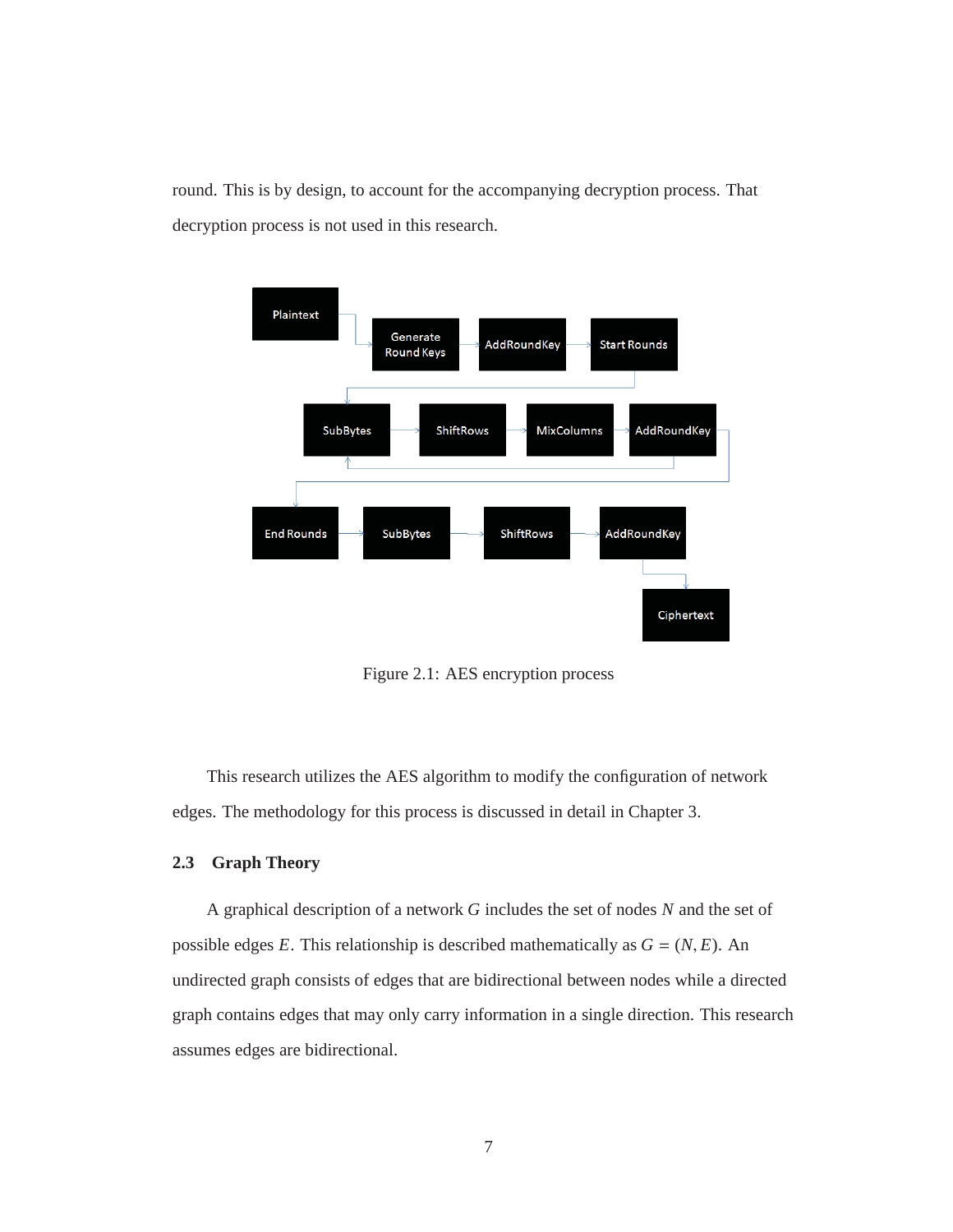round. This is by design, to account for the accompanying decryption process. That decryption process is not used in this research.

Figure 2.1: AES encryption process

This research utilizes the AES algorithm to modify the configuration of network edges. The methodology for this process is discussed in detail in Chapter 3.

### 2.3 Graph Theory

A graphical description of a network $G$ includes the set of nodes $N$ and the set of possible edges $E$. This relationship is described mathematically as $G = (N, E)$. An undirected graph consists of edges that are bidirectional between nodes while a directed graph contains edges that may only carry information in a single direction. This research assumes edges are bidirectional.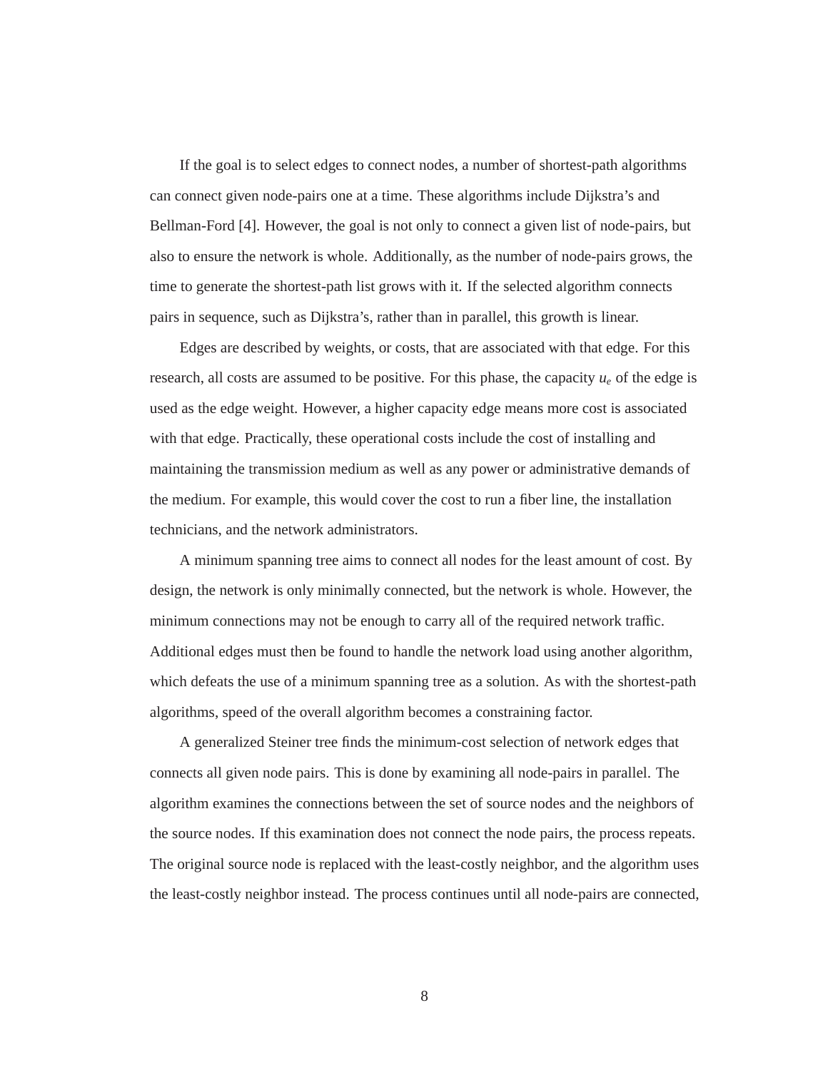If the goal is to select edges to connect nodes, a number of shortest-path algorithms can connect given node-pairs one at a time. These algorithms include Dijkstra's and Bellman-Ford [4]. However, the goal is not only to connect a given list of node-pairs, but also to ensure the network is whole. Additionally, as the number of node-pairs grows, the time to generate the shortest-path list grows with it. If the selected algorithm connects pairs in sequence, such as Dijkstra's, rather than in parallel, this growth is linear.

Edges are described by weights, or costs, that are associated with that edge. For this research, all costs are assumed to be positive. For this phase, the capacity $u_e$ of the edge is used as the edge weight. However, a higher capacity edge means more cost is associated with that edge. Practically, these operational costs include the cost of installing and maintaining the transmission medium as well as any power or administrative demands of the medium. For example, this would cover the cost to run a fiber line, the installation technicians, and the network administrators.

A minimum spanning tree aims to connect all nodes for the least amount of cost. By design, the network is only minimally connected, but the network is whole. However, the minimum connections may not be enough to carry all of the required network traffic. Additional edges must then be found to handle the network load using another algorithm, which defeats the use of a minimum spanning tree as a solution. As with the shortest-path algorithms, speed of the overall algorithm becomes a constraining factor.

A generalized Steiner tree finds the minimum-cost selection of network edges that connects all given node pairs. This is done by examining all node-pairs in parallel. The algorithm examines the connections between the set of source nodes and the neighbors of the source nodes. If this examination does not connect the node pairs, the process repeats. The original source node is replaced with the least-costly neighbor, and the algorithm uses the least-costly neighbor instead. The process continues until all node-pairs are connected,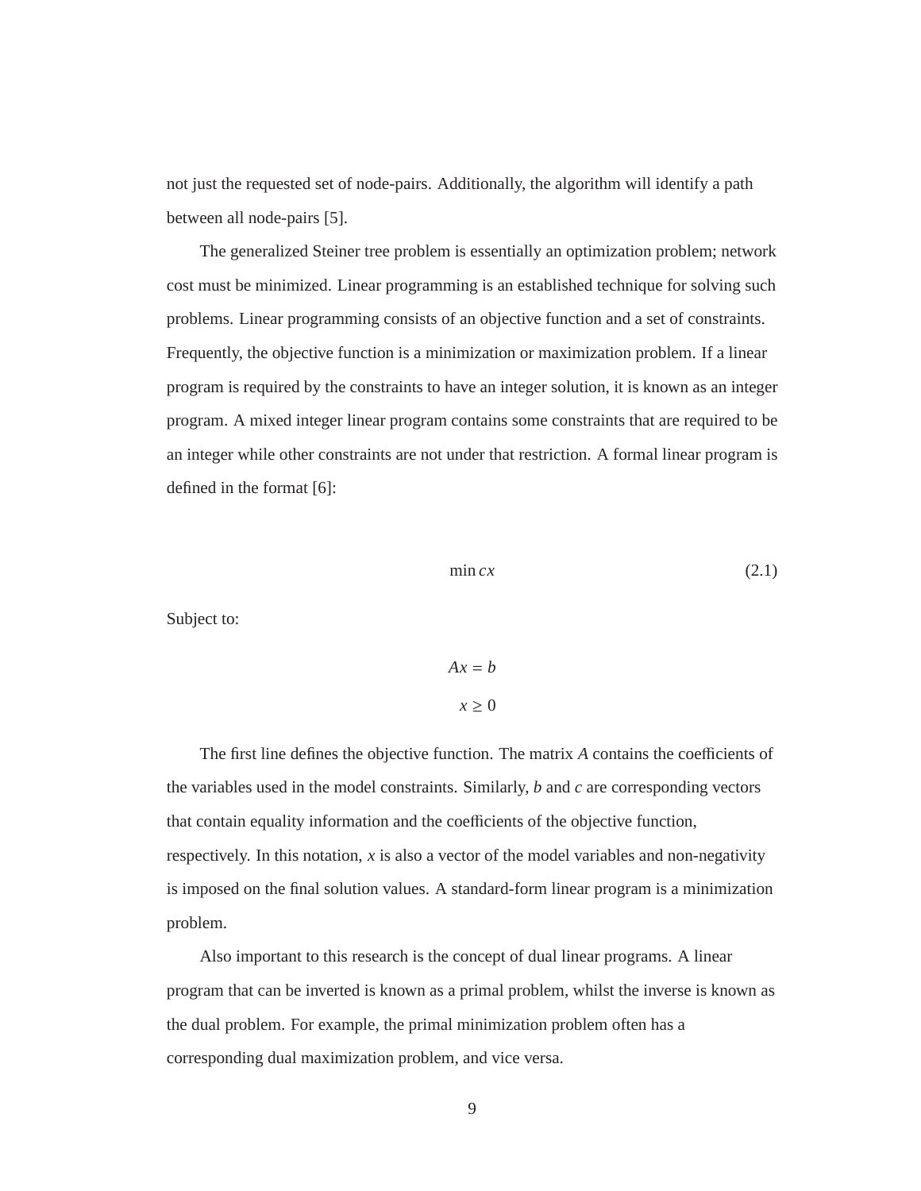not just the requested set of node-pairs. Additionally, the algorithm will identify a path between all node-pairs [5].

The generalized Steiner tree problem is essentially an optimization problem; network cost must be minimized. Linear programming is an established technique for solving such problems. Linear programming consists of an objective function and a set of constraints. Frequently, the objective function is a minimization or maximization problem. If a linear program is required by the constraints to have an integer solution, it is known as an integer program. A mixed integer linear program contains some constraints that are required to be an integer while other constraints are not under that restriction. A formal linear program is defined in the format [6]:

$$\min cx \tag{2.1}$$

Subject to:

$$Ax = b$$

$$x \geq 0$$

The first line defines the objective function. The matrix $A$ contains the coefficients of the variables used in the model constraints. Similarly, $b$ and $c$ are corresponding vectors that contain equality information and the coefficients of the objective function, respectively. In this notation, $x$ is also a vector of the model variables and non-negativity is imposed on the final solution values. A standard-form linear program is a minimization problem.

Also important to this research is the concept of dual linear programs. A linear program that can be inverted is known as a primal problem, whilst the inverse is known as the dual problem. For example, the primal minimization problem often has a corresponding dual maximization problem, and vice versa.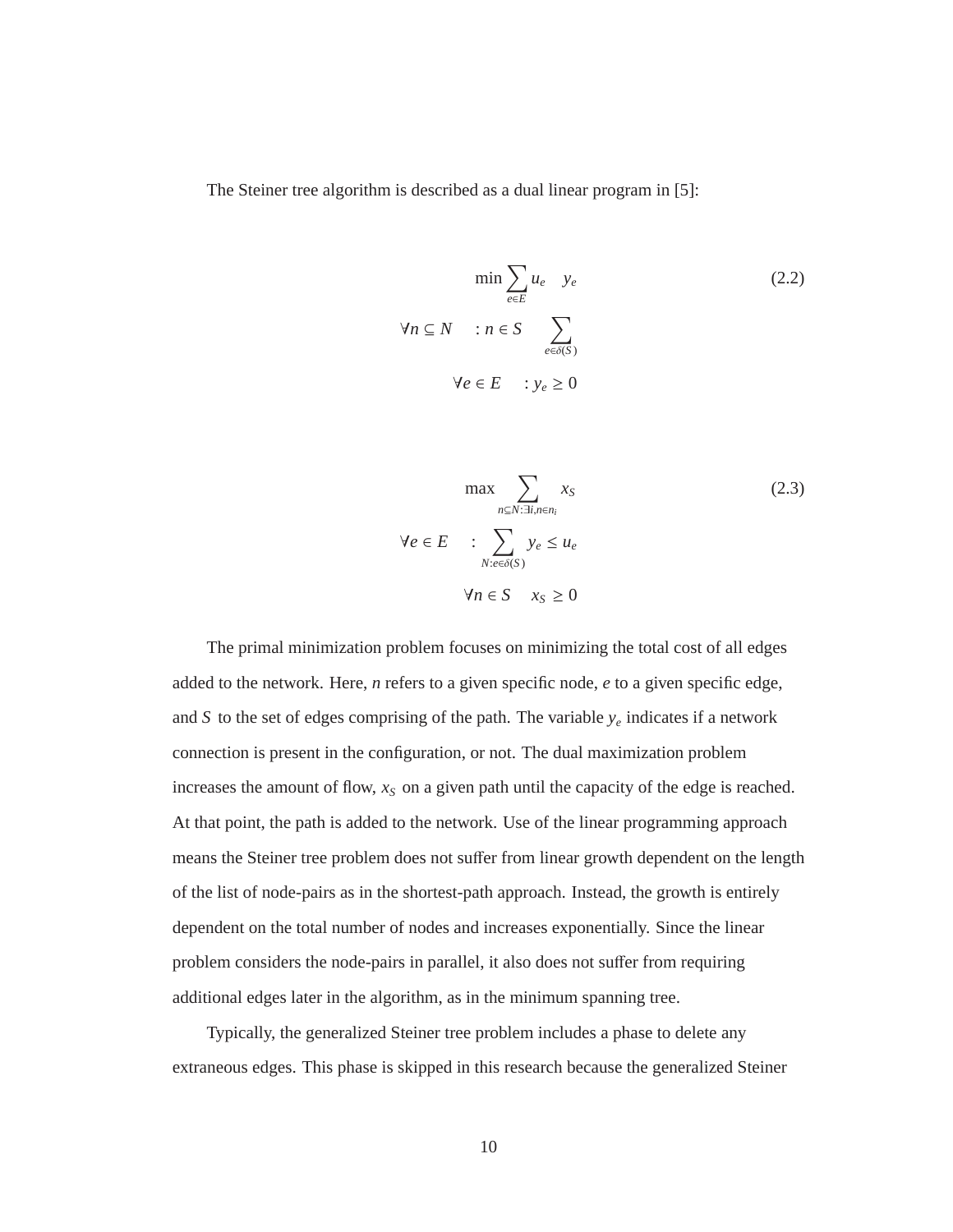The Steiner tree algorithm is described as a dual linear program in [5]:

$$
\begin{aligned}
& \min \sum_{e \in E} u_e \quad y_e \\
\forall n \subseteq N \quad & : n \in S \quad \sum_{e \in \delta(S)} \\
\forall e \in E \quad & : y_e \geq 0
\end{aligned}
\tag{2.2}
$$

$$
\begin{aligned}
& \max \sum_{n \subseteq N : \exists i, n \in n_i} x_S \\
\forall e \in E \quad & : \sum_{N : e \in \delta(S)} y_e \leq u_e \\
\forall n \in S \quad & x_S \geq 0
\end{aligned}
\tag{2.3}
$$

The primal minimization problem focuses on minimizing the total cost of all edges added to the network. Here, $n$ refers to a given specific node, $e$ to a given specific edge, and $S$ to the set of edges comprising of the path. The variable $y_e$ indicates if a network connection is present in the configuration, or not. The dual maximization problem increases the amount of flow, $x_S$ on a given path until the capacity of the edge is reached. At that point, the path is added to the network. Use of the linear programming approach means the Steiner tree problem does not suffer from linear growth dependent on the length of the list of node-pairs as in the shortest-path approach. Instead, the growth is entirely dependent on the total number of nodes and increases exponentially. Since the linear problem considers the node-pairs in parallel, it also does not suffer from requiring additional edges later in the algorithm, as in the minimum spanning tree.

Typically, the generalized Steiner tree problem includes a phase to delete any extraneous edges. This phase is skipped in this research because the generalized Steiner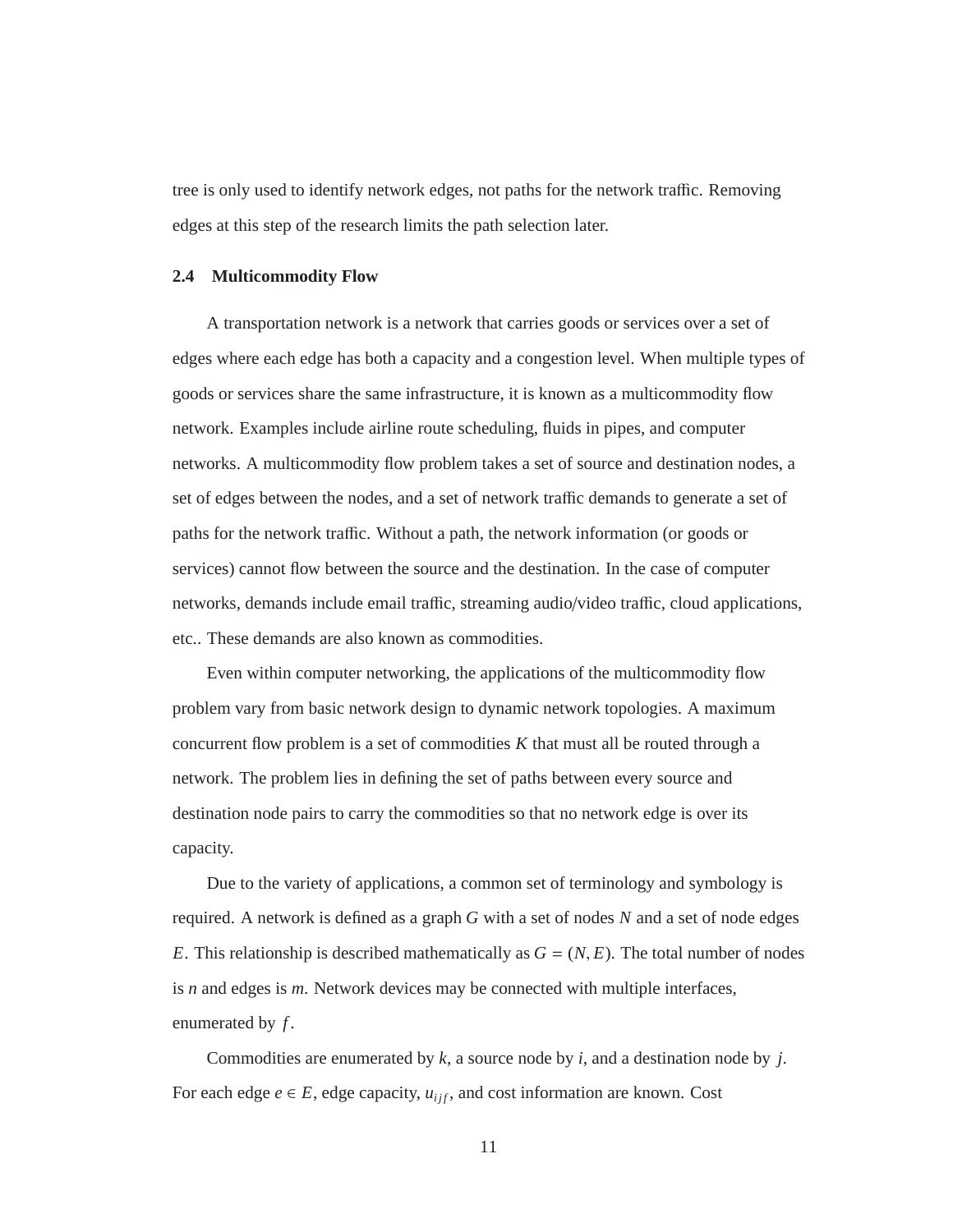tree is only used to identify network edges, not paths for the network traffic. Removing edges at this step of the research limits the path selection later.

### 2.4 Multicommodity Flow

A transportation network is a network that carries goods or services over a set of edges where each edge has both a capacity and a congestion level. When multiple types of goods or services share the same infrastructure, it is known as a multicommodity flow network. Examples include airline route scheduling, fluids in pipes, and computer networks. A multicommodity flow problem takes a set of source and destination nodes, a set of edges between the nodes, and a set of network traffic demands to generate a set of paths for the network traffic. Without a path, the network information (or goods or services) cannot flow between the source and the destination. In the case of computer networks, demands include email traffic, streaming audio/video traffic, cloud applications, etc.. These demands are also known as commodities.

Even within computer networking, the applications of the multicommodity flow problem vary from basic network design to dynamic network topologies. A maximum concurrent flow problem is a set of commodities $K$ that must all be routed through a network. The problem lies in defining the set of paths between every source and destination node pairs to carry the commodities so that no network edge is over its capacity.

Due to the variety of applications, a common set of terminology and symbology is required. A network is defined as a graph $G$ with a set of nodes $N$ and a set of node edges $E$. This relationship is described mathematically as $G = (N, E)$. The total number of nodes is $n$ and edges is $m$. Network devices may be connected with multiple interfaces, enumerated by $f$.

Commodities are enumerated by $k$, a source node by $i$, and a destination node by $j$. For each edge $e \in E$, edge capacity, $u_{ijf}$, and cost information are known. Cost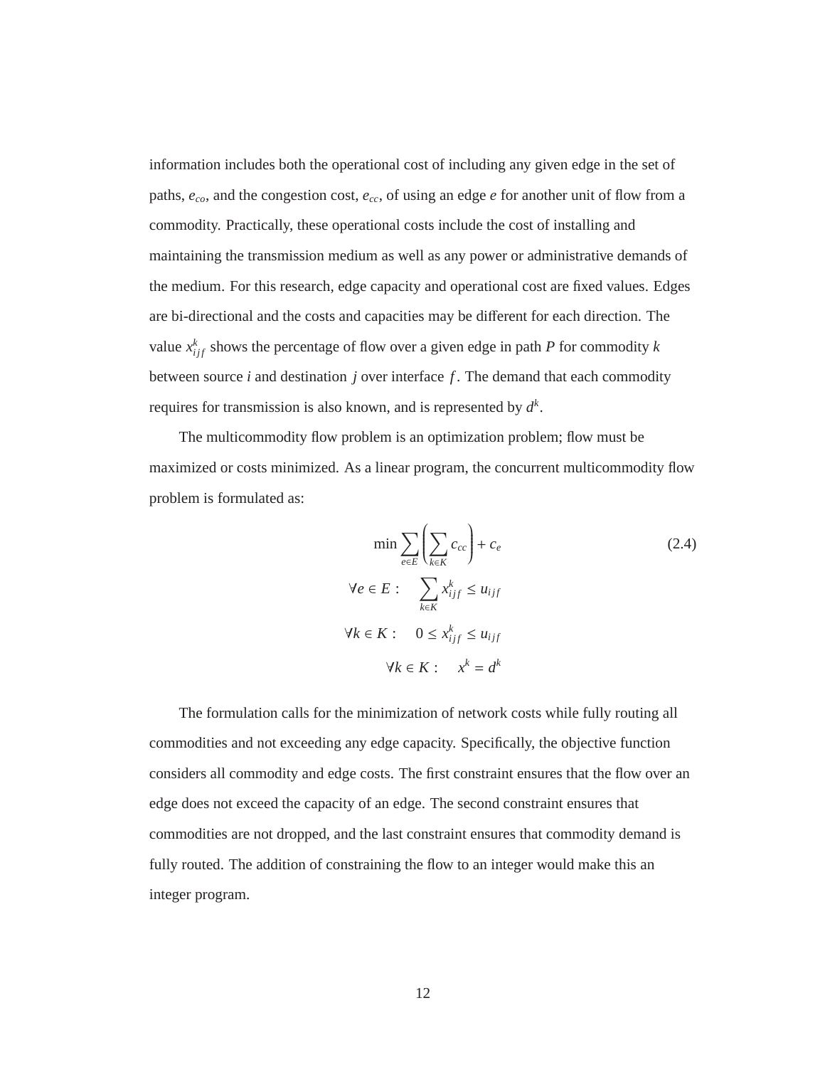information includes both the operational cost of including any given edge in the set of paths, $e_{co}$, and the congestion cost, $e_{cc}$, of using an edge $e$ for another unit of flow from a commodity. Practically, these operational costs include the cost of installing and maintaining the transmission medium as well as any power or administrative demands of the medium. For this research, edge capacity and operational cost are fixed values. Edges are bi-directional and the costs and capacities may be different for each direction. The value $x^k_{ijf}$ shows the percentage of flow over a given edge in path $P$ for commodity $k$ between source $i$ and destination $j$ over interface $f$. The demand that each commodity requires for transmission is also known, and is represented by $d^k$.

The multicommodity flow problem is an optimization problem; flow must be maximized or costs minimized. As a linear program, the concurrent multicommodity flow problem is formulated as:

$$\min \sum_{e \in E} \left( \sum_{k \in K} c_{cc} \right) + c_e \tag{2.4}$$

$$\forall e \in E : \quad \sum_{k \in K} x^k_{ijf} \leq u_{ijf}$$

$$\forall k \in K : \quad 0 \leq x^k_{ijf} \leq u_{ijf}$$

$$\forall k \in K : \quad x^k = d^k$$

The formulation calls for the minimization of network costs while fully routing all commodities and not exceeding any edge capacity. Specifically, the objective function considers all commodity and edge costs. The first constraint ensures that the flow over an edge does not exceed the capacity of an edge. The second constraint ensures that commodities are not dropped, and the last constraint ensures that commodity demand is fully routed. The addition of constraining the flow to an integer would make this an integer program.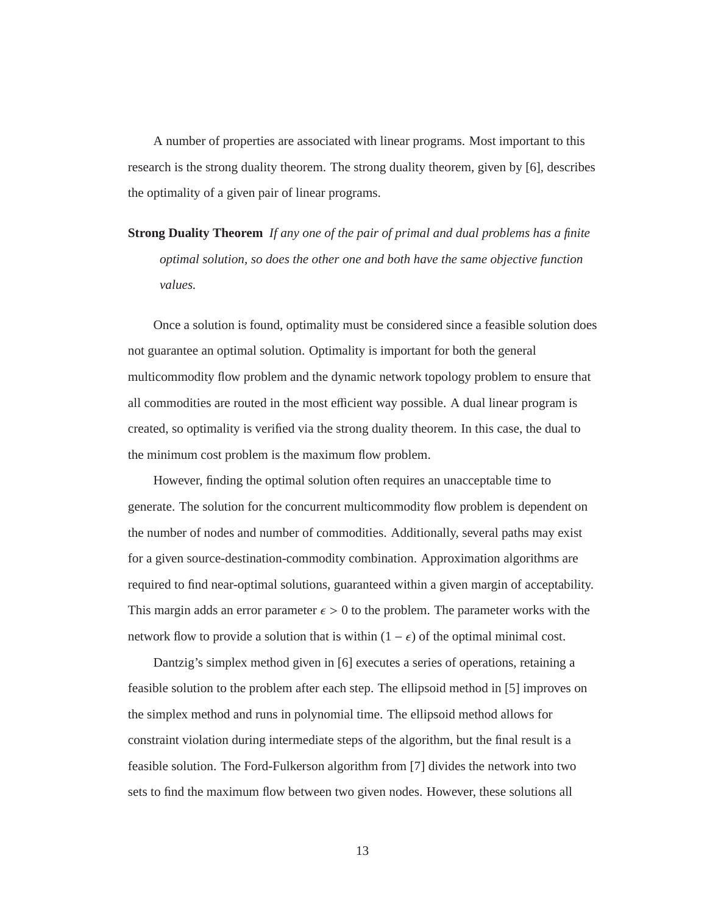A number of properties are associated with linear programs. Most important to this research is the strong duality theorem. The strong duality theorem, given by [6], describes the optimality of a given pair of linear programs.

**Strong Duality Theorem** *If any one of the pair of primal and dual problems has a finite optimal solution, so does the other one and both have the same objective function values.*

Once a solution is found, optimality must be considered since a feasible solution does not guarantee an optimal solution. Optimality is important for both the general multicommodity flow problem and the dynamic network topology problem to ensure that all commodities are routed in the most efficient way possible. A dual linear program is created, so optimality is verified via the strong duality theorem. In this case, the dual to the minimum cost problem is the maximum flow problem.

However, finding the optimal solution often requires an unacceptable time to generate. The solution for the concurrent multicommodity flow problem is dependent on the number of nodes and number of commodities. Additionally, several paths may exist for a given source-destination-commodity combination. Approximation algorithms are required to find near-optimal solutions, guaranteed within a given margin of acceptability. This margin adds an error parameter $\epsilon > 0$ to the problem. The parameter works with the network flow to provide a solution that is within $(1 - \epsilon)$ of the optimal minimal cost.

Dantzig's simplex method given in [6] executes a series of operations, retaining a feasible solution to the problem after each step. The ellipsoid method in [5] improves on the simplex method and runs in polynomial time. The ellipsoid method allows for constraint violation during intermediate steps of the algorithm, but the final result is a feasible solution. The Ford-Fulkerson algorithm from [7] divides the network into two sets to find the maximum flow between two given nodes. However, these solutions all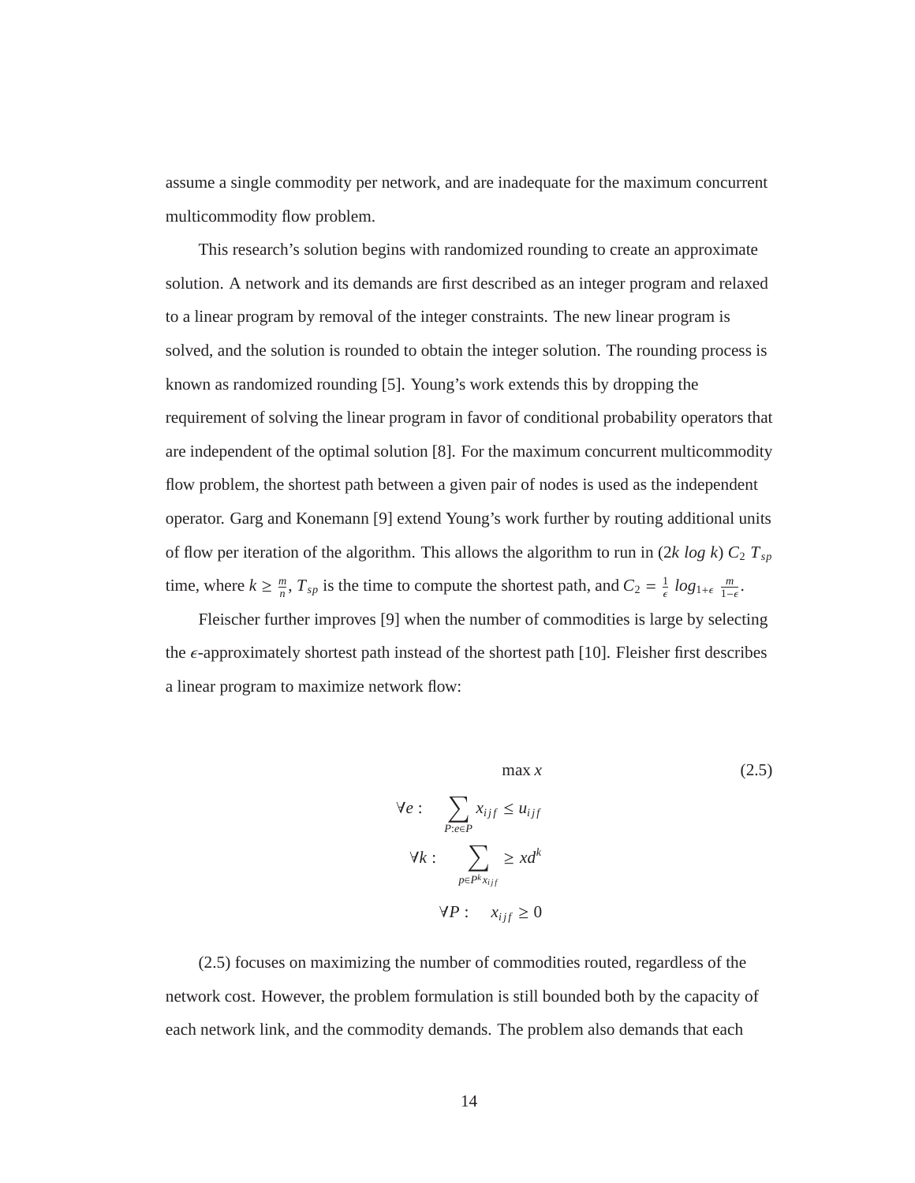assume a single commodity per network, and are inadequate for the maximum concurrent multicommodity flow problem.

This research's solution begins with randomized rounding to create an approximate solution. A network and its demands are first described as an integer program and relaxed to a linear program by removal of the integer constraints. The new linear program is solved, and the solution is rounded to obtain the integer solution. The rounding process is known as randomized rounding [5]. Young's work extends this by dropping the requirement of solving the linear program in favor of conditional probability operators that are independent of the optimal solution [8]. For the maximum concurrent multicommodity flow problem, the shortest path between a given pair of nodes is used as the independent operator. Garg and Konemann [9] extend Young's work further by routing additional units of flow per iteration of the algorithm. This allows the algorithm to run in $(2k\ log\ k)\ C_2\ T_{sp}$ time, where $k \geq \frac{m}{n}$, $T_{sp}$ is the time to compute the shortest path, and $C_2 = \frac{1}{\epsilon}\ log_{1+\epsilon}\ \frac{m}{1-\epsilon}$.

Fleischer further improves [9] when the number of commodities is large by selecting the $\epsilon$-approximately shortest path instead of the shortest path [10]. Fleisher first describes a linear program to maximize network flow:

$$
\begin{aligned}
& \max x \\
\forall e: \quad & \sum_{P:e \in P} x_{ijf} \leq u_{ijf} \\
\forall k: \quad & \sum_{p \in P^k x_{ijf}} \geq x d^k \\
\forall P: \quad & x_{ijf} \geq 0
\end{aligned}
\tag{2.5}
$$

(2.5) focuses on maximizing the number of commodities routed, regardless of the network cost. However, the problem formulation is still bounded both by the capacity of each network link, and the commodity demands. The problem also demands that each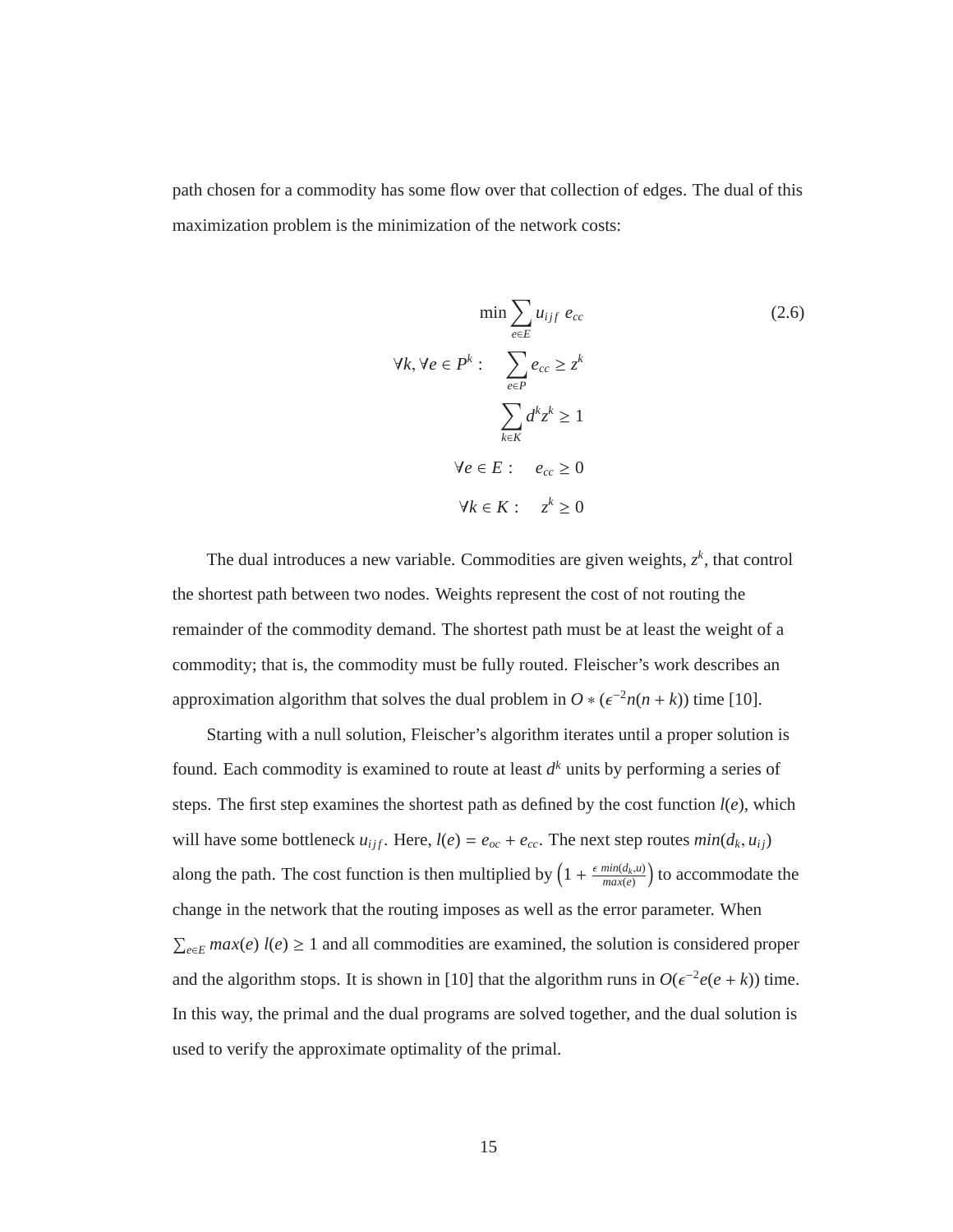path chosen for a commodity has some flow over that collection of edges. The dual of this maximization problem is the minimization of the network costs:

$$
\begin{aligned}
& \min \sum_{e \in E} u_{ijf}\ e_{cc} \\
\forall k, \forall e \in P^k: \quad & \sum_{e \in P} e_{cc} \geq z^k \\
& \sum_{k \in K} d^k z^k \geq 1 \\
\forall e \in E: \quad & e_{cc} \geq 0 \\
\forall k \in K: \quad & z^k \geq 0
\end{aligned}
\tag{2.6}
$$

The dual introduces a new variable. Commodities are given weights, $z^k$, that control the shortest path between two nodes. Weights represent the cost of not routing the remainder of the commodity demand. The shortest path must be at least the weight of a commodity; that is, the commodity must be fully routed. Fleischer's work describes an approximation algorithm that solves the dual problem in $O * (\epsilon^{-2} n(n+k))$ time [10].

Starting with a null solution, Fleischer's algorithm iterates until a proper solution is found. Each commodity is examined to route at least $d^k$ units by performing a series of steps. The first step examines the shortest path as defined by the cost function $l(e)$, which will have some bottleneck $u_{ijf}$. Here, $l(e) = e_{oc} + e_{cc}$. The next step routes $min(d_k, u_{ij})$ along the path. The cost function is then multiplied by $\left(1 + \frac{\epsilon\ min(d_k, u)}{max(e)}\right)$ to accommodate the change in the network that the routing imposes as well as the error parameter. When $\sum_{e \in E} max(e)\ l(e) \geq 1$ and all commodities are examined, the solution is considered proper and the algorithm stops. It is shown in [10] that the algorithm runs in $O(\epsilon^{-2} e(e+k))$ time. In this way, the primal and the dual programs are solved together, and the dual solution is used to verify the approximate optimality of the primal.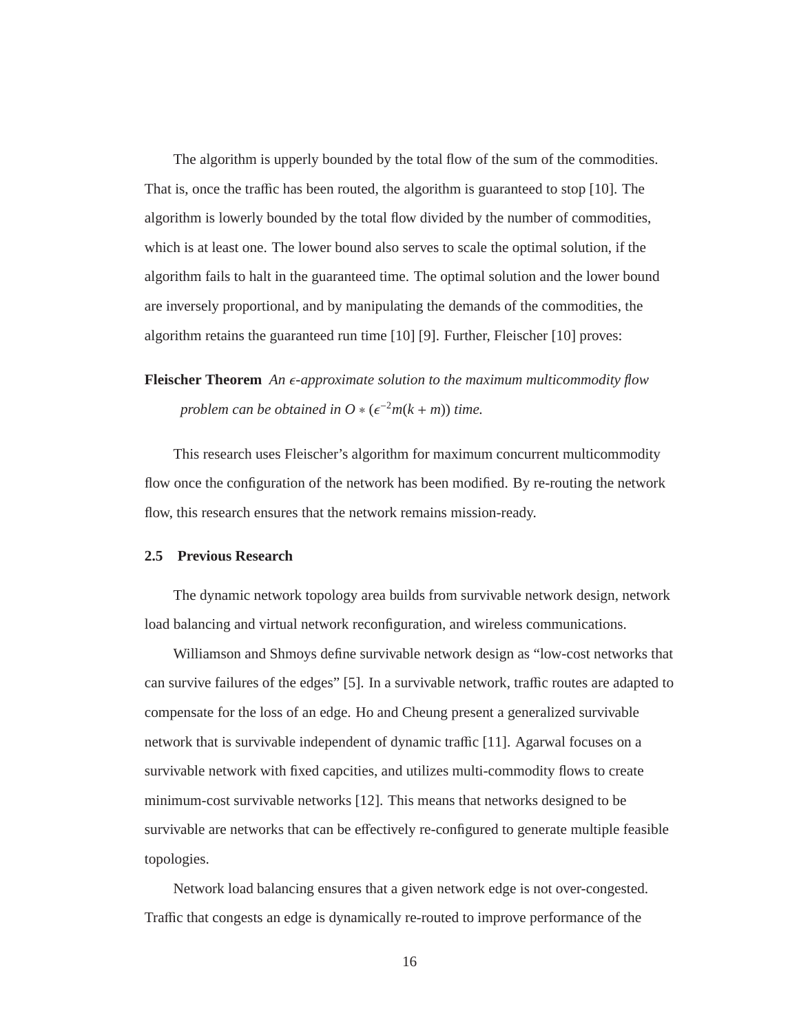The algorithm is upperly bounded by the total flow of the sum of the commodities. That is, once the traffic has been routed, the algorithm is guaranteed to stop [10]. The algorithm is lowerly bounded by the total flow divided by the number of commodities, which is at least one. The lower bound also serves to scale the optimal solution, if the algorithm fails to halt in the guaranteed time. The optimal solution and the lower bound are inversely proportional, and by manipulating the demands of the commodities, the algorithm retains the guaranteed run time [10] [9]. Further, Fleischer [10] proves:

**Fleischer Theorem** *An $\epsilon$-approximate solution to the maximum multicommodity flow problem can be obtained in $O * (\epsilon^{-2} m(k + m))$ time.*

This research uses Fleischer's algorithm for maximum concurrent multicommodity flow once the configuration of the network has been modified. By re-routing the network flow, this research ensures that the network remains mission-ready.

### 2.5 Previous Research

The dynamic network topology area builds from survivable network design, network load balancing and virtual network reconfiguration, and wireless communications.

Williamson and Shmoys define survivable network design as "low-cost networks that can survive failures of the edges" [5]. In a survivable network, traffic routes are adapted to compensate for the loss of an edge. Ho and Cheung present a generalized survivable network that is survivable independent of dynamic traffic [11]. Agarwal focuses on a survivable network with fixed capcities, and utilizes multi-commodity flows to create minimum-cost survivable networks [12]. This means that networks designed to be survivable are networks that can be effectively re-configured to generate multiple feasible topologies.

Network load balancing ensures that a given network edge is not over-congested. Traffic that congests an edge is dynamically re-routed to improve performance of the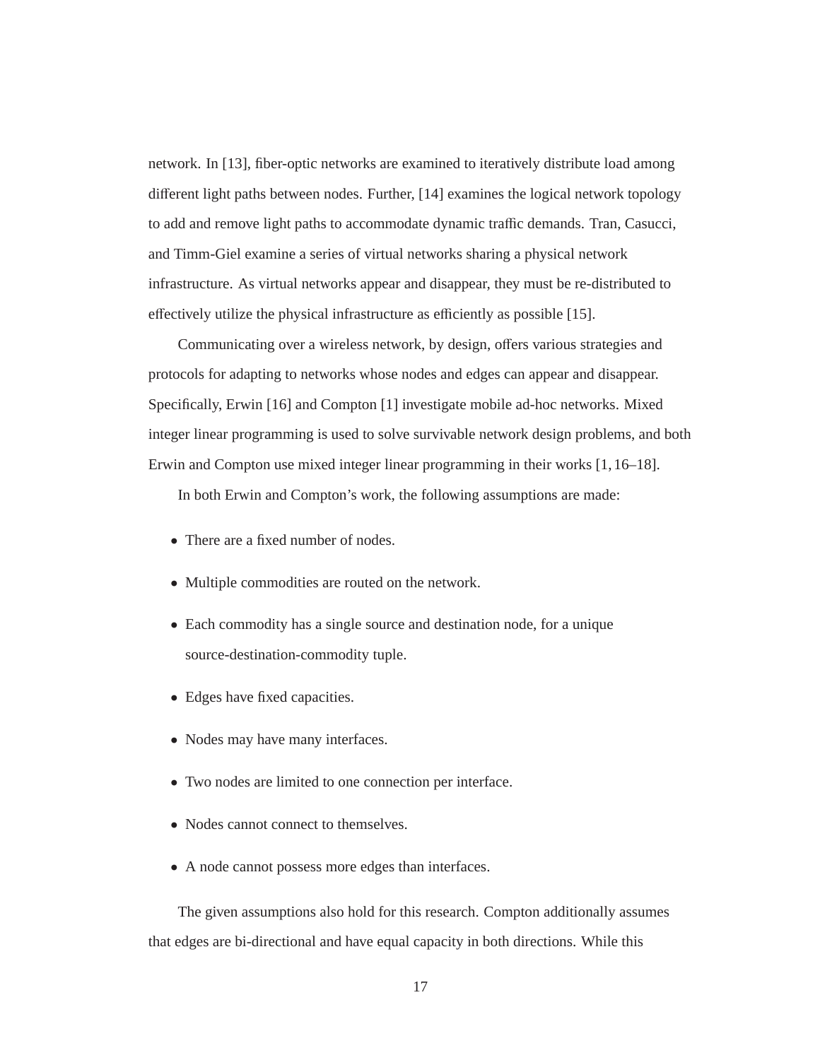network. In [13], fiber-optic networks are examined to iteratively distribute load among different light paths between nodes. Further, [14] examines the logical network topology to add and remove light paths to accommodate dynamic traffic demands. Tran, Casucci, and Timm-Giel examine a series of virtual networks sharing a physical network infrastructure. As virtual networks appear and disappear, they must be re-distributed to effectively utilize the physical infrastructure as efficiently as possible [15].

Communicating over a wireless network, by design, offers various strategies and protocols for adapting to networks whose nodes and edges can appear and disappear. Specifically, Erwin [16] and Compton [1] investigate mobile ad-hoc networks. Mixed integer linear programming is used to solve survivable network design problems, and both Erwin and Compton use mixed integer linear programming in their works [1, 16–18].

In both Erwin and Compton's work, the following assumptions are made:

- There are a fixed number of nodes.
- Multiple commodities are routed on the network.
- Each commodity has a single source and destination node, for a unique source-destination-commodity tuple.
- Edges have fixed capacities.
- Nodes may have many interfaces.
- Two nodes are limited to one connection per interface.
- Nodes cannot connect to themselves.
- A node cannot possess more edges than interfaces.

The given assumptions also hold for this research. Compton additionally assumes that edges are bi-directional and have equal capacity in both directions. While this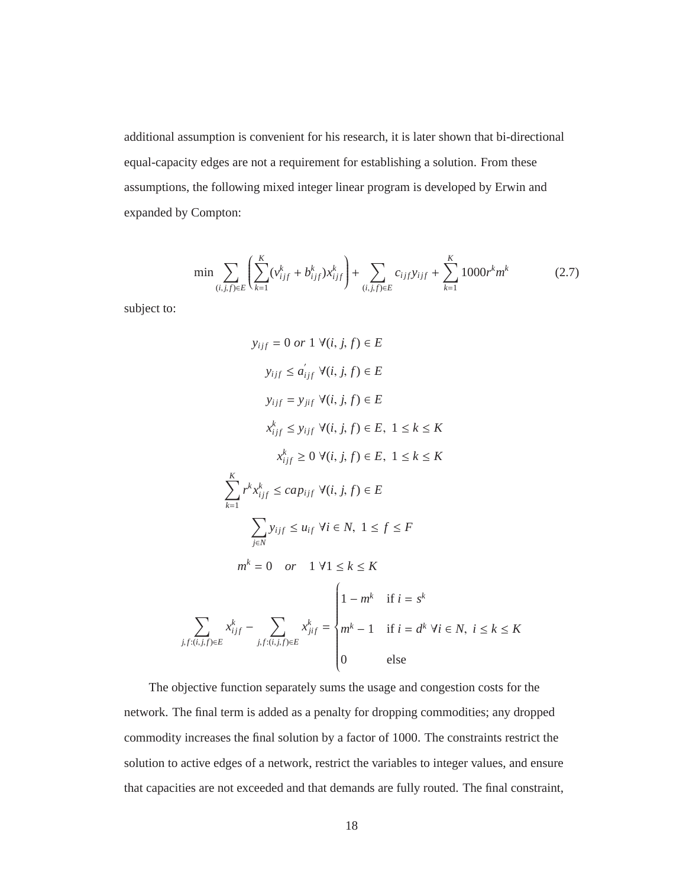additional assumption is convenient for his research, it is later shown that bi-directional equal-capacity edges are not a requirement for establishing a solution. From these assumptions, the following mixed integer linear program is developed by Erwin and expanded by Compton:

$$\min \sum_{(i,j,f)\in E} \left( \sum_{k=1}^{K} (v_{ijf}^{k} + b_{ijf}^{k}) x_{ijf}^{k} \right) + \sum_{(i,j,f)\in E} c_{ijf} y_{ijf} + \sum_{k=1}^{K} 1000 r^{k} m^{k} \tag{2.7}$$

subject to:

$$y_{ijf} = 0 \ or \ 1 \ \forall (i,j,f) \in E$$

$$y_{ijf} \leq a'_{ijf} \ \forall (i,j,f) \in E$$

$$y_{ijf} = y_{jif} \ \forall (i,j,f) \in E$$

$$x_{ijf}^{k} \leq y_{ijf} \ \forall (i,j,f) \in E, \ 1 \leq k \leq K$$

$$x_{ijf}^{k} \geq 0 \ \forall (i,j,f) \in E, \ 1 \leq k \leq K$$

$$\sum_{k=1}^{K} r^{k} x_{ijf}^{k} \leq cap_{ijf} \ \forall (i,j,f) \in E$$

$$\sum_{j\in N} y_{ijf} \leq u_{if} \ \forall i \in N, \ 1 \leq f \leq F$$

$$m^{k} = 0 \quad or \quad 1 \ \forall 1 \leq k \leq K$$

$$\sum_{j,f:(i,j,f)\in E} x_{ijf}^{k} - \sum_{j,f:(i,j,f)\in E} x_{jif}^{k} = \begin{cases} 1 - m^{k} & \text{if } i = s^{k} \\ m^{k} - 1 & \text{if } i = d^{k} \ \forall i \in N, \ i \leq k \leq K \\ 0 & \text{else} \end{cases}$$

The objective function separately sums the usage and congestion costs for the network. The final term is added as a penalty for dropping commodities; any dropped commodity increases the final solution by a factor of 1000. The constraints restrict the solution to active edges of a network, restrict the variables to integer values, and ensure that capacities are not exceeded and that demands are fully routed. The final constraint,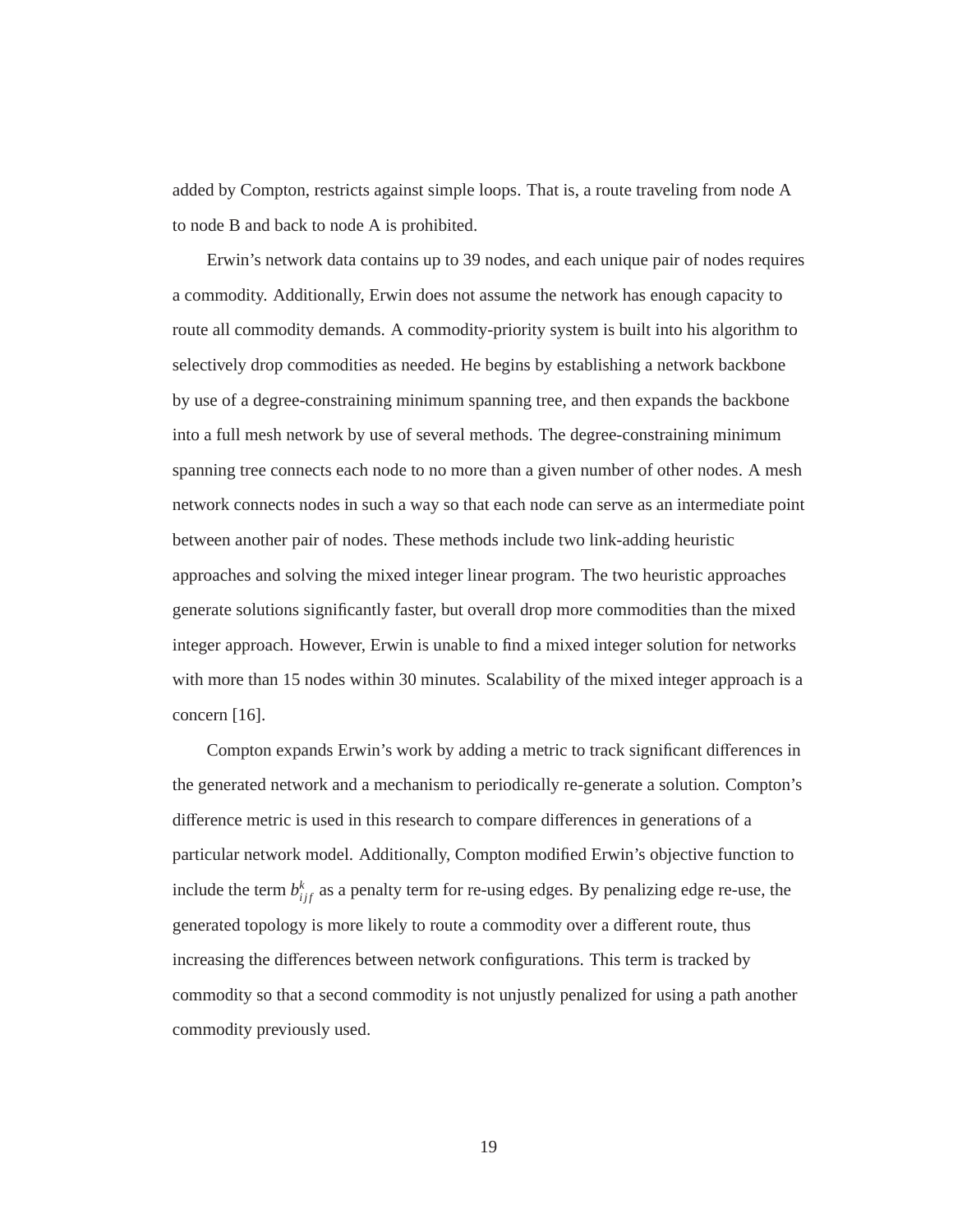added by Compton, restricts against simple loops. That is, a route traveling from node A to node B and back to node A is prohibited.

Erwin's network data contains up to 39 nodes, and each unique pair of nodes requires a commodity. Additionally, Erwin does not assume the network has enough capacity to route all commodity demands. A commodity-priority system is built into his algorithm to selectively drop commodities as needed. He begins by establishing a network backbone by use of a degree-constraining minimum spanning tree, and then expands the backbone into a full mesh network by use of several methods. The degree-constraining minimum spanning tree connects each node to no more than a given number of other nodes. A mesh network connects nodes in such a way so that each node can serve as an intermediate point between another pair of nodes. These methods include two link-adding heuristic approaches and solving the mixed integer linear program. The two heuristic approaches generate solutions significantly faster, but overall drop more commodities than the mixed integer approach. However, Erwin is unable to find a mixed integer solution for networks with more than 15 nodes within 30 minutes. Scalability of the mixed integer approach is a concern [16].

Compton expands Erwin's work by adding a metric to track significant differences in the generated network and a mechanism to periodically re-generate a solution. Compton's difference metric is used in this research to compare differences in generations of a particular network model. Additionally, Compton modified Erwin's objective function to include the term $b^k_{ijf}$ as a penalty term for re-using edges. By penalizing edge re-use, the generated topology is more likely to route a commodity over a different route, thus increasing the differences between network configurations. This term is tracked by commodity so that a second commodity is not unjustly penalized for using a path another commodity previously used.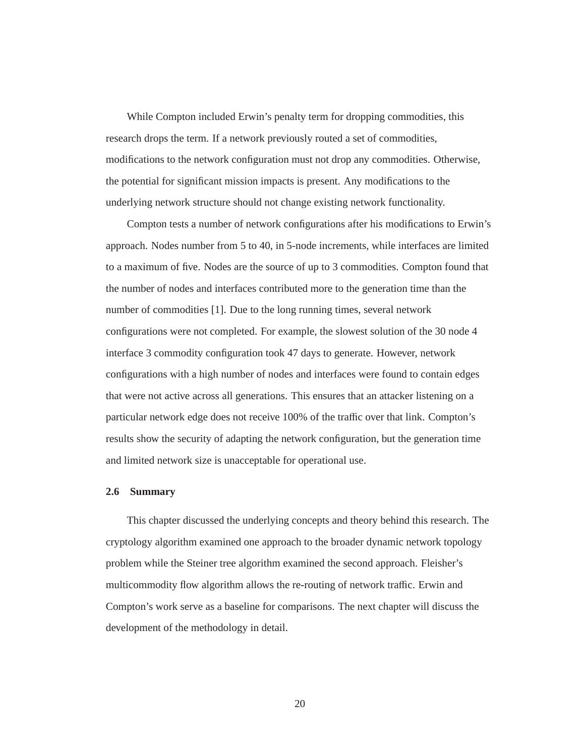While Compton included Erwin’s penalty term for dropping commodities, this research drops the term. If a network previously routed a set of commodities, modifications to the network configuration must not drop any commodities. Otherwise, the potential for significant mission impacts is present. Any modifications to the underlying network structure should not change existing network functionality.

Compton tests a number of network configurations after his modifications to Erwin’s approach. Nodes number from 5 to 40, in 5-node increments, while interfaces are limited to a maximum of five. Nodes are the source of up to 3 commodities. Compton found that the number of nodes and interfaces contributed more to the generation time than the number of commodities [1]. Due to the long running times, several network configurations were not completed. For example, the slowest solution of the 30 node 4 interface 3 commodity configuration took 47 days to generate. However, network configurations with a high number of nodes and interfaces were found to contain edges that were not active across all generations. This ensures that an attacker listening on a particular network edge does not receive 100% of the traffic over that link. Compton’s results show the security of adapting the network configuration, but the generation time and limited network size is unacceptable for operational use.

### 2.6 Summary

This chapter discussed the underlying concepts and theory behind this research. The cryptology algorithm examined one approach to the broader dynamic network topology problem while the Steiner tree algorithm examined the second approach. Fleisher’s multicommodity flow algorithm allows the re-routing of network traffic. Erwin and Compton’s work serve as a baseline for comparisons. The next chapter will discuss the development of the methodology in detail.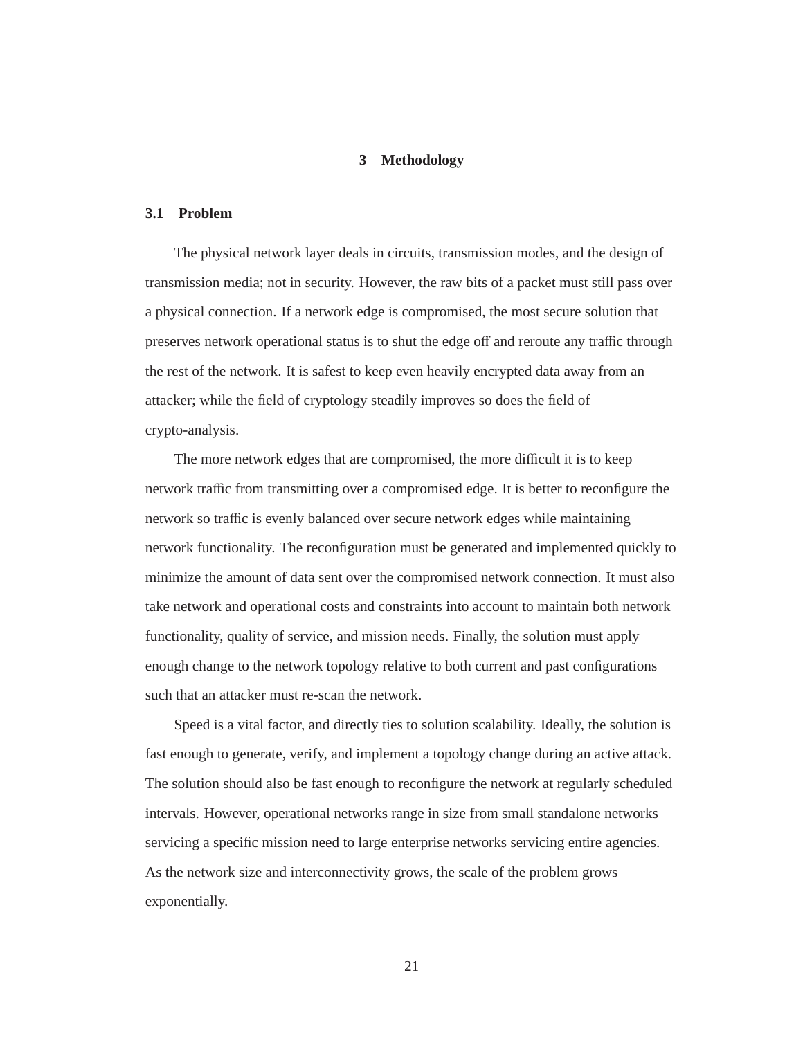# 3 Methodology

## 3.1 Problem

The physical network layer deals in circuits, transmission modes, and the design of transmission media; not in security. However, the raw bits of a packet must still pass over a physical connection. If a network edge is compromised, the most secure solution that preserves network operational status is to shut the edge off and reroute any traffic through the rest of the network. It is safest to keep even heavily encrypted data away from an attacker; while the field of cryptology steadily improves so does the field of crypto-analysis.

The more network edges that are compromised, the more difficult it is to keep network traffic from transmitting over a compromised edge. It is better to reconfigure the network so traffic is evenly balanced over secure network edges while maintaining network functionality. The reconfiguration must be generated and implemented quickly to minimize the amount of data sent over the compromised network connection. It must also take network and operational costs and constraints into account to maintain both network functionality, quality of service, and mission needs. Finally, the solution must apply enough change to the network topology relative to both current and past configurations such that an attacker must re-scan the network.

Speed is a vital factor, and directly ties to solution scalability. Ideally, the solution is fast enough to generate, verify, and implement a topology change during an active attack. The solution should also be fast enough to reconfigure the network at regularly scheduled intervals. However, operational networks range in size from small standalone networks servicing a specific mission need to large enterprise networks servicing entire agencies. As the network size and interconnectivity grows, the scale of the problem grows exponentially.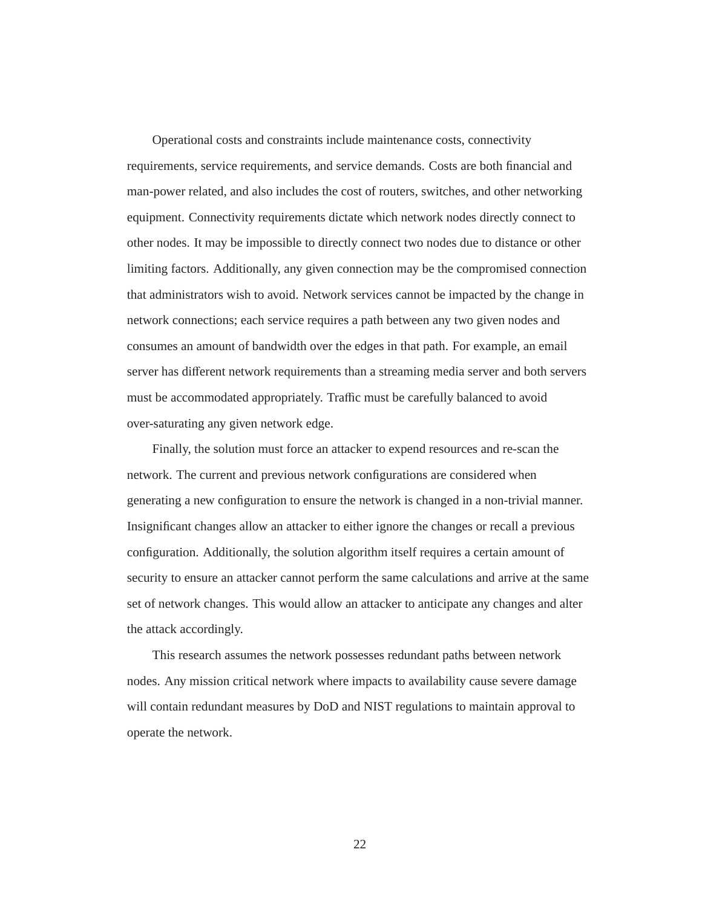Operational costs and constraints include maintenance costs, connectivity requirements, service requirements, and service demands. Costs are both financial and man-power related, and also includes the cost of routers, switches, and other networking equipment. Connectivity requirements dictate which network nodes directly connect to other nodes. It may be impossible to directly connect two nodes due to distance or other limiting factors. Additionally, any given connection may be the compromised connection that administrators wish to avoid. Network services cannot be impacted by the change in network connections; each service requires a path between any two given nodes and consumes an amount of bandwidth over the edges in that path. For example, an email server has different network requirements than a streaming media server and both servers must be accommodated appropriately. Traffic must be carefully balanced to avoid over-saturating any given network edge.

Finally, the solution must force an attacker to expend resources and re-scan the network. The current and previous network configurations are considered when generating a new configuration to ensure the network is changed in a non-trivial manner. Insignificant changes allow an attacker to either ignore the changes or recall a previous configuration. Additionally, the solution algorithm itself requires a certain amount of security to ensure an attacker cannot perform the same calculations and arrive at the same set of network changes. This would allow an attacker to anticipate any changes and alter the attack accordingly.

This research assumes the network possesses redundant paths between network nodes. Any mission critical network where impacts to availability cause severe damage will contain redundant measures by DoD and NIST regulations to maintain approval to operate the network.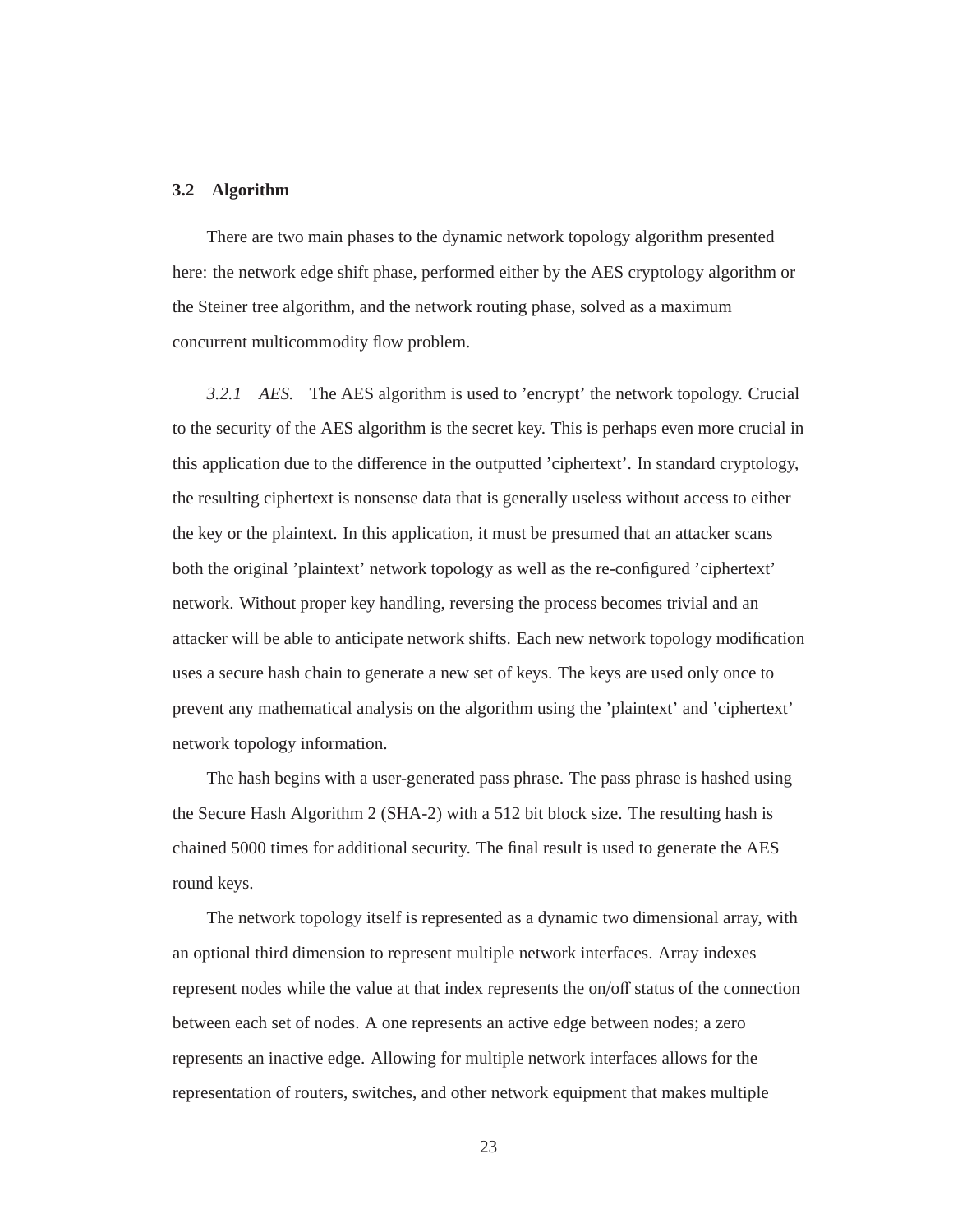## 3.2 Algorithm

There are two main phases to the dynamic network topology algorithm presented here: the network edge shift phase, performed either by the AES cryptology algorithm or the Steiner tree algorithm, and the network routing phase, solved as a maximum concurrent multicommodity flow problem.

### *3.2.1 AES.*

The AES algorithm is used to 'encrypt' the network topology. Crucial to the security of the AES algorithm is the secret key. This is perhaps even more crucial in this application due to the difference in the outputted 'ciphertext'. In standard cryptology, the resulting ciphertext is nonsense data that is generally useless without access to either the key or the plaintext. In this application, it must be presumed that an attacker scans both the original 'plaintext' network topology as well as the re-configured 'ciphertext' network. Without proper key handling, reversing the process becomes trivial and an attacker will be able to anticipate network shifts. Each new network topology modification uses a secure hash chain to generate a new set of keys. The keys are used only once to prevent any mathematical analysis on the algorithm using the 'plaintext' and 'ciphertext' network topology information.

The hash begins with a user-generated pass phrase. The pass phrase is hashed using the Secure Hash Algorithm 2 (SHA-2) with a 512 bit block size. The resulting hash is chained 5000 times for additional security. The final result is used to generate the AES round keys.

The network topology itself is represented as a dynamic two dimensional array, with an optional third dimension to represent multiple network interfaces. Array indexes represent nodes while the value at that index represents the on/off status of the connection between each set of nodes. A one represents an active edge between nodes; a zero represents an inactive edge. Allowing for multiple network interfaces allows for the representation of routers, switches, and other network equipment that makes multiple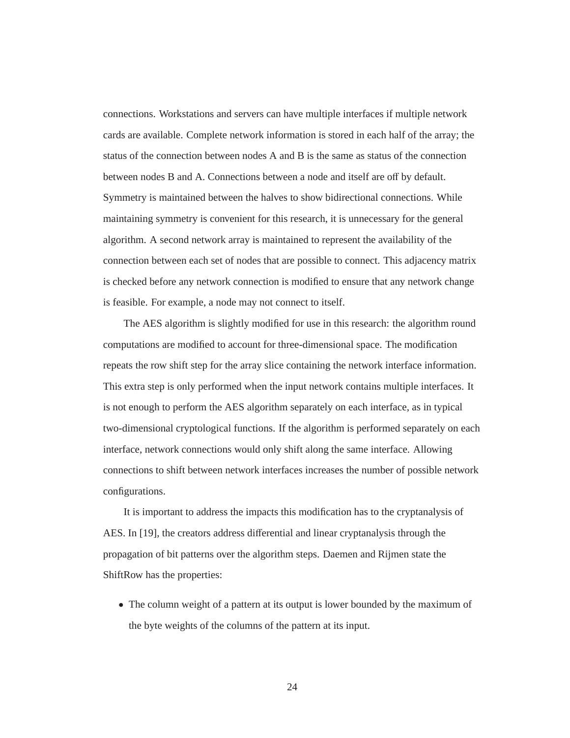connections. Workstations and servers can have multiple interfaces if multiple network cards are available. Complete network information is stored in each half of the array; the status of the connection between nodes A and B is the same as status of the connection between nodes B and A. Connections between a node and itself are off by default. Symmetry is maintained between the halves to show bidirectional connections. While maintaining symmetry is convenient for this research, it is unnecessary for the general algorithm. A second network array is maintained to represent the availability of the connection between each set of nodes that are possible to connect. This adjacency matrix is checked before any network connection is modified to ensure that any network change is feasible. For example, a node may not connect to itself.

The AES algorithm is slightly modified for use in this research: the algorithm round computations are modified to account for three-dimensional space. The modification repeats the row shift step for the array slice containing the network interface information. This extra step is only performed when the input network contains multiple interfaces. It is not enough to perform the AES algorithm separately on each interface, as in typical two-dimensional cryptological functions. If the algorithm is performed separately on each interface, network connections would only shift along the same interface. Allowing connections to shift between network interfaces increases the number of possible network configurations.

It is important to address the impacts this modification has to the cryptanalysis of AES. In [19], the creators address differential and linear cryptanalysis through the propagation of bit patterns over the algorithm steps. Daemen and Rijmen state the ShiftRow has the properties:

- The column weight of a pattern at its output is lower bounded by the maximum of the byte weights of the columns of the pattern at its input.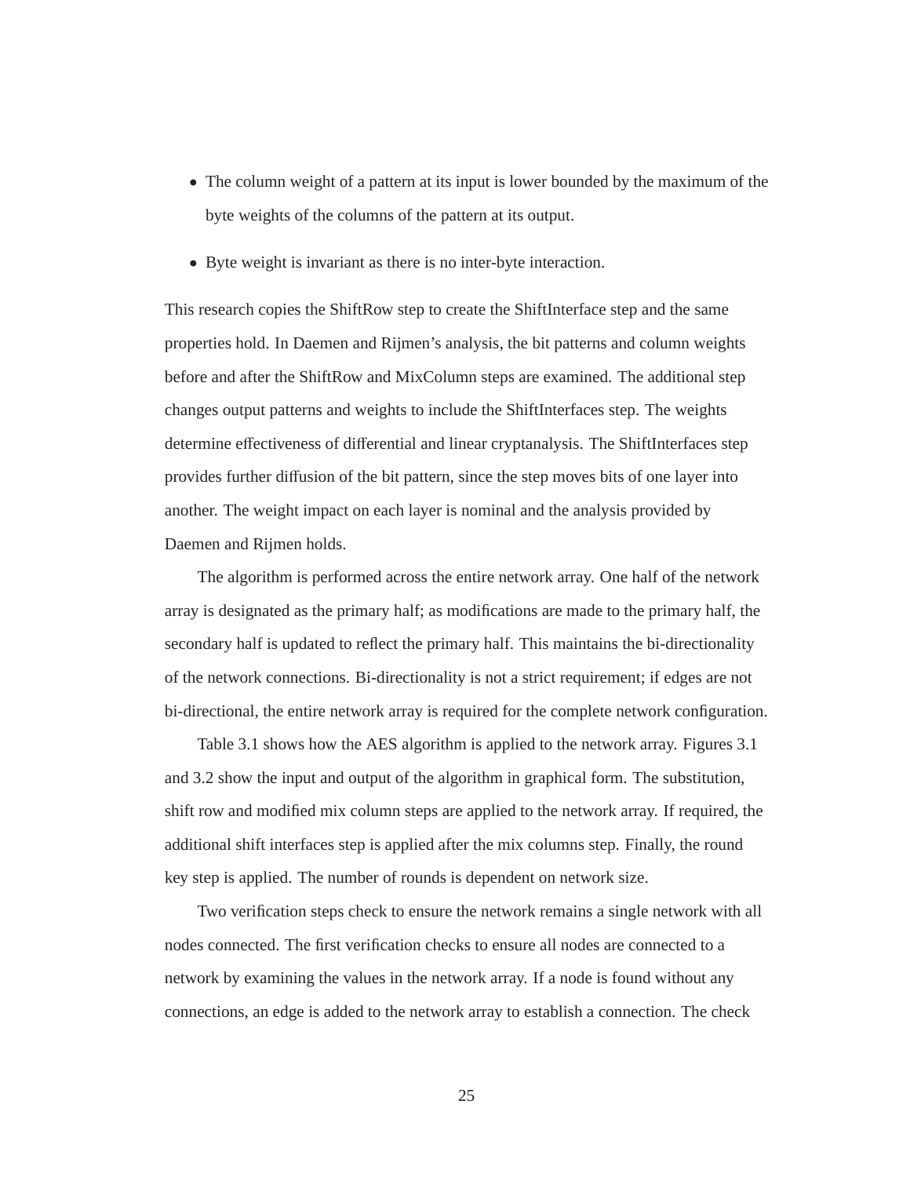- The column weight of a pattern at its input is lower bounded by the maximum of the byte weights of the columns of the pattern at its output.
- Byte weight is invariant as there is no inter-byte interaction.

This research copies the ShiftRow step to create the ShiftInterface step and the same properties hold. In Daemen and Rijmen's analysis, the bit patterns and column weights before and after the ShiftRow and MixColumn steps are examined. The additional step changes output patterns and weights to include the ShiftInterfaces step. The weights determine effectiveness of differential and linear cryptanalysis. The ShiftInterfaces step provides further diffusion of the bit pattern, since the step moves bits of one layer into another. The weight impact on each layer is nominal and the analysis provided by Daemen and Rijmen holds.

The algorithm is performed across the entire network array. One half of the network array is designated as the primary half; as modifications are made to the primary half, the secondary half is updated to reflect the primary half. This maintains the bi-directionality of the network connections. Bi-directionality is not a strict requirement; if edges are not bi-directional, the entire network array is required for the complete network configuration.

Table 3.1 shows how the AES algorithm is applied to the network array. Figures 3.1 and 3.2 show the input and output of the algorithm in graphical form. The substitution, shift row and modified mix column steps are applied to the network array. If required, the additional shift interfaces step is applied after the mix columns step. Finally, the round key step is applied. The number of rounds is dependent on network size.

Two verification steps check to ensure the network remains a single network with all nodes connected. The first verification checks to ensure all nodes are connected to a network by examining the values in the network array. If a node is found without any connections, an edge is added to the network array to establish a connection. The check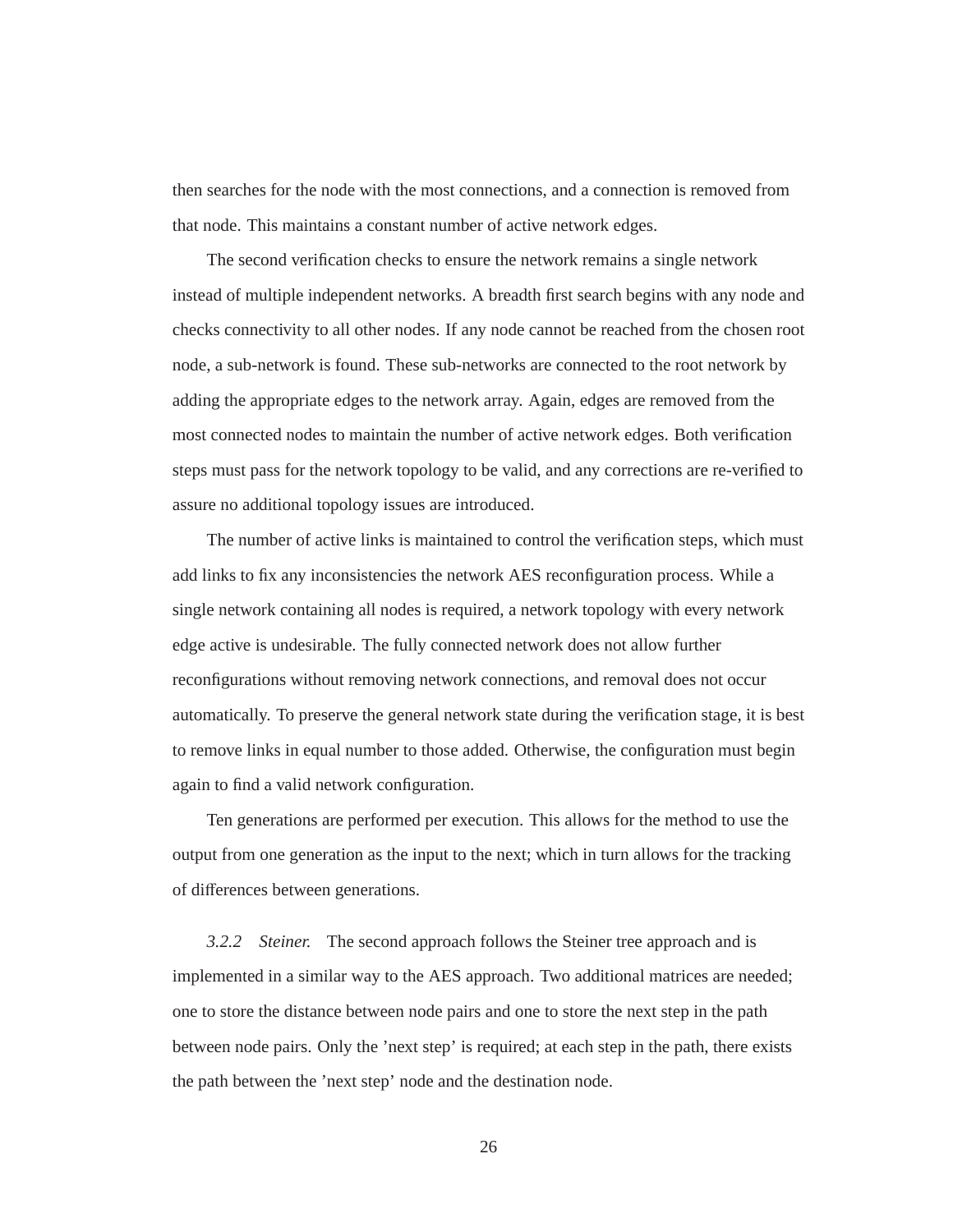then searches for the node with the most connections, and a connection is removed from that node. This maintains a constant number of active network edges.

The second verification checks to ensure the network remains a single network instead of multiple independent networks. A breadth first search begins with any node and checks connectivity to all other nodes. If any node cannot be reached from the chosen root node, a sub-network is found. These sub-networks are connected to the root network by adding the appropriate edges to the network array. Again, edges are removed from the most connected nodes to maintain the number of active network edges. Both verification steps must pass for the network topology to be valid, and any corrections are re-verified to assure no additional topology issues are introduced.

The number of active links is maintained to control the verification steps, which must add links to fix any inconsistencies the network AES reconfiguration process. While a single network containing all nodes is required, a network topology with every network edge active is undesirable. The fully connected network does not allow further reconfigurations without removing network connections, and removal does not occur automatically. To preserve the general network state during the verification stage, it is best to remove links in equal number to those added. Otherwise, the configuration must begin again to find a valid network configuration.

Ten generations are performed per execution. This allows for the method to use the output from one generation as the input to the next; which in turn allows for the tracking of differences between generations.

*3.2.2 Steiner.* The second approach follows the Steiner tree approach and is implemented in a similar way to the AES approach. Two additional matrices are needed; one to store the distance between node pairs and one to store the next step in the path between node pairs. Only the ’next step’ is required; at each step in the path, there exists the path between the ’next step’ node and the destination node.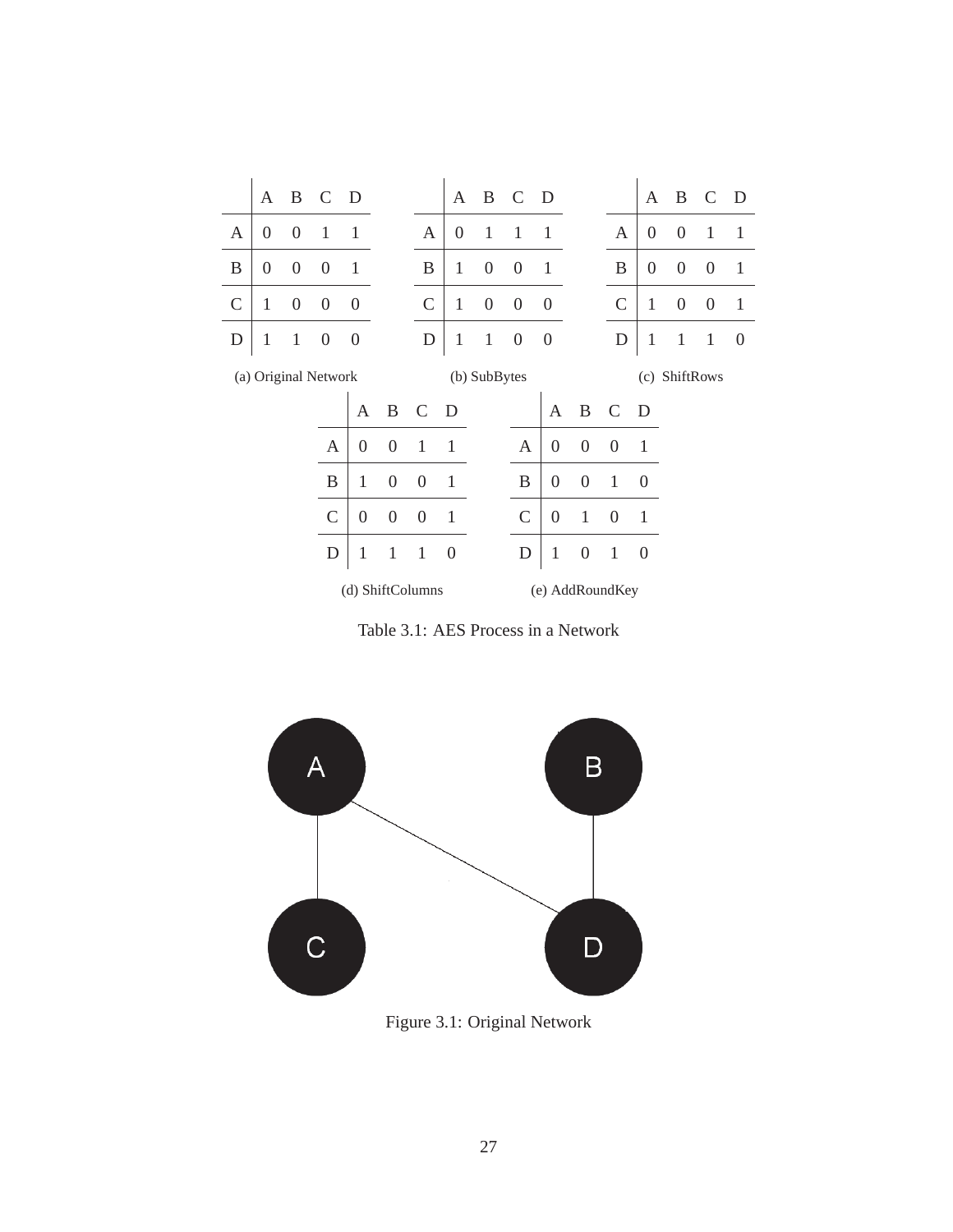|   | A | B | C | D |
|---|---|---|---|---|
| A | 0 | 0 | 1 | 1 |
| B | 0 | 0 | 0 | 1 |
| C | 1 | 0 | 0 | 0 |
| D | 1 | 1 | 0 | 0 |

(a) Original Network

|   | A | B | C | D |
|---|---|---|---|---|
| A | 0 | 1 | 1 | 1 |
| B | 1 | 0 | 0 | 1 |
| C | 1 | 0 | 0 | 0 |
| D | 1 | 1 | 0 | 0 |

(b) SubBytes

|   | A | B | C | D |
|---|---|---|---|---|
| A | 0 | 0 | 1 | 1 |
| B | 0 | 0 | 0 | 1 |
| C | 1 | 0 | 0 | 1 |
| D | 1 | 1 | 1 | 0 |

(c) ShiftRows

|   | A | B | C | D |
|---|---|---|---|---|
| A | 0 | 0 | 1 | 1 |
| B | 1 | 0 | 0 | 1 |
| C | 0 | 0 | 0 | 1 |
| D | 1 | 1 | 1 | 0 |

(d) ShiftColumns

|   | A | B | C | D |
|---|---|---|---|---|
| A | 0 | 0 | 0 | 1 |
| B | 0 | 0 | 1 | 0 |
| C | 0 | 1 | 0 | 1 |
| D | 1 | 0 | 1 | 0 |

(e) AddRoundKey

Table 3.1: AES Process in a Network

Figure 3.1: Original Network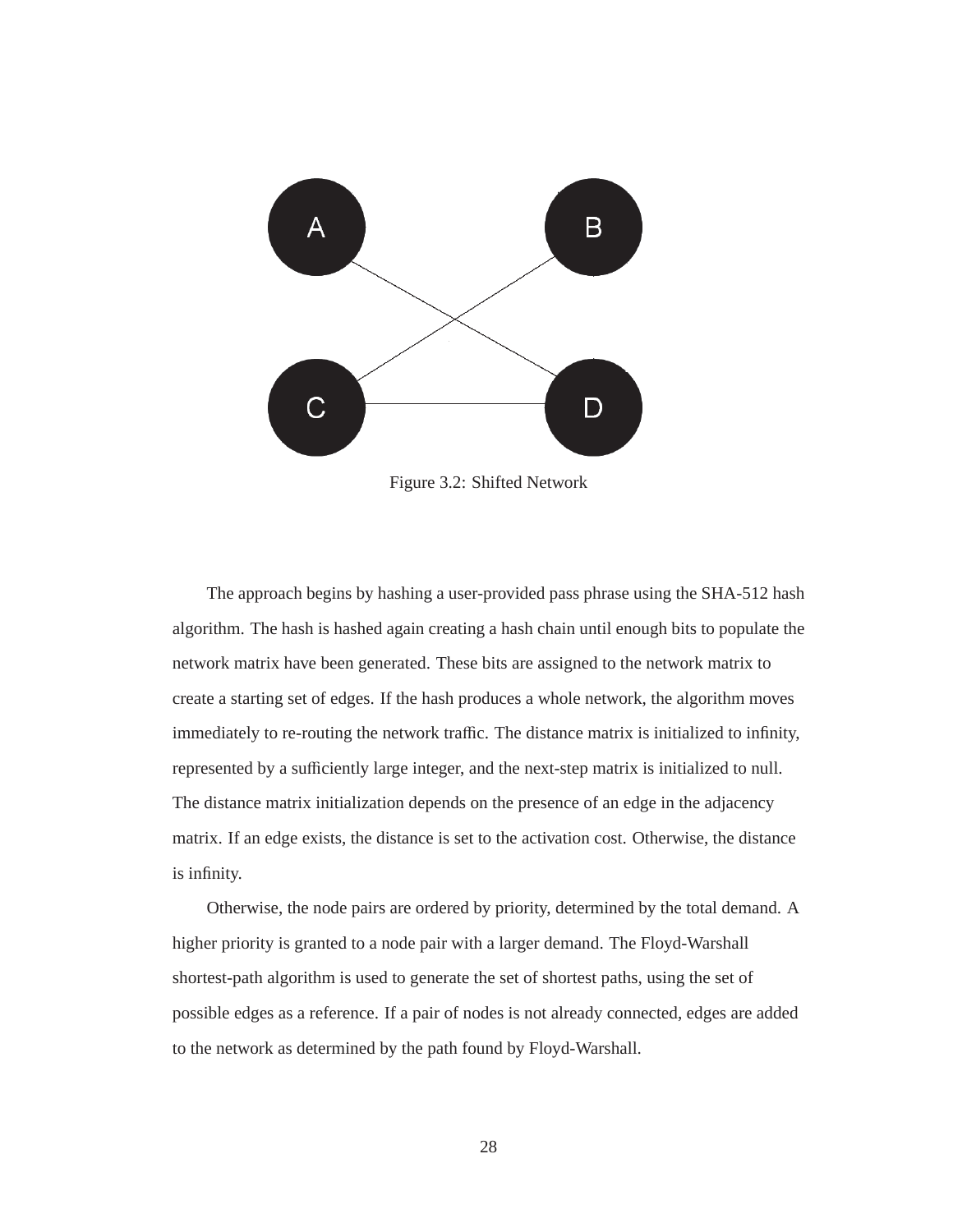Figure 3.2: Shifted Network

The approach begins by hashing a user-provided pass phrase using the SHA-512 hash algorithm. The hash is hashed again creating a hash chain until enough bits to populate the network matrix have been generated. These bits are assigned to the network matrix to create a starting set of edges. If the hash produces a whole network, the algorithm moves immediately to re-routing the network traffic. The distance matrix is initialized to infinity, represented by a sufficiently large integer, and the next-step matrix is initialized to null. The distance matrix initialization depends on the presence of an edge in the adjacency matrix. If an edge exists, the distance is set to the activation cost. Otherwise, the distance is infinity.

Otherwise, the node pairs are ordered by priority, determined by the total demand. A higher priority is granted to a node pair with a larger demand. The Floyd-Warshall shortest-path algorithm is used to generate the set of shortest paths, using the set of possible edges as a reference. If a pair of nodes is not already connected, edges are added to the network as determined by the path found by Floyd-Warshall.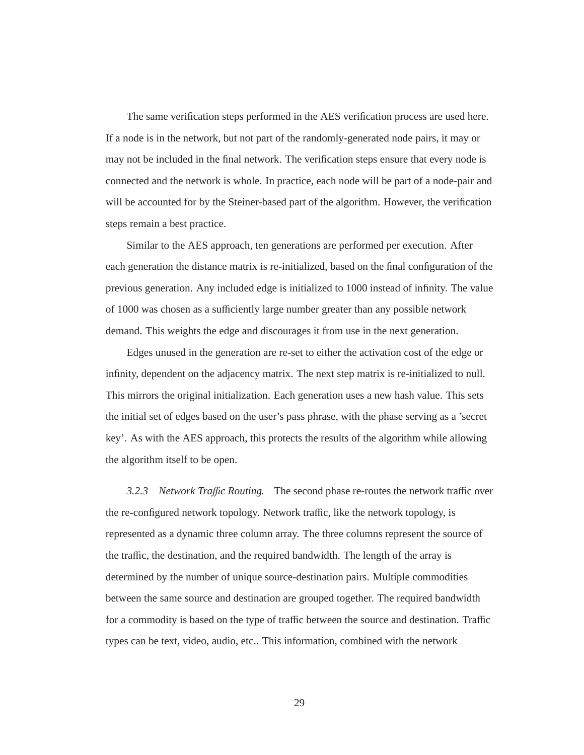The same verification steps performed in the AES verification process are used here. If a node is in the network, but not part of the randomly-generated node pairs, it may or may not be included in the final network. The verification steps ensure that every node is connected and the network is whole. In practice, each node will be part of a node-pair and will be accounted for by the Steiner-based part of the algorithm. However, the verification steps remain a best practice.

Similar to the AES approach, ten generations are performed per execution. After each generation the distance matrix is re-initialized, based on the final configuration of the previous generation. Any included edge is initialized to 1000 instead of infinity. The value of 1000 was chosen as a sufficiently large number greater than any possible network demand. This weights the edge and discourages it from use in the next generation.

Edges unused in the generation are re-set to either the activation cost of the edge or infinity, dependent on the adjacency matrix. The next step matrix is re-initialized to null. This mirrors the original initialization. Each generation uses a new hash value. This sets the initial set of edges based on the user's pass phrase, with the phase serving as a 'secret key'. As with the AES approach, this protects the results of the algorithm while allowing the algorithm itself to be open.

*3.2.3 Network Traffic Routing.* The second phase re-routes the network traffic over the re-configured network topology. Network traffic, like the network topology, is represented as a dynamic three column array. The three columns represent the source of the traffic, the destination, and the required bandwidth. The length of the array is determined by the number of unique source-destination pairs. Multiple commodities between the same source and destination are grouped together. The required bandwidth for a commodity is based on the type of traffic between the source and destination. Traffic types can be text, video, audio, etc.. This information, combined with the network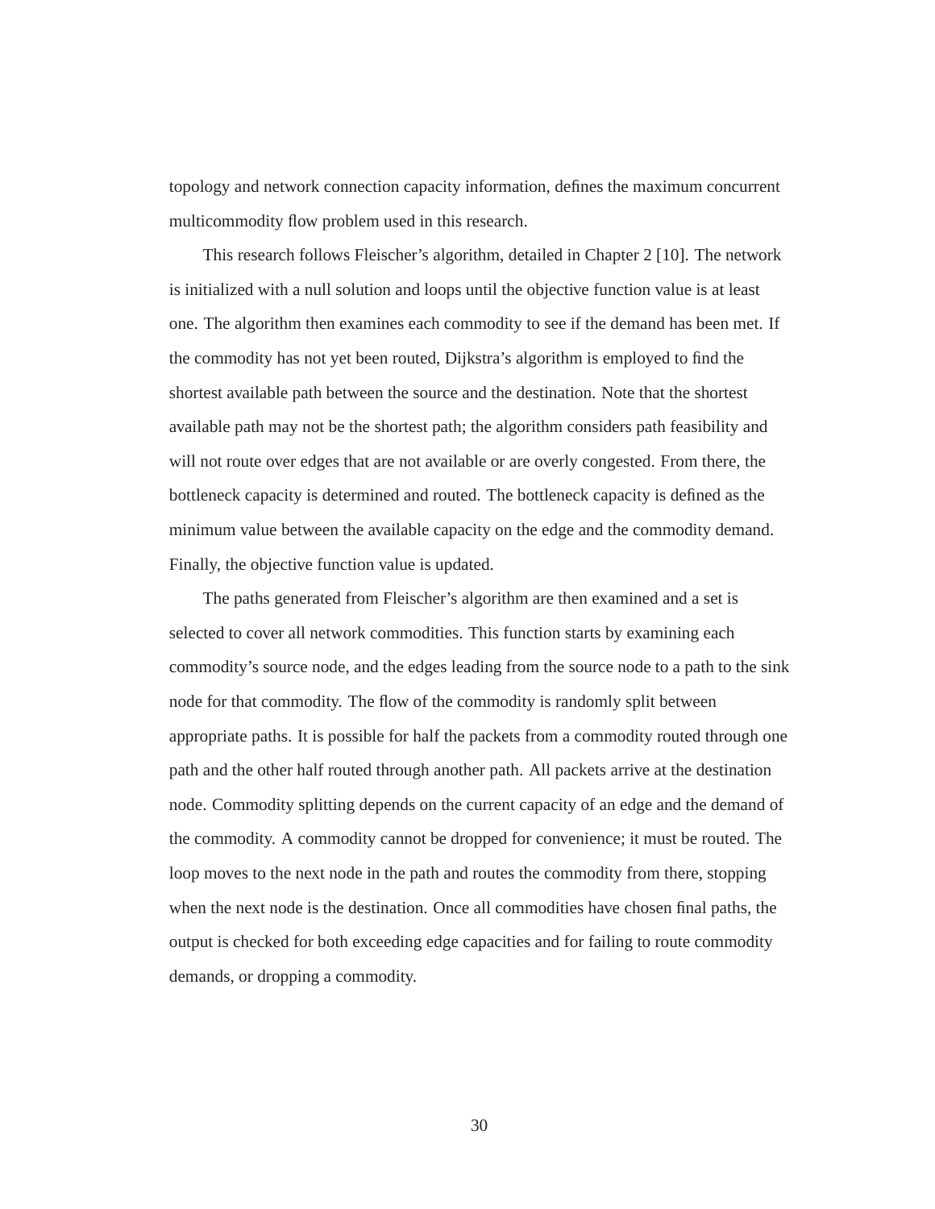topology and network connection capacity information, defines the maximum concurrent multicommodity flow problem used in this research.

This research follows Fleischer's algorithm, detailed in Chapter 2 [10]. The network is initialized with a null solution and loops until the objective function value is at least one. The algorithm then examines each commodity to see if the demand has been met. If the commodity has not yet been routed, Dijkstra's algorithm is employed to find the shortest available path between the source and the destination. Note that the shortest available path may not be the shortest path; the algorithm considers path feasibility and will not route over edges that are not available or are overly congested. From there, the bottleneck capacity is determined and routed. The bottleneck capacity is defined as the minimum value between the available capacity on the edge and the commodity demand. Finally, the objective function value is updated.

The paths generated from Fleischer's algorithm are then examined and a set is selected to cover all network commodities. This function starts by examining each commodity's source node, and the edges leading from the source node to a path to the sink node for that commodity. The flow of the commodity is randomly split between appropriate paths. It is possible for half the packets from a commodity routed through one path and the other half routed through another path. All packets arrive at the destination node. Commodity splitting depends on the current capacity of an edge and the demand of the commodity. A commodity cannot be dropped for convenience; it must be routed. The loop moves to the next node in the path and routes the commodity from there, stopping when the next node is the destination. Once all commodities have chosen final paths, the output is checked for both exceeding edge capacities and for failing to route commodity demands, or dropping a commodity.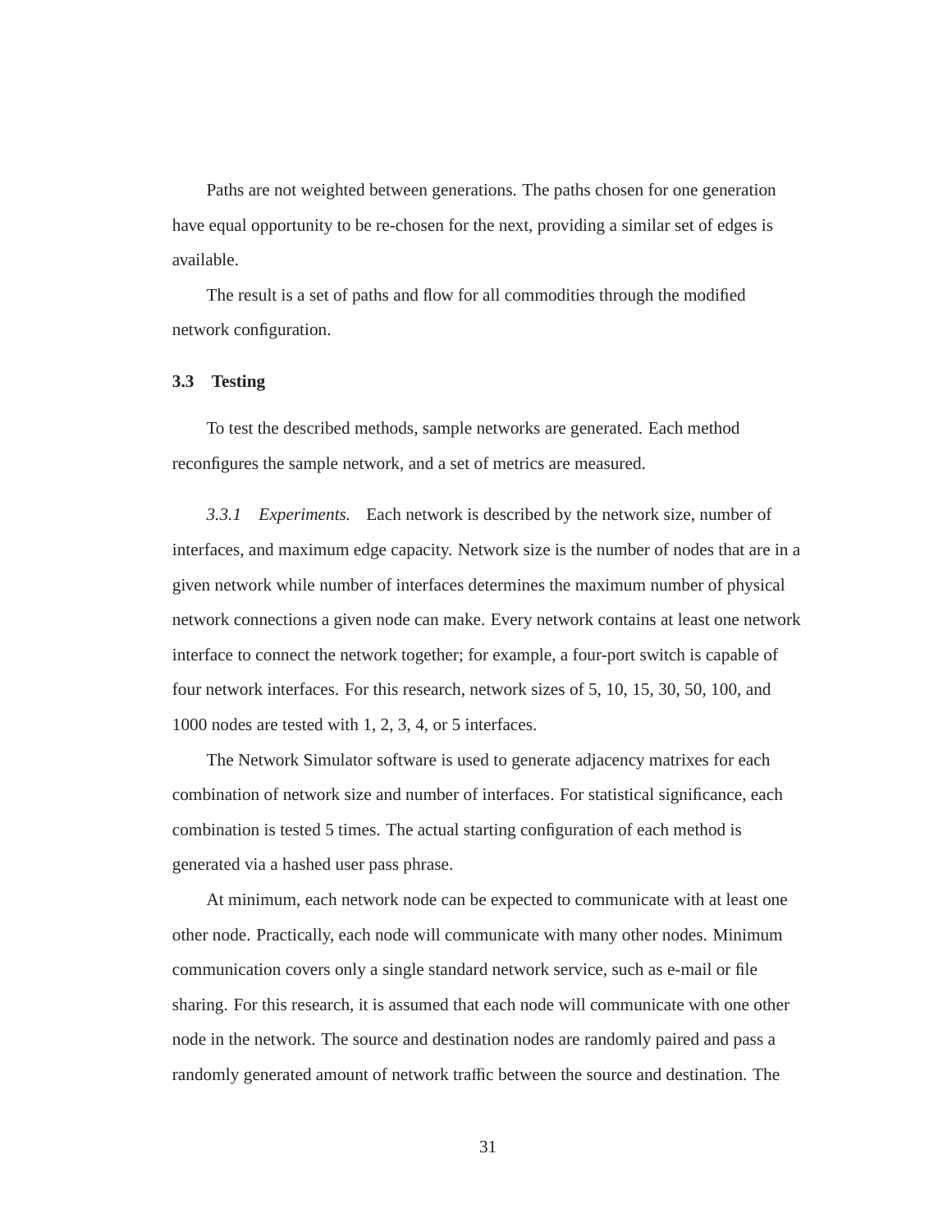Paths are not weighted between generations. The paths chosen for one generation have equal opportunity to be re-chosen for the next, providing a similar set of edges is available.

The result is a set of paths and flow for all commodities through the modified network configuration.

## 3.3 Testing

To test the described methods, sample networks are generated. Each method reconfigures the sample network, and a set of metrics are measured.

*3.3.1 Experiments.* Each network is described by the network size, number of interfaces, and maximum edge capacity. Network size is the number of nodes that are in a given network while number of interfaces determines the maximum number of physical network connections a given node can make. Every network contains at least one network interface to connect the network together; for example, a four-port switch is capable of four network interfaces. For this research, network sizes of 5, 10, 15, 30, 50, 100, and 1000 nodes are tested with 1, 2, 3, 4, or 5 interfaces.

The Network Simulator software is used to generate adjacency matrixes for each combination of network size and number of interfaces. For statistical significance, each combination is tested 5 times. The actual starting configuration of each method is generated via a hashed user pass phrase.

At minimum, each network node can be expected to communicate with at least one other node. Practically, each node will communicate with many other nodes. Minimum communication covers only a single standard network service, such as e-mail or file sharing. For this research, it is assumed that each node will communicate with one other node in the network. The source and destination nodes are randomly paired and pass a randomly generated amount of network traffic between the source and destination. The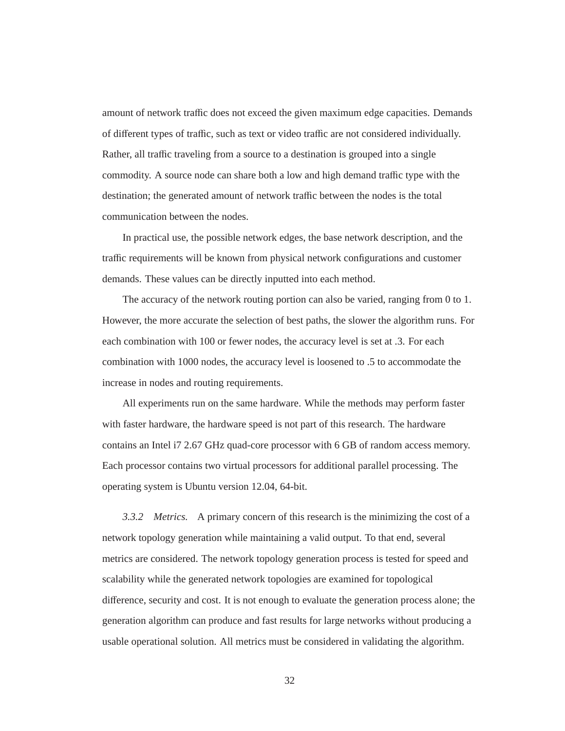amount of network traffic does not exceed the given maximum edge capacities. Demands of different types of traffic, such as text or video traffic are not considered individually. Rather, all traffic traveling from a source to a destination is grouped into a single commodity. A source node can share both a low and high demand traffic type with the destination; the generated amount of network traffic between the nodes is the total communication between the nodes.

In practical use, the possible network edges, the base network description, and the traffic requirements will be known from physical network configurations and customer demands. These values can be directly inputted into each method.

The accuracy of the network routing portion can also be varied, ranging from 0 to 1. However, the more accurate the selection of best paths, the slower the algorithm runs. For each combination with 100 or fewer nodes, the accuracy level is set at .3. For each combination with 1000 nodes, the accuracy level is loosened to .5 to accommodate the increase in nodes and routing requirements.

All experiments run on the same hardware. While the methods may perform faster with faster hardware, the hardware speed is not part of this research. The hardware contains an Intel i7 2.67 GHz quad-core processor with 6 GB of random access memory. Each processor contains two virtual processors for additional parallel processing. The operating system is Ubuntu version 12.04, 64-bit.

*3.3.2 Metrics.* A primary concern of this research is the minimizing the cost of a network topology generation while maintaining a valid output. To that end, several metrics are considered. The network topology generation process is tested for speed and scalability while the generated network topologies are examined for topological difference, security and cost. It is not enough to evaluate the generation process alone; the generation algorithm can produce and fast results for large networks without producing a usable operational solution. All metrics must be considered in validating the algorithm.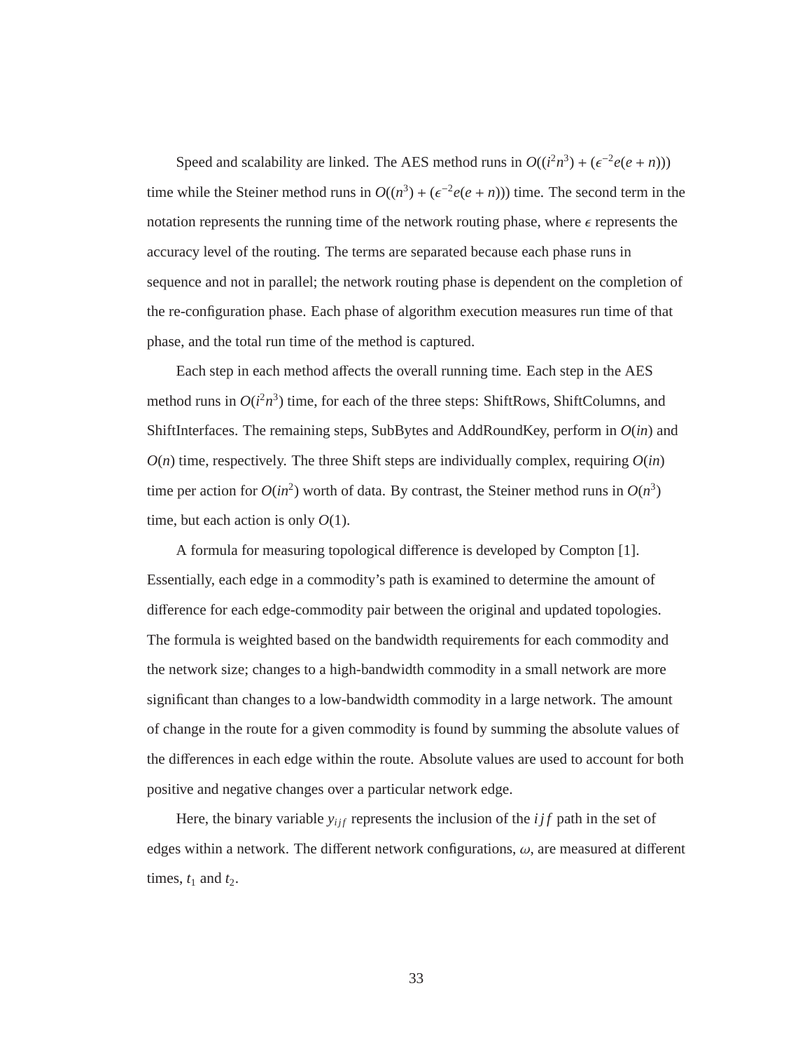Speed and scalability are linked. The AES method runs in $O((i^2n^3) + (\epsilon^{-2}e(e + n)))$ time while the Steiner method runs in $O((n^3) + (\epsilon^{-2}e(e + n)))$ time. The second term in the notation represents the running time of the network routing phase, where $\epsilon$ represents the accuracy level of the routing. The terms are separated because each phase runs in sequence and not in parallel; the network routing phase is dependent on the completion of the re-configuration phase. Each phase of algorithm execution measures run time of that phase, and the total run time of the method is captured.

Each step in each method affects the overall running time. Each step in the AES method runs in $O(i^2n^3)$ time, for each of the three steps: ShiftRows, ShiftColumns, and ShiftInterfaces. The remaining steps, SubBytes and AddRoundKey, perform in $O(in)$ and $O(n)$ time, respectively. The three Shift steps are individually complex, requiring $O(in)$ time per action for $O(in^2)$ worth of data. By contrast, the Steiner method runs in $O(n^3)$ time, but each action is only $O(1)$.

A formula for measuring topological difference is developed by Compton [1]. Essentially, each edge in a commodity's path is examined to determine the amount of difference for each edge-commodity pair between the original and updated topologies. The formula is weighted based on the bandwidth requirements for each commodity and the network size; changes to a high-bandwidth commodity in a small network are more significant than changes to a low-bandwidth commodity in a large network. The amount of change in the route for a given commodity is found by summing the absolute values of the differences in each edge within the route. Absolute values are used to account for both positive and negative changes over a particular network edge.

Here, the binary variable $y_{ijf}$ represents the inclusion of the $ijf$ path in the set of edges within a network. The different network configurations, $\omega$, are measured at different times, $t_1$ and $t_2$.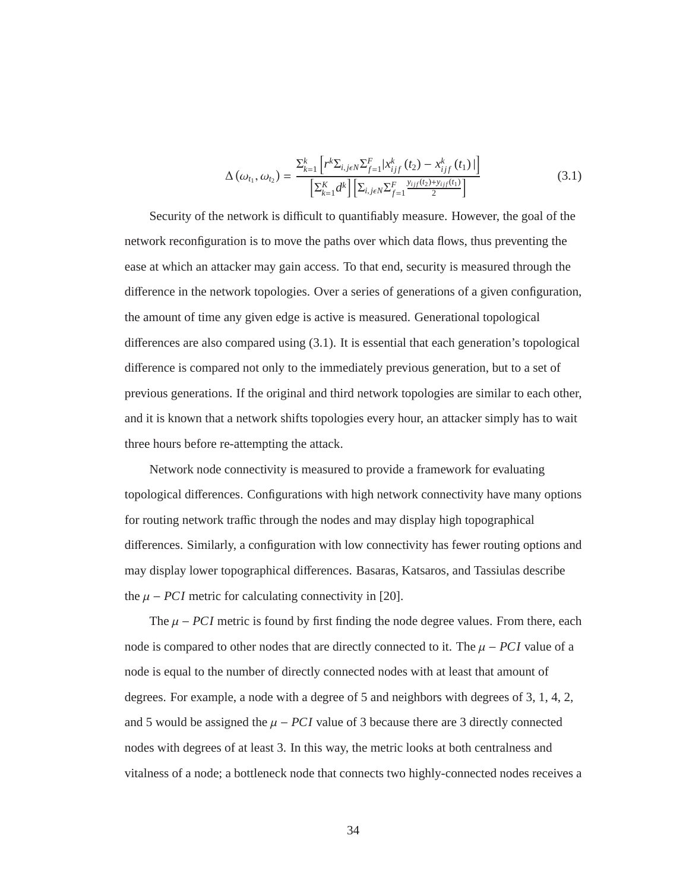$$\Delta\left(\omega_{t_1}, \omega_{t_2}\right) = \frac{\Sigma_{k=1}^{k}\left[r^k \Sigma_{i,j\epsilon N} \Sigma_{f=1}^{F} |x_{ijf}^{k}\left(t_2\right) - x_{ijf}^{k}\left(t_1\right)|\right]}{\left[\Sigma_{k=1}^{K} d^k\right]\left[\Sigma_{i,j\epsilon N} \Sigma_{f=1}^{F} \frac{y_{ijf}(t_2)+y_{ijf}(t_1)}{2}\right]} \tag{3.1}$$

Security of the network is difficult to quantifiably measure. However, the goal of the network reconfiguration is to move the paths over which data flows, thus preventing the ease at which an attacker may gain access. To that end, security is measured through the difference in the network topologies. Over a series of generations of a given configuration, the amount of time any given edge is active is measured. Generational topological differences are also compared using (3.1). It is essential that each generation's topological difference is compared not only to the immediately previous generation, but to a set of previous generations. If the original and third network topologies are similar to each other, and it is known that a network shifts topologies every hour, an attacker simply has to wait three hours before re-attempting the attack.

Network node connectivity is measured to provide a framework for evaluating topological differences. Configurations with high network connectivity have many options for routing network traffic through the nodes and may display high topographical differences. Similarly, a configuration with low connectivity has fewer routing options and may display lower topographical differences. Basaras, Katsaros, and Tassiulas describe the $\mu - PCI$ metric for calculating connectivity in [20].

The $\mu - PCI$ metric is found by first finding the node degree values. From there, each node is compared to other nodes that are directly connected to it. The $\mu - PCI$ value of a node is equal to the number of directly connected nodes with at least that amount of degrees. For example, a node with a degree of 5 and neighbors with degrees of 3, 1, 4, 2, and 5 would be assigned the $\mu - PCI$ value of 3 because there are 3 directly connected nodes with degrees of at least 3. In this way, the metric looks at both centralness and vitalness of a node; a bottleneck node that connects two highly-connected nodes receives a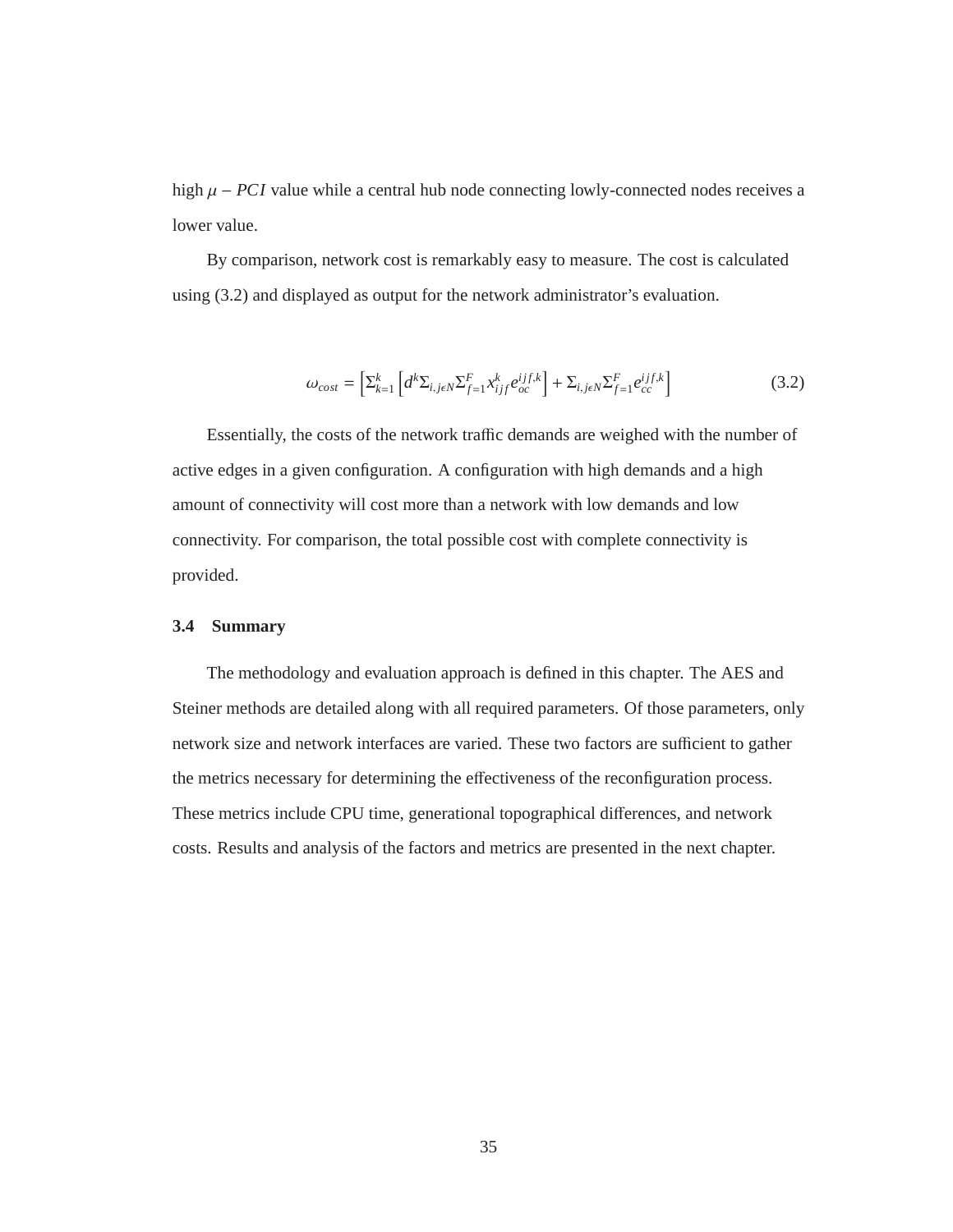high $\mu - PCI$ value while a central hub node connecting lowly-connected nodes receives a lower value.

By comparison, network cost is remarkably easy to measure. The cost is calculated using (3.2) and displayed as output for the network administrator's evaluation.

$$\omega_{cost} = \left[\Sigma_{k=1}^{k}\left[d^{k}\Sigma_{i,j\epsilon N}\Sigma_{f=1}^{F}x_{ijf}^{k}e_{oc}^{ijf,k}\right] + \Sigma_{i,j\epsilon N}\Sigma_{f=1}^{F}e_{cc}^{ijf,k}\right] \tag{3.2}$$

Essentially, the costs of the network traffic demands are weighed with the number of active edges in a given configuration. A configuration with high demands and a high amount of connectivity will cost more than a network with low demands and low connectivity. For comparison, the total possible cost with complete connectivity is provided.

### 3.4 Summary

The methodology and evaluation approach is defined in this chapter. The AES and Steiner methods are detailed along with all required parameters. Of those parameters, only network size and network interfaces are varied. These two factors are sufficient to gather the metrics necessary for determining the effectiveness of the reconfiguration process. These metrics include CPU time, generational topographical differences, and network costs. Results and analysis of the factors and metrics are presented in the next chapter.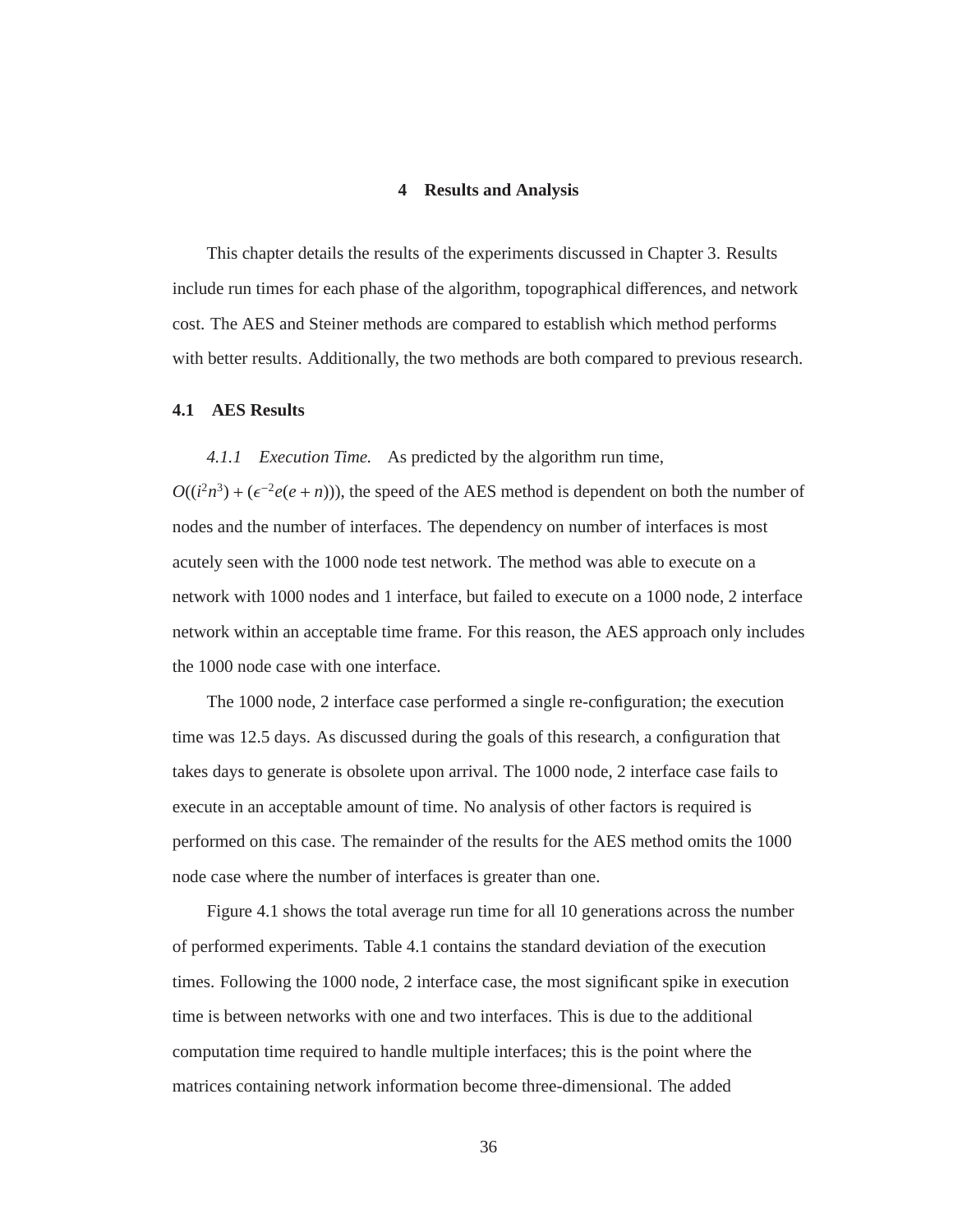# 4 Results and Analysis

This chapter details the results of the experiments discussed in Chapter 3. Results include run times for each phase of the algorithm, topographical differences, and network cost. The AES and Steiner methods are compared to establish which method performs with better results. Additionally, the two methods are both compared to previous research.

## 4.1 AES Results

### *4.1.1 Execution Time.*

As predicted by the algorithm run time, $O((i^2n^3) + (\epsilon^{-2}e(e+n)))$, the speed of the AES method is dependent on both the number of nodes and the number of interfaces. The dependency on number of interfaces is most acutely seen with the 1000 node test network. The method was able to execute on a network with 1000 nodes and 1 interface, but failed to execute on a 1000 node, 2 interface network within an acceptable time frame. For this reason, the AES approach only includes the 1000 node case with one interface.

The 1000 node, 2 interface case performed a single re-configuration; the execution time was 12.5 days. As discussed during the goals of this research, a configuration that takes days to generate is obsolete upon arrival. The 1000 node, 2 interface case fails to execute in an acceptable amount of time. No analysis of other factors is required is performed on this case. The remainder of the results for the AES method omits the 1000 node case where the number of interfaces is greater than one.

Figure 4.1 shows the total average run time for all 10 generations across the number of performed experiments. Table 4.1 contains the standard deviation of the execution times. Following the 1000 node, 2 interface case, the most significant spike in execution time is between networks with one and two interfaces. This is due to the additional computation time required to handle multiple interfaces; this is the point where the matrices containing network information become three-dimensional. The added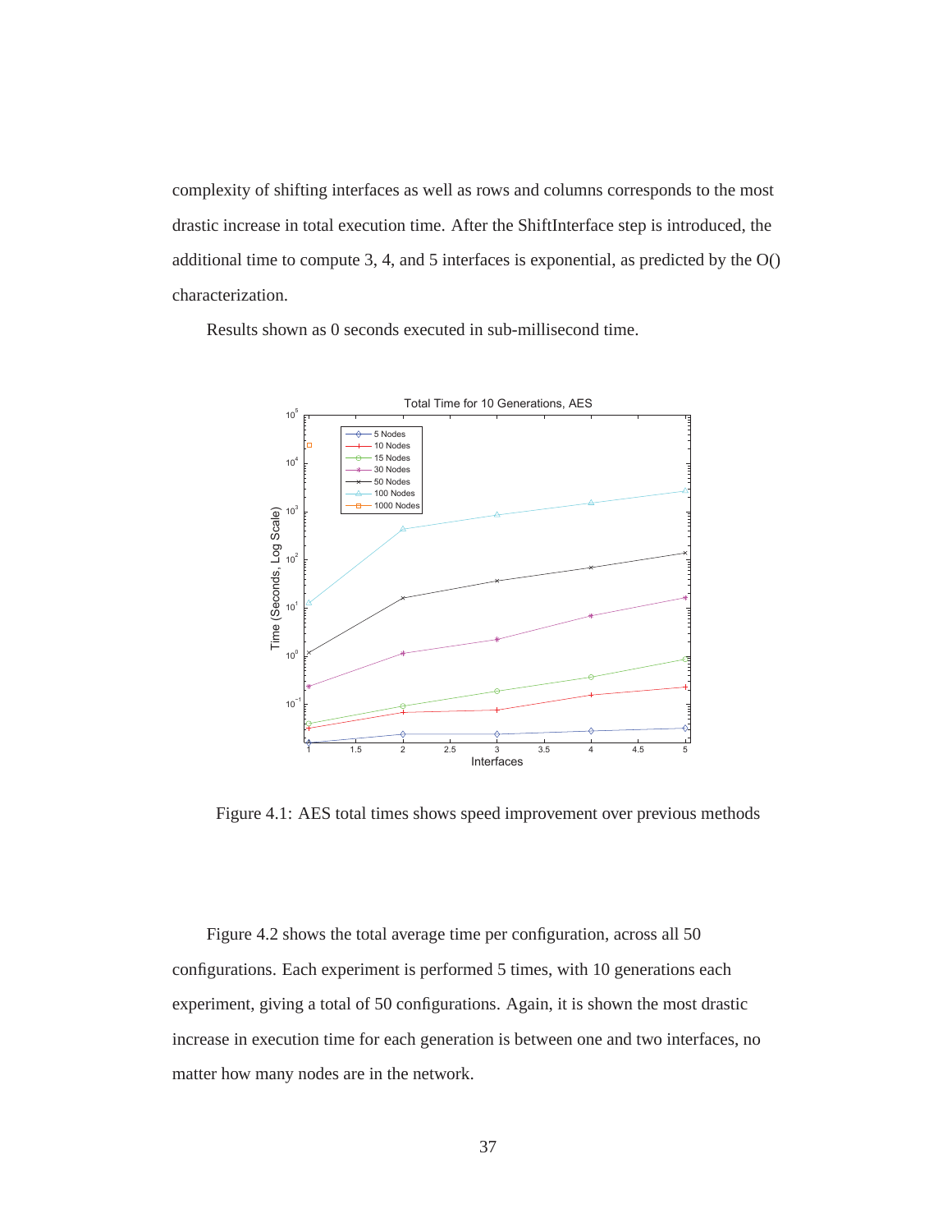complexity of shifting interfaces as well as rows and columns corresponds to the most drastic increase in total execution time. After the ShiftInterface step is introduced, the additional time to compute 3, 4, and 5 interfaces is exponential, as predicted by the O() characterization.

Results shown as 0 seconds executed in sub-millisecond time.

Figure 4.1: AES total times shows speed improvement over previous methods

Figure 4.2 shows the total average time per configuration, across all 50 configurations. Each experiment is performed 5 times, with 10 generations each experiment, giving a total of 50 configurations. Again, it is shown the most drastic increase in execution time for each generation is between one and two interfaces, no matter how many nodes are in the network.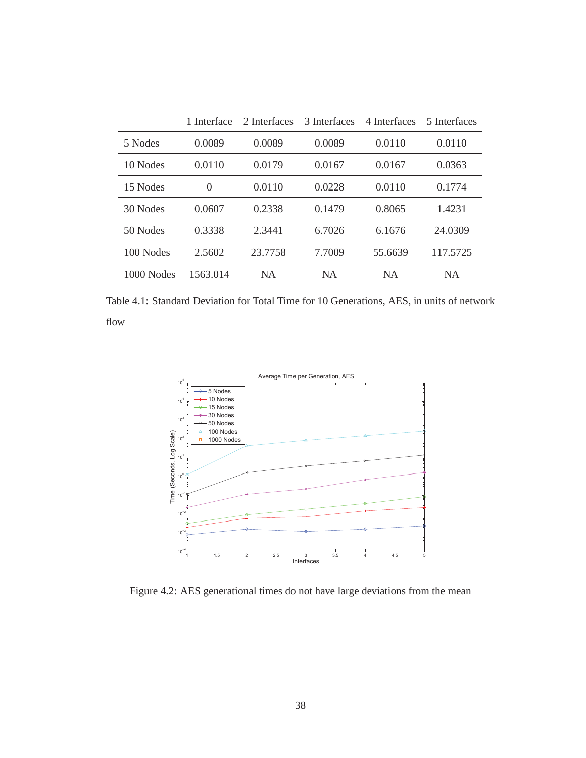|  | 1 Interface | 2 Interfaces | 3 Interfaces | 4 Interfaces | 5 Interfaces |
|---|---|---|---|---|---|
| 5 Nodes | 0.0089 | 0.0089 | 0.0089 | 0.0110 | 0.0110 |
| 10 Nodes | 0.0110 | 0.0179 | 0.0167 | 0.0167 | 0.0363 |
| 15 Nodes | 0 | 0.0110 | 0.0228 | 0.0110 | 0.1774 |
| 30 Nodes | 0.0607 | 0.2338 | 0.1479 | 0.8065 | 1.4231 |
| 50 Nodes | 0.3338 | 2.3441 | 6.7026 | 6.1676 | 24.0309 |
| 100 Nodes | 2.5602 | 23.7758 | 7.7009 | 55.6639 | 117.5725 |
| 1000 Nodes | 1563.014 | NA | NA | NA | NA |

Table 4.1: Standard Deviation for Total Time for 10 Generations, AES, in units of network flow

Figure 4.2: AES generational times do not have large deviations from the mean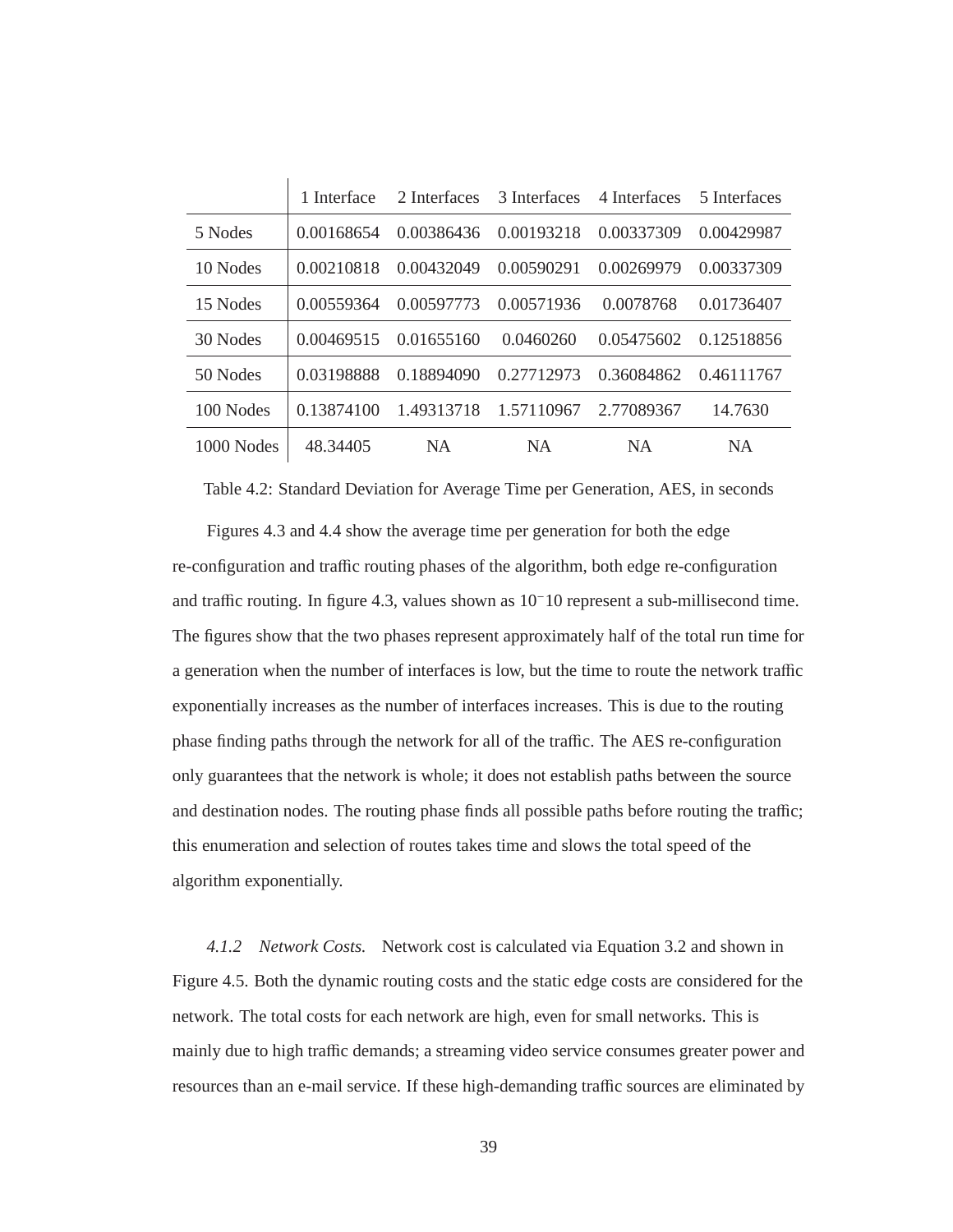| | 1 Interface | 2 Interfaces | 3 Interfaces | 4 Interfaces | 5 Interfaces |
|---|---|---|---|---|---|
| 5 Nodes | 0.00168654 | 0.00386436 | 0.00193218 | 0.00337309 | 0.00429987 |
| 10 Nodes | 0.00210818 | 0.00432049 | 0.00590291 | 0.00269979 | 0.00337309 |
| 15 Nodes | 0.00559364 | 0.00597773 | 0.00571936 | 0.0078768 | 0.01736407 |
| 30 Nodes | 0.00469515 | 0.01655160 | 0.0460260 | 0.05475602 | 0.12518856 |
| 50 Nodes | 0.03198888 | 0.18894090 | 0.27712973 | 0.36084862 | 0.46111767 |
| 100 Nodes | 0.13874100 | 1.49313718 | 1.57110967 | 2.77089367 | 14.7630 |
| 1000 Nodes | 48.34405 | NA | NA | NA | NA |

Table 4.2: Standard Deviation for Average Time per Generation, AES, in seconds

Figures 4.3 and 4.4 show the average time per generation for both the edge re-configuration and traffic routing phases of the algorithm, both edge re-configuration and traffic routing. In figure 4.3, values shown as $10^{-}10$ represent a sub-millisecond time. The figures show that the two phases represent approximately half of the total run time for a generation when the number of interfaces is low, but the time to route the network traffic exponentially increases as the number of interfaces increases. This is due to the routing phase finding paths through the network for all of the traffic. The AES re-configuration only guarantees that the network is whole; it does not establish paths between the source and destination nodes. The routing phase finds all possible paths before routing the traffic; this enumeration and selection of routes takes time and slows the total speed of the algorithm exponentially.

*4.1.2 Network Costs.* Network cost is calculated via Equation 3.2 and shown in Figure 4.5. Both the dynamic routing costs and the static edge costs are considered for the network. The total costs for each network are high, even for small networks. This is mainly due to high traffic demands; a streaming video service consumes greater power and resources than an e-mail service. If these high-demanding traffic sources are eliminated by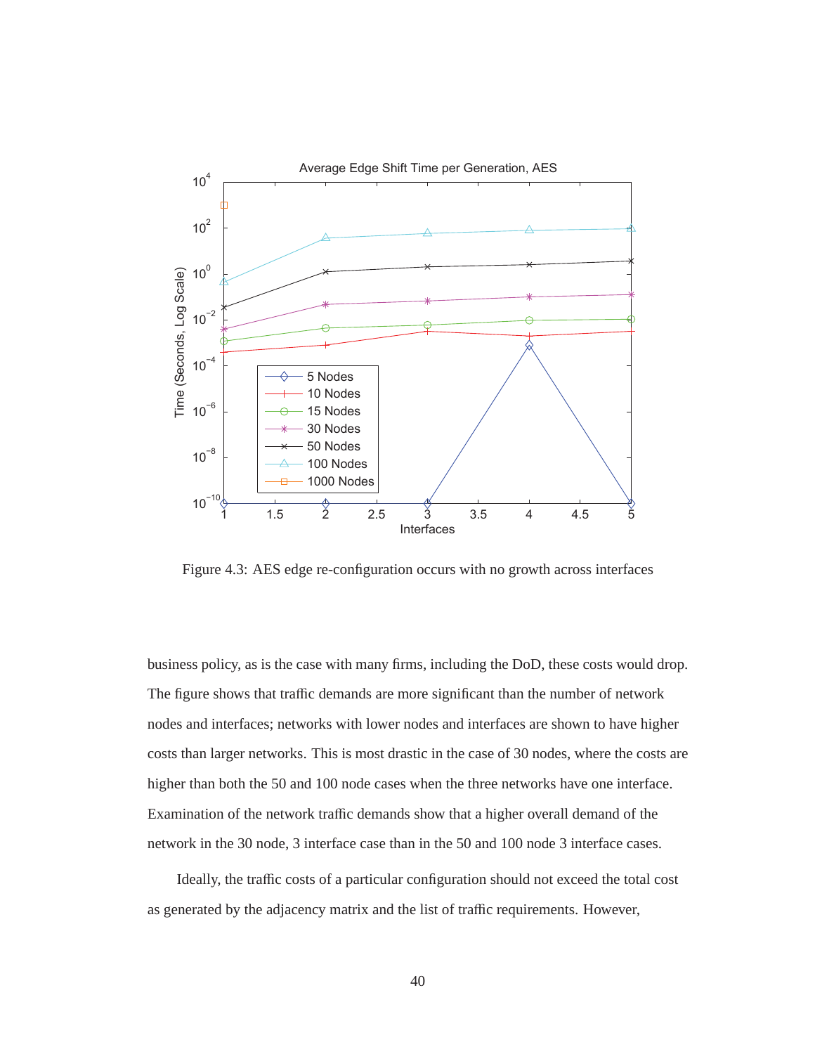Figure 4.3: AES edge re-configuration occurs with no growth across interfaces

business policy, as is the case with many firms, including the DoD, these costs would drop. The figure shows that traffic demands are more significant than the number of network nodes and interfaces; networks with lower nodes and interfaces are shown to have higher costs than larger networks. This is most drastic in the case of 30 nodes, where the costs are higher than both the 50 and 100 node cases when the three networks have one interface. Examination of the network traffic demands show that a higher overall demand of the network in the 30 node, 3 interface case than in the 50 and 100 node 3 interface cases.

Ideally, the traffic costs of a particular configuration should not exceed the total cost as generated by the adjacency matrix and the list of traffic requirements. However,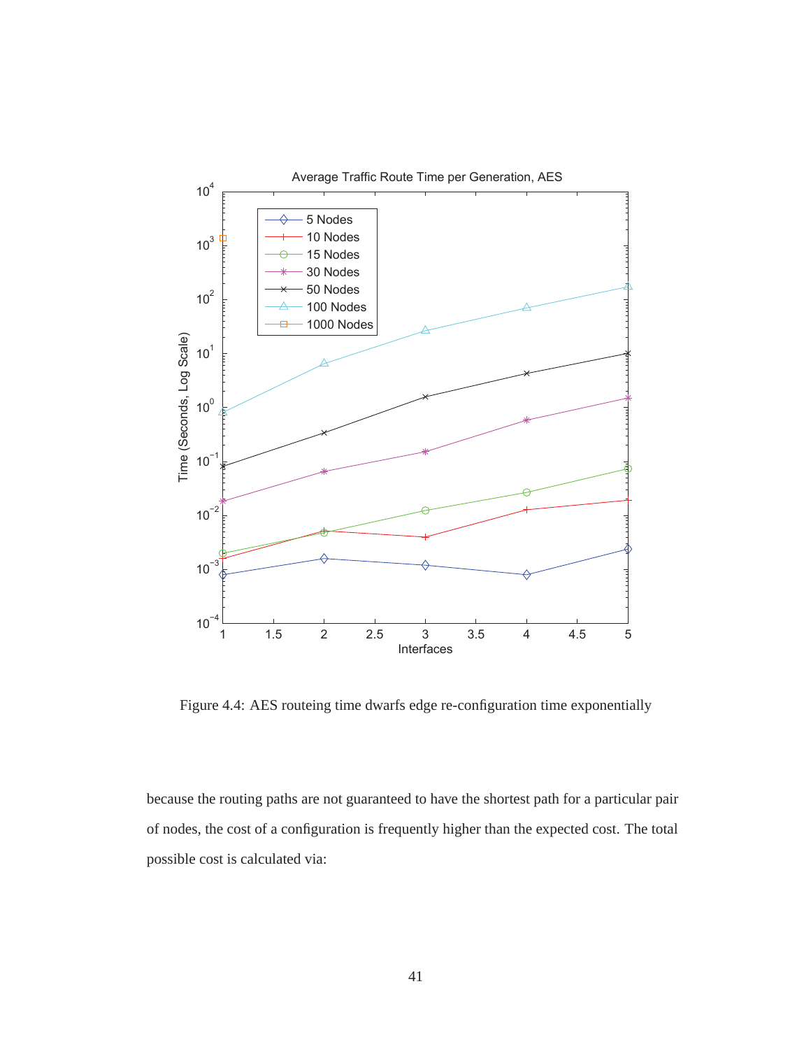Figure 4.4: AES routeing time dwarfs edge re-configuration time exponentially

because the routing paths are not guaranteed to have the shortest path for a particular pair of nodes, the cost of a configuration is frequently higher than the expected cost. The total possible cost is calculated via: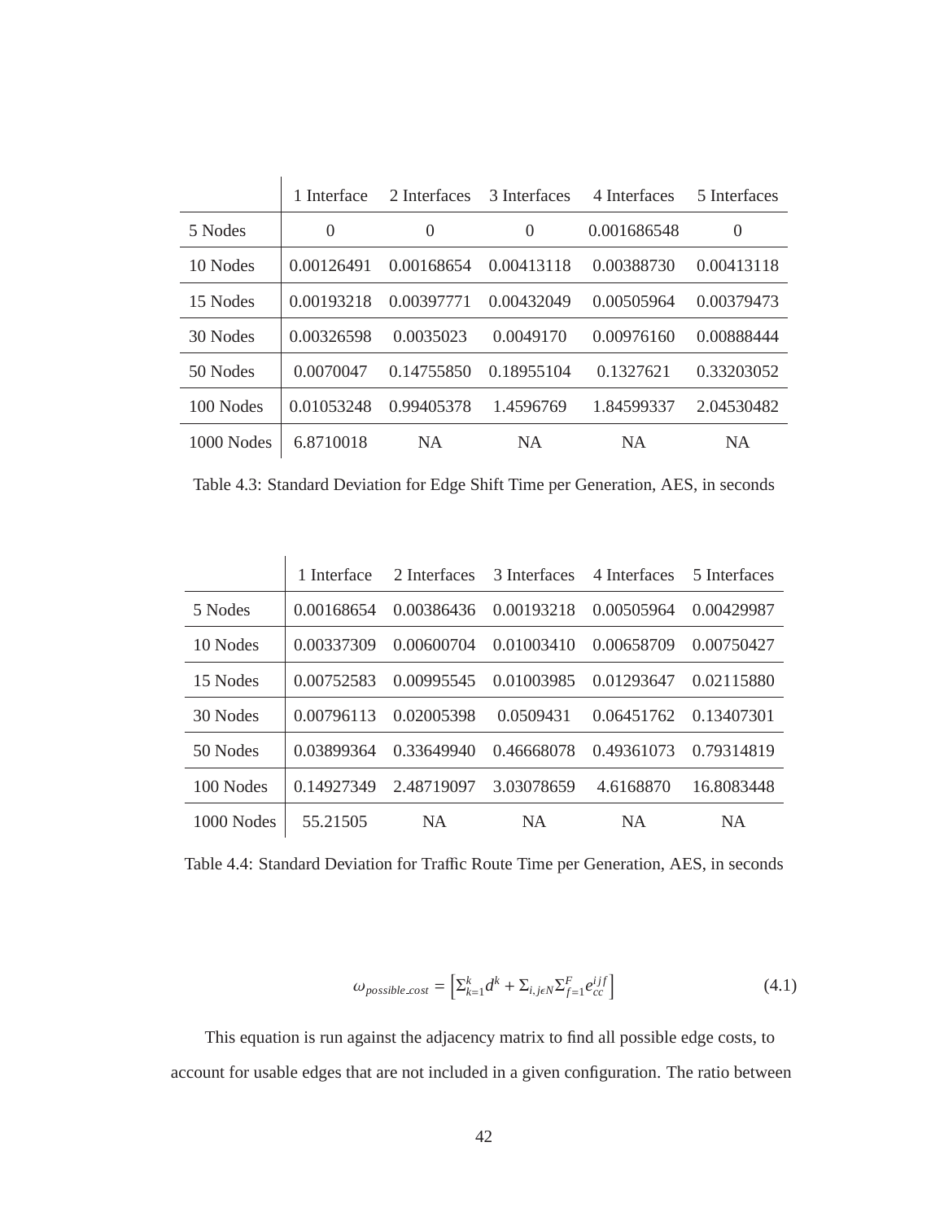| | 1 Interface | 2 Interfaces | 3 Interfaces | 4 Interfaces | 5 Interfaces |
|---|---|---|---|---|---|
| 5 Nodes | 0 | 0 | 0 | 0.001686548 | 0 |
| 10 Nodes | 0.00126491 | 0.00168654 | 0.00413118 | 0.00388730 | 0.00413118 |
| 15 Nodes | 0.00193218 | 0.00397771 | 0.00432049 | 0.00505964 | 0.00379473 |
| 30 Nodes | 0.00326598 | 0.0035023 | 0.0049170 | 0.00976160 | 0.00888444 |
| 50 Nodes | 0.0070047 | 0.14755850 | 0.18955104 | 0.1327621 | 0.33203052 |
| 100 Nodes | 0.01053248 | 0.99405378 | 1.4596769 | 1.84599337 | 2.04530482 |
| 1000 Nodes | 6.8710018 | NA | NA | NA | NA |

Table 4.3: Standard Deviation for Edge Shift Time per Generation, AES, in seconds

| | 1 Interface | 2 Interfaces | 3 Interfaces | 4 Interfaces | 5 Interfaces |
|---|---|---|---|---|---|
| 5 Nodes | 0.00168654 | 0.00386436 | 0.00193218 | 0.00505964 | 0.00429987 |
| 10 Nodes | 0.00337309 | 0.00600704 | 0.01003410 | 0.00658709 | 0.00750427 |
| 15 Nodes | 0.00752583 | 0.00995545 | 0.01003985 | 0.01293647 | 0.02115880 |
| 30 Nodes | 0.00796113 | 0.02005398 | 0.0509431 | 0.06451762 | 0.13407301 |
| 50 Nodes | 0.03899364 | 0.33649940 | 0.46668078 | 0.49361073 | 0.79314819 |
| 100 Nodes | 0.14927349 | 2.48719097 | 3.03078659 | 4.6168870 | 16.8083448 |
| 1000 Nodes | 55.21505 | NA | NA | NA | NA |

Table 4.4: Standard Deviation for Traffic Route Time per Generation, AES, in seconds

$$\omega_{possible\_cost} = \left[ \Sigma_{k=1}^{k} d^k + \Sigma_{i,j \epsilon N} \Sigma_{f=1}^{F} e_{cc}^{ijf} \right] \tag{4.1}$$

This equation is run against the adjacency matrix to find all possible edge costs, to account for usable edges that are not included in a given configuration. The ratio between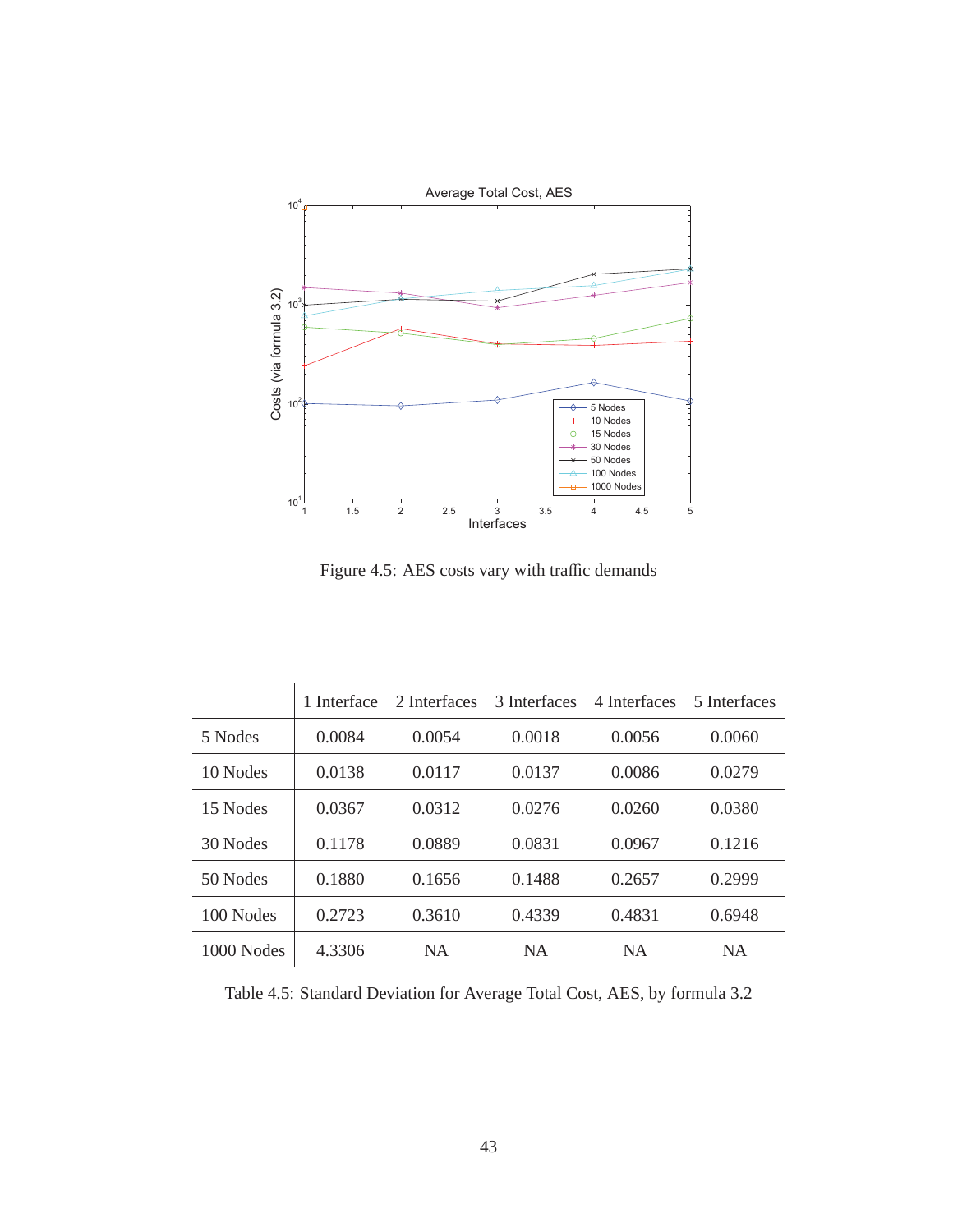Figure 4.5: AES costs vary with traffic demands

| | 1 Interface | 2 Interfaces | 3 Interfaces | 4 Interfaces | 5 Interfaces |
|---|---|---|---|---|---|
| 5 Nodes | 0.0084 | 0.0054 | 0.0018 | 0.0056 | 0.0060 |
| 10 Nodes | 0.0138 | 0.0117 | 0.0137 | 0.0086 | 0.0279 |
| 15 Nodes | 0.0367 | 0.0312 | 0.0276 | 0.0260 | 0.0380 |
| 30 Nodes | 0.1178 | 0.0889 | 0.0831 | 0.0967 | 0.1216 |
| 50 Nodes | 0.1880 | 0.1656 | 0.1488 | 0.2657 | 0.2999 |
| 100 Nodes | 0.2723 | 0.3610 | 0.4339 | 0.4831 | 0.6948 |
| 1000 Nodes | 4.3306 | NA | NA | NA | NA |

Table 4.5: Standard Deviation for Average Total Cost, AES, by formula 3.2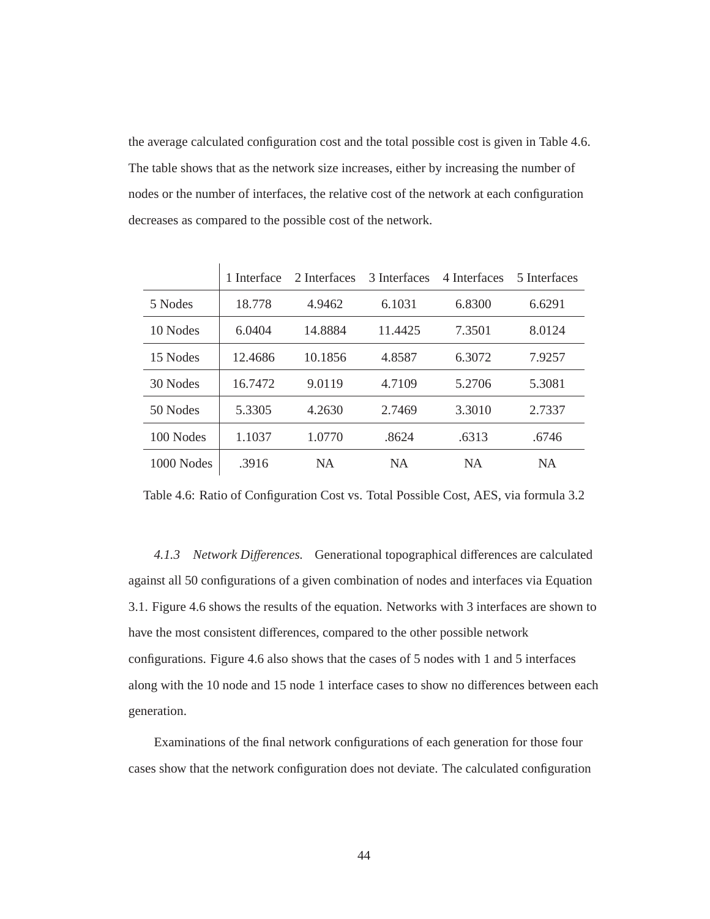the average calculated configuration cost and the total possible cost is given in Table 4.6. The table shows that as the network size increases, either by increasing the number of nodes or the number of interfaces, the relative cost of the network at each configuration decreases as compared to the possible cost of the network.

| | 1 Interface | 2 Interfaces | 3 Interfaces | 4 Interfaces | 5 Interfaces |
|---|---|---|---|---|---|
| 5 Nodes | 18.778 | 4.9462 | 6.1031 | 6.8300 | 6.6291 |
| 10 Nodes | 6.0404 | 14.8884 | 11.4425 | 7.3501 | 8.0124 |
| 15 Nodes | 12.4686 | 10.1856 | 4.8587 | 6.3072 | 7.9257 |
| 30 Nodes | 16.7472 | 9.0119 | 4.7109 | 5.2706 | 5.3081 |
| 50 Nodes | 5.3305 | 4.2630 | 2.7469 | 3.3010 | 2.7337 |
| 100 Nodes | 1.1037 | 1.0770 | .8624 | .6313 | .6746 |
| 1000 Nodes | .3916 | NA | NA | NA | NA |

Table 4.6: Ratio of Configuration Cost vs. Total Possible Cost, AES, via formula 3.2

*4.1.3 Network Differences.* Generational topographical differences are calculated against all 50 configurations of a given combination of nodes and interfaces via Equation 3.1. Figure 4.6 shows the results of the equation. Networks with 3 interfaces are shown to have the most consistent differences, compared to the other possible network configurations. Figure 4.6 also shows that the cases of 5 nodes with 1 and 5 interfaces along with the 10 node and 15 node 1 interface cases to show no differences between each generation.

Examinations of the final network configurations of each generation for those four cases show that the network configuration does not deviate. The calculated configuration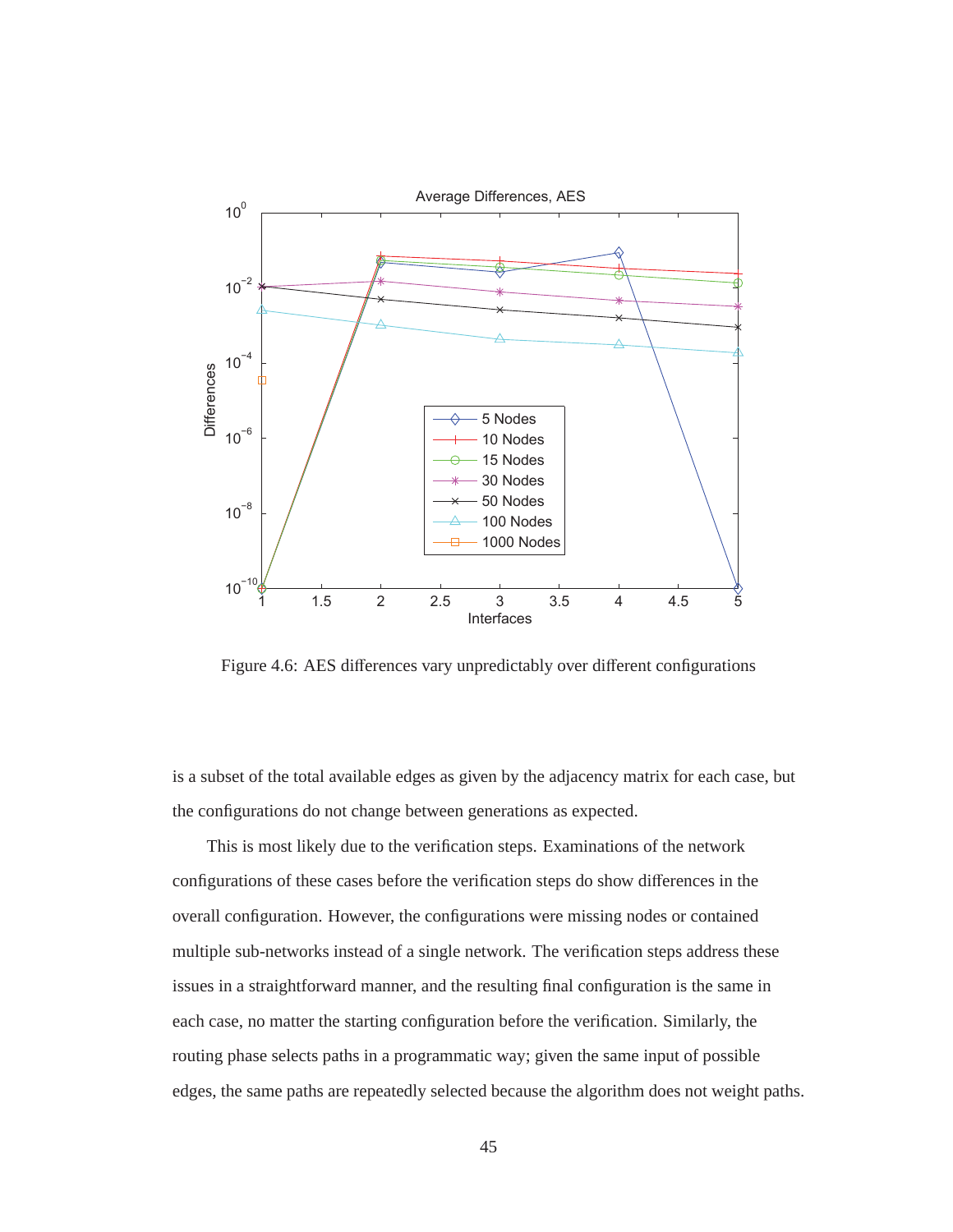Figure 4.6: AES differences vary unpredictably over different configurations

is a subset of the total available edges as given by the adjacency matrix for each case, but the configurations do not change between generations as expected.

This is most likely due to the verification steps. Examinations of the network configurations of these cases before the verification steps do show differences in the overall configuration. However, the configurations were missing nodes or contained multiple sub-networks instead of a single network. The verification steps address these issues in a straightforward manner, and the resulting final configuration is the same in each case, no matter the starting configuration before the verification. Similarly, the routing phase selects paths in a programmatic way; given the same input of possible edges, the same paths are repeatedly selected because the algorithm does not weight paths.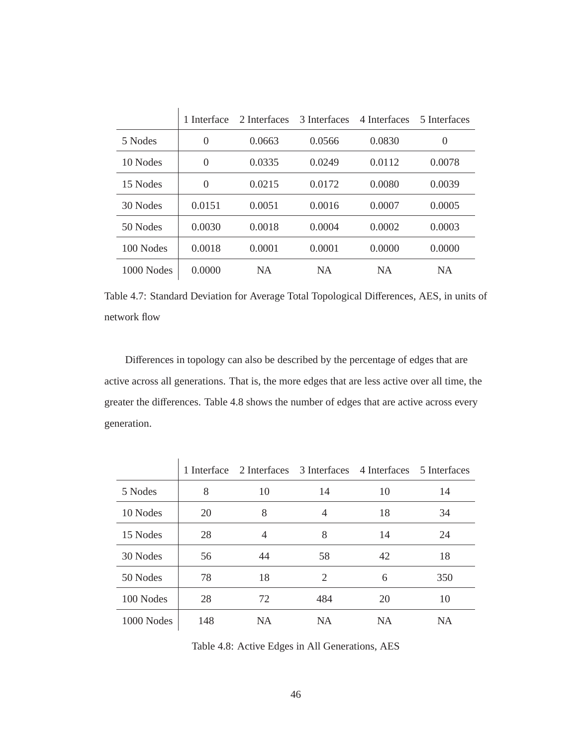| | 1 Interface | 2 Interfaces | 3 Interfaces | 4 Interfaces | 5 Interfaces |
|---|---|---|---|---|---|
| 5 Nodes | 0 | 0.0663 | 0.0566 | 0.0830 | 0 |
| 10 Nodes | 0 | 0.0335 | 0.0249 | 0.0112 | 0.0078 |
| 15 Nodes | 0 | 0.0215 | 0.0172 | 0.0080 | 0.0039 |
| 30 Nodes | 0.0151 | 0.0051 | 0.0016 | 0.0007 | 0.0005 |
| 50 Nodes | 0.0030 | 0.0018 | 0.0004 | 0.0002 | 0.0003 |
| 100 Nodes | 0.0018 | 0.0001 | 0.0001 | 0.0000 | 0.0000 |
| 1000 Nodes | 0.0000 | NA | NA | NA | NA |

Table 4.7: Standard Deviation for Average Total Topological Differences, AES, in units of network flow

Differences in topology can also be described by the percentage of edges that are active across all generations. That is, the more edges that are less active over all time, the greater the differences. Table 4.8 shows the number of edges that are active across every generation.

| | 1 Interface | 2 Interfaces | 3 Interfaces | 4 Interfaces | 5 Interfaces |
|---|---|---|---|---|---|
| 5 Nodes | 8 | 10 | 14 | 10 | 14 |
| 10 Nodes | 20 | 8 | 4 | 18 | 34 |
| 15 Nodes | 28 | 4 | 8 | 14 | 24 |
| 30 Nodes | 56 | 44 | 58 | 42 | 18 |
| 50 Nodes | 78 | 18 | 2 | 6 | 350 |
| 100 Nodes | 28 | 72 | 484 | 20 | 10 |
| 1000 Nodes | 148 | NA | NA | NA | NA |

Table 4.8: Active Edges in All Generations, AES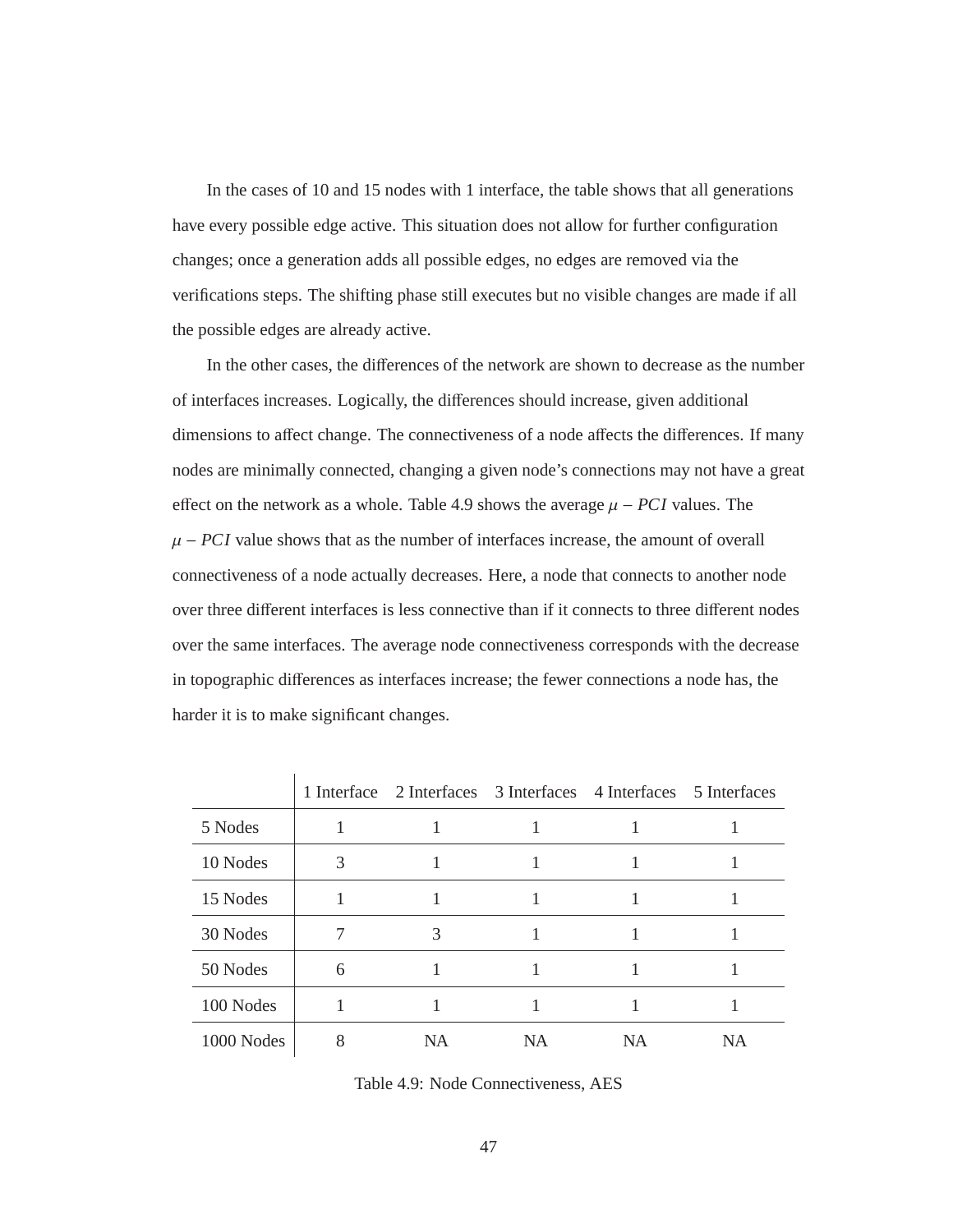In the cases of 10 and 15 nodes with 1 interface, the table shows that all generations have every possible edge active. This situation does not allow for further configuration changes; once a generation adds all possible edges, no edges are removed via the verifications steps. The shifting phase still executes but no visible changes are made if all the possible edges are already active.

In the other cases, the differences of the network are shown to decrease as the number of interfaces increases. Logically, the differences should increase, given additional dimensions to affect change. The connectiveness of a node affects the differences. If many nodes are minimally connected, changing a given node's connections may not have a great effect on the network as a whole. Table 4.9 shows the average $\mu - PCI$ values. The $\mu - PCI$ value shows that as the number of interfaces increase, the amount of overall connectiveness of a node actually decreases. Here, a node that connects to another node over three different interfaces is less connective than if it connects to three different nodes over the same interfaces. The average node connectiveness corresponds with the decrease in topographic differences as interfaces increase; the fewer connections a node has, the harder it is to make significant changes.

| | 1 Interface | 2 Interfaces | 3 Interfaces | 4 Interfaces | 5 Interfaces |
|---|---|---|---|---|---|
| 5 Nodes | 1 | 1 | 1 | 1 | 1 |
| 10 Nodes | 3 | 1 | 1 | 1 | 1 |
| 15 Nodes | 1 | 1 | 1 | 1 | 1 |
| 30 Nodes | 7 | 3 | 1 | 1 | 1 |
| 50 Nodes | 6 | 1 | 1 | 1 | 1 |
| 100 Nodes | 1 | 1 | 1 | 1 | 1 |
| 1000 Nodes | 8 | NA | NA | NA | NA |

Table 4.9: Node Connectiveness, AES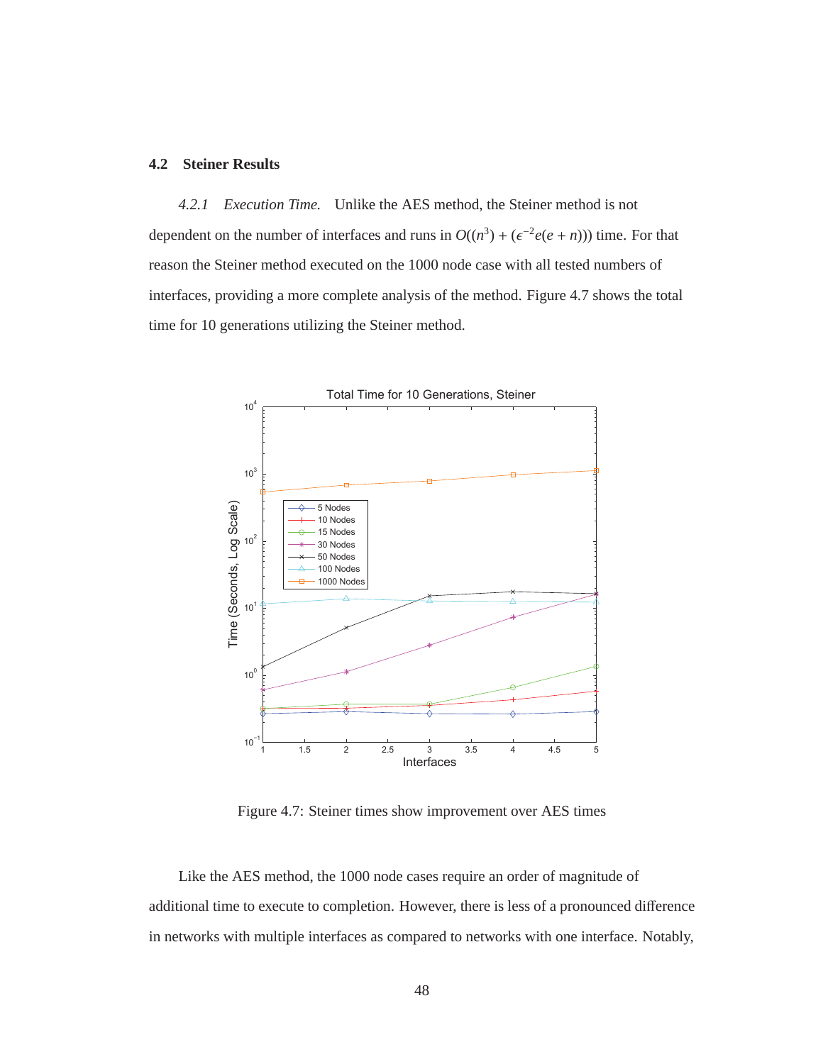## 4.2 Steiner Results

*4.2.1 Execution Time.* Unlike the AES method, the Steiner method is not dependent on the number of interfaces and runs in $O((n^3) + (\epsilon^{-2}e(e + n)))$ time. For that reason the Steiner method executed on the 1000 node case with all tested numbers of interfaces, providing a more complete analysis of the method. Figure 4.7 shows the total time for 10 generations utilizing the Steiner method.

Figure 4.7: Steiner times show improvement over AES times

Like the AES method, the 1000 node cases require an order of magnitude of additional time to execute to completion. However, there is less of a pronounced difference in networks with multiple interfaces as compared to networks with one interface. Notably,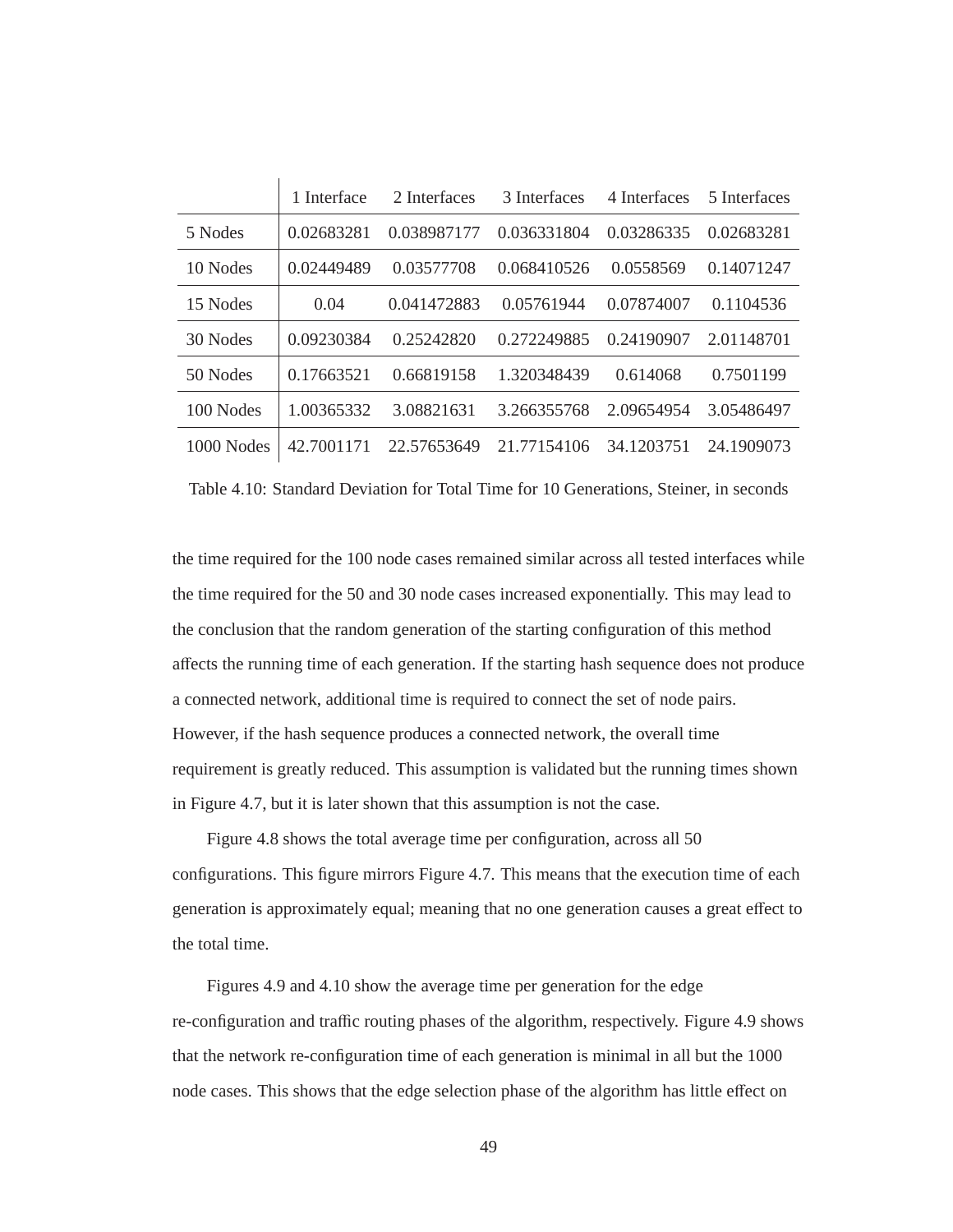| | 1 Interface | 2 Interfaces | 3 Interfaces | 4 Interfaces | 5 Interfaces |
|---|---|---|---|---|---|
| 5 Nodes | 0.02683281 | 0.038987177 | 0.036331804 | 0.03286335 | 0.02683281 |
| 10 Nodes | 0.02449489 | 0.03577708 | 0.068410526 | 0.0558569 | 0.14071247 |
| 15 Nodes | 0.04 | 0.041472883 | 0.05761944 | 0.07874007 | 0.1104536 |
| 30 Nodes | 0.09230384 | 0.25242820 | 0.272249885 | 0.24190907 | 2.01148701 |
| 50 Nodes | 0.17663521 | 0.66819158 | 1.320348439 | 0.614068 | 0.7501199 |
| 100 Nodes | 1.00365332 | 3.08821631 | 3.266355768 | 2.09654954 | 3.05486497 |
| 1000 Nodes | 42.7001171 | 22.57653649 | 21.77154106 | 34.1203751 | 24.1909073 |

Table 4.10: Standard Deviation for Total Time for 10 Generations, Steiner, in seconds

the time required for the 100 node cases remained similar across all tested interfaces while the time required for the 50 and 30 node cases increased exponentially. This may lead to the conclusion that the random generation of the starting configuration of this method affects the running time of each generation. If the starting hash sequence does not produce a connected network, additional time is required to connect the set of node pairs. However, if the hash sequence produces a connected network, the overall time requirement is greatly reduced. This assumption is validated but the running times shown in Figure 4.7, but it is later shown that this assumption is not the case.

Figure 4.8 shows the total average time per configuration, across all 50 configurations. This figure mirrors Figure 4.7. This means that the execution time of each generation is approximately equal; meaning that no one generation causes a great effect to the total time.

Figures 4.9 and 4.10 show the average time per generation for the edge re-configuration and traffic routing phases of the algorithm, respectively. Figure 4.9 shows that the network re-configuration time of each generation is minimal in all but the 1000 node cases. This shows that the edge selection phase of the algorithm has little effect on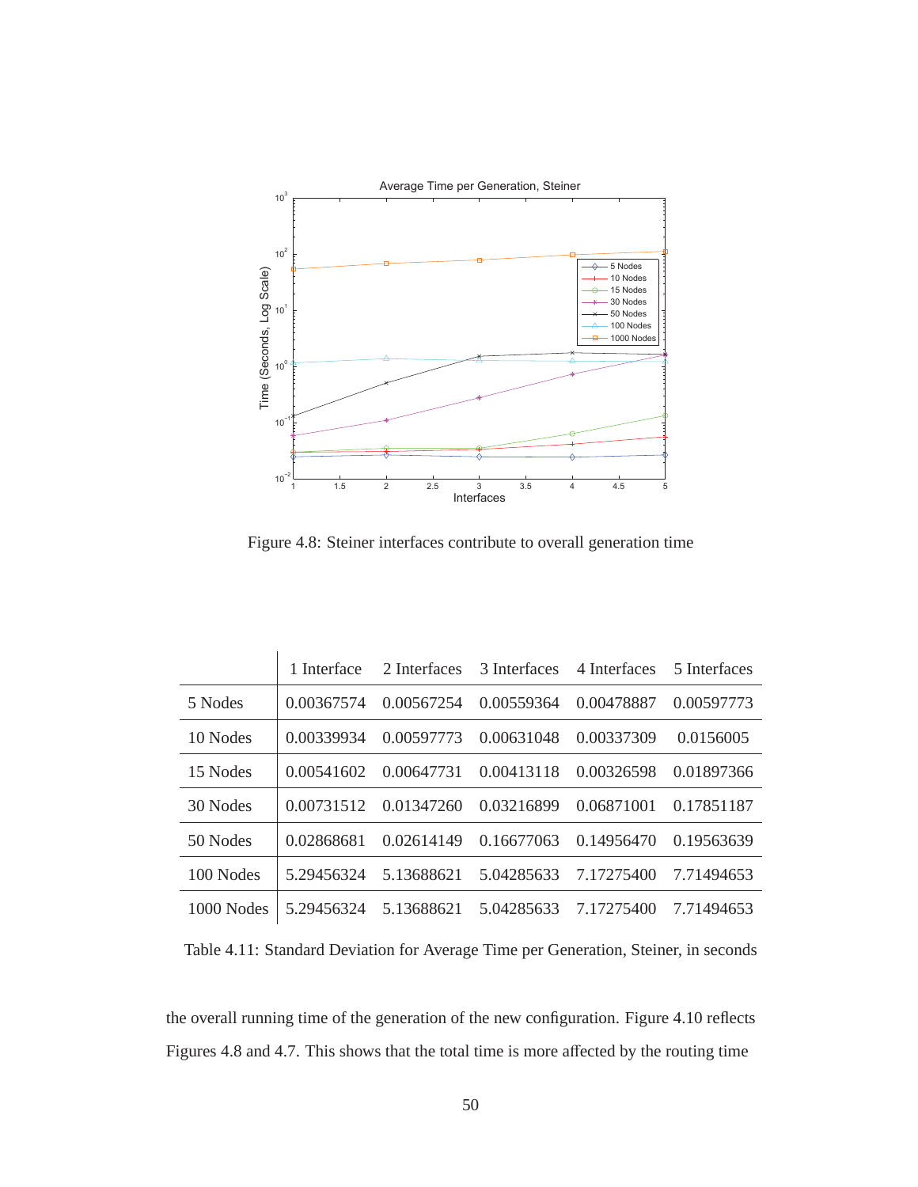Figure 4.8: Steiner interfaces contribute to overall generation time

| | 1 Interface | 2 Interfaces | 3 Interfaces | 4 Interfaces | 5 Interfaces |
|---|---|---|---|---|---|
| 5 Nodes | 0.00367574 | 0.00567254 | 0.00559364 | 0.00478887 | 0.00597773 |
| 10 Nodes | 0.00339934 | 0.00597773 | 0.00631048 | 0.00337309 | 0.0156005 |
| 15 Nodes | 0.00541602 | 0.00647731 | 0.00413118 | 0.00326598 | 0.01897366 |
| 30 Nodes | 0.00731512 | 0.01347260 | 0.03216899 | 0.06871001 | 0.17851187 |
| 50 Nodes | 0.02868681 | 0.02614149 | 0.16677063 | 0.14956470 | 0.19563639 |
| 100 Nodes | 5.29456324 | 5.13688621 | 5.04285633 | 7.17275400 | 7.71494653 |
| 1000 Nodes | 5.29456324 | 5.13688621 | 5.04285633 | 7.17275400 | 7.71494653 |

Table 4.11: Standard Deviation for Average Time per Generation, Steiner, in seconds

the overall running time of the generation of the new configuration. Figure 4.10 reflects Figures 4.8 and 4.7. This shows that the total time is more affected by the routing time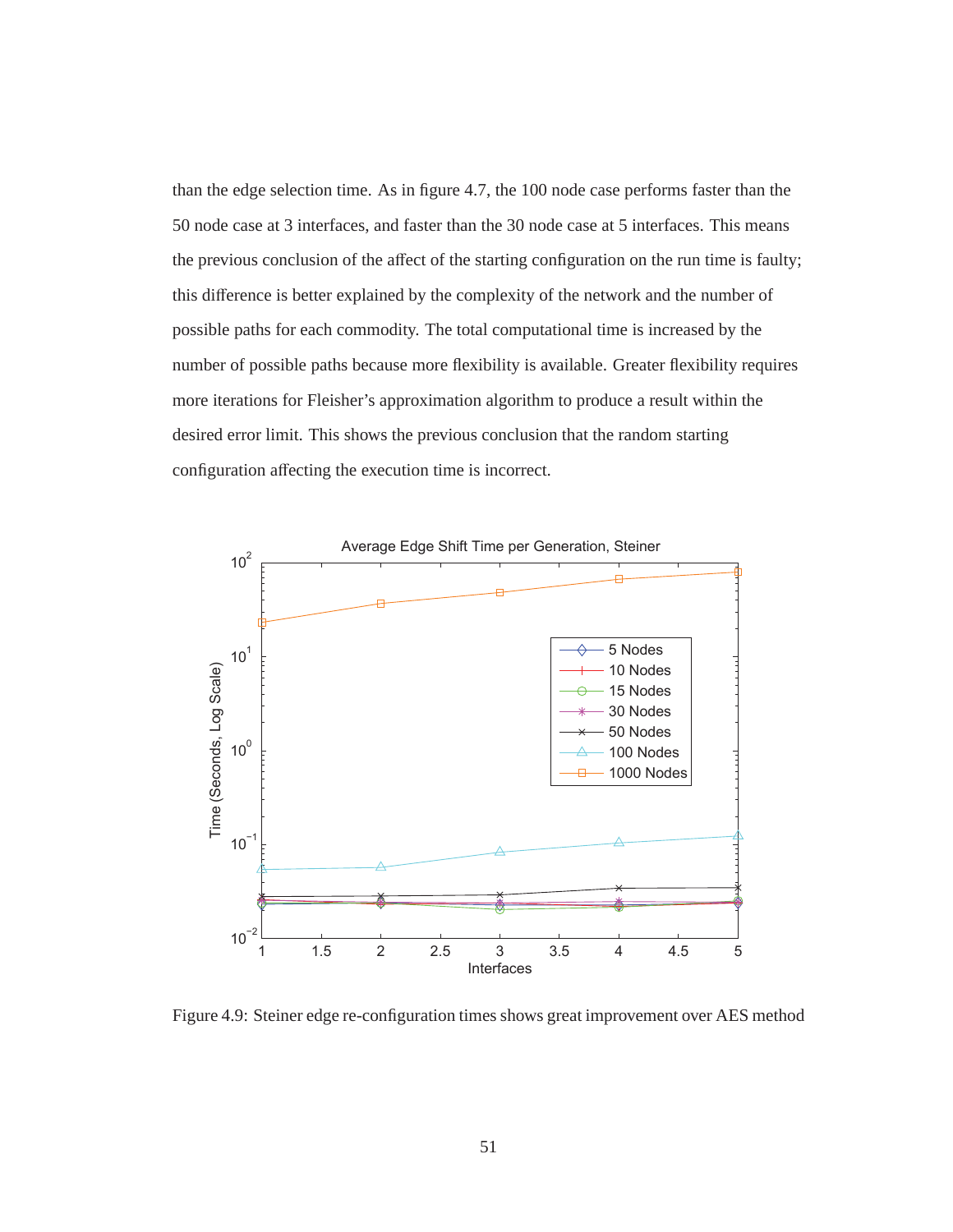than the edge selection time. As in figure 4.7, the 100 node case performs faster than the 50 node case at 3 interfaces, and faster than the 30 node case at 5 interfaces. This means the previous conclusion of the affect of the starting configuration on the run time is faulty; this difference is better explained by the complexity of the network and the number of possible paths for each commodity. The total computational time is increased by the number of possible paths because more flexibility is available. Greater flexibility requires more iterations for Fleisher's approximation algorithm to produce a result within the desired error limit. This shows the previous conclusion that the random starting configuration affecting the execution time is incorrect.

Figure 4.9: Steiner edge re-configuration times shows great improvement over AES method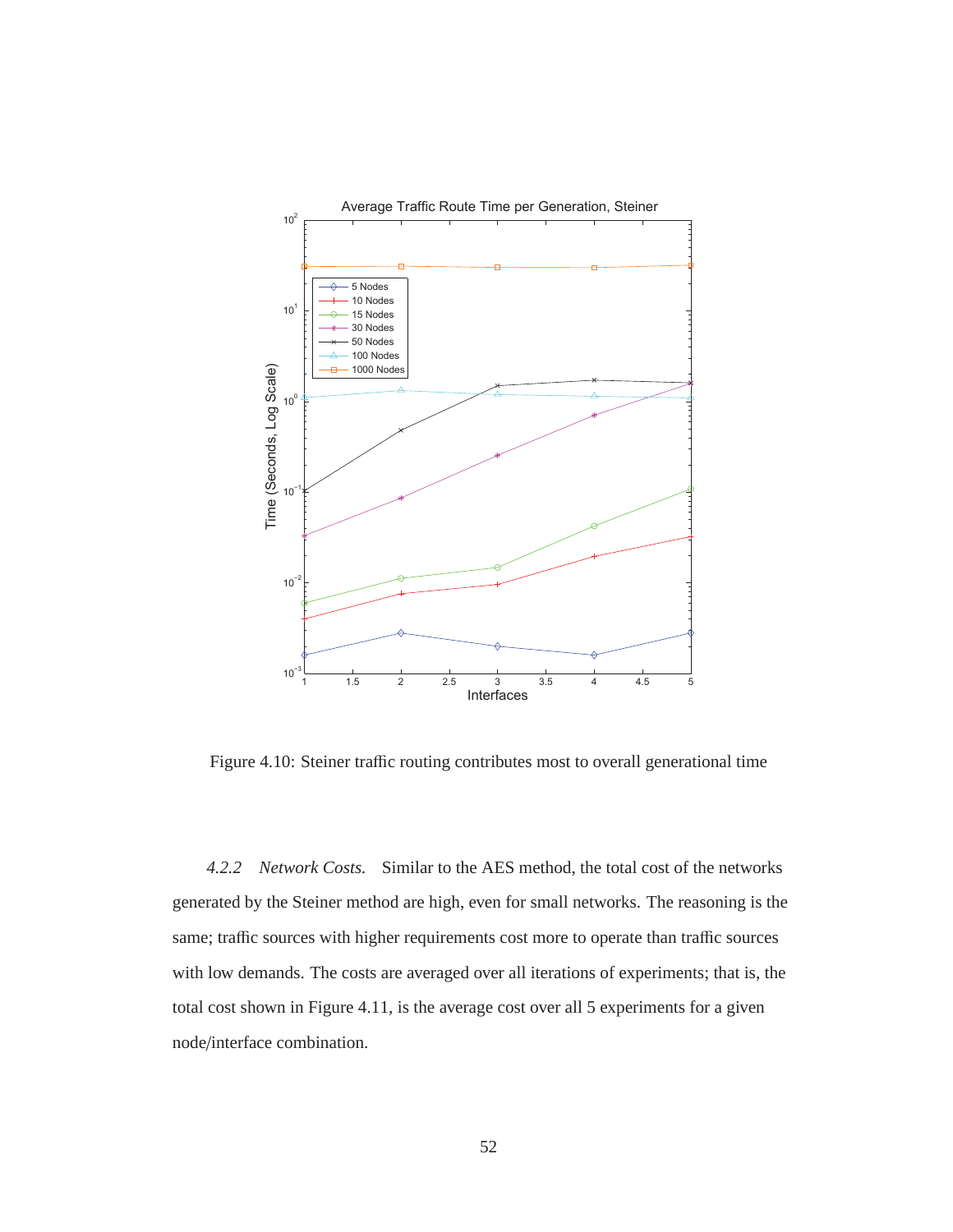Figure 4.10: Steiner traffic routing contributes most to overall generational time

*4.2.2 Network Costs.* Similar to the AES method, the total cost of the networks generated by the Steiner method are high, even for small networks. The reasoning is the same; traffic sources with higher requirements cost more to operate than traffic sources with low demands. The costs are averaged over all iterations of experiments; that is, the total cost shown in Figure 4.11, is the average cost over all 5 experiments for a given node/interface combination.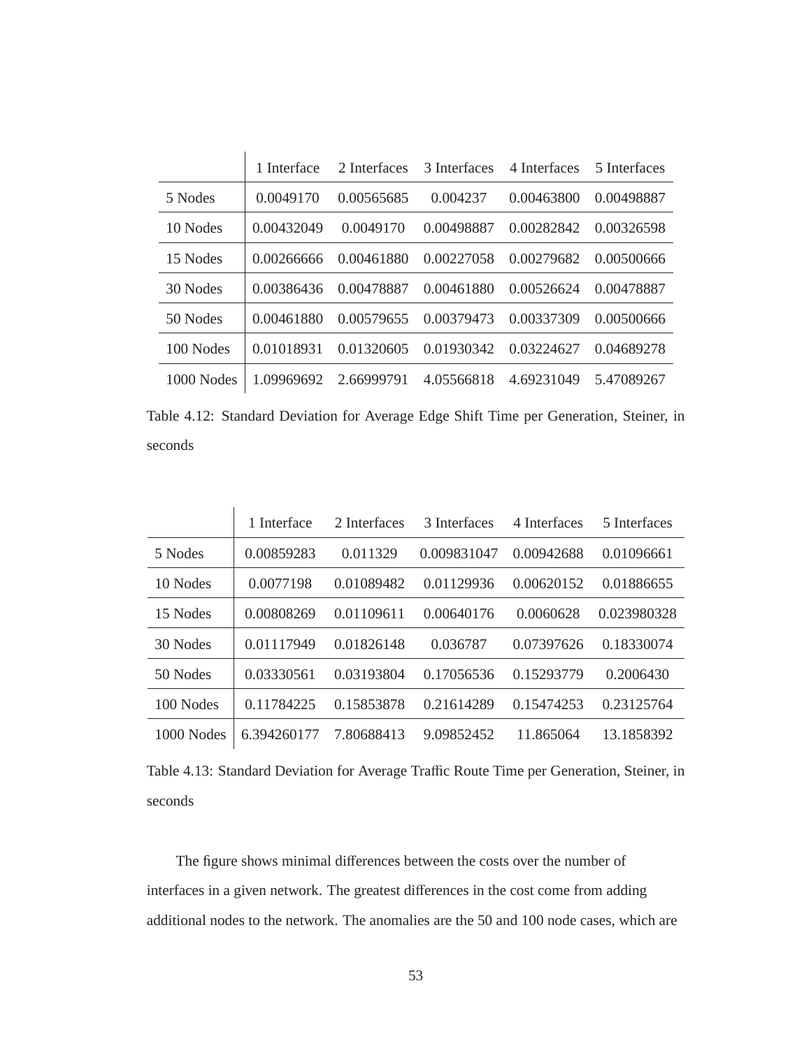| | 1 Interface | 2 Interfaces | 3 Interfaces | 4 Interfaces | 5 Interfaces |
|---|---|---|---|---|---|
| 5 Nodes | 0.0049170 | 0.00565685 | 0.004237 | 0.00463800 | 0.00498887 |
| 10 Nodes | 0.00432049 | 0.0049170 | 0.00498887 | 0.00282842 | 0.00326598 |
| 15 Nodes | 0.00266666 | 0.00461880 | 0.00227058 | 0.00279682 | 0.00500666 |
| 30 Nodes | 0.00386436 | 0.00478887 | 0.00461880 | 0.00526624 | 0.00478887 |
| 50 Nodes | 0.00461880 | 0.00579655 | 0.00379473 | 0.00337309 | 0.00500666 |
| 100 Nodes | 0.01018931 | 0.01320605 | 0.01930342 | 0.03224627 | 0.04689278 |
| 1000 Nodes | 1.09969692 | 2.66999791 | 4.05566818 | 4.69231049 | 5.47089267 |

Table 4.12: Standard Deviation for Average Edge Shift Time per Generation, Steiner, in seconds

| | 1 Interface | 2 Interfaces | 3 Interfaces | 4 Interfaces | 5 Interfaces |
|---|---|---|---|---|---|
| 5 Nodes | 0.00859283 | 0.011329 | 0.009831047 | 0.00942688 | 0.01096661 |
| 10 Nodes | 0.0077198 | 0.01089482 | 0.01129936 | 0.00620152 | 0.01886655 |
| 15 Nodes | 0.00808269 | 0.01109611 | 0.00640176 | 0.0060628 | 0.023980328 |
| 30 Nodes | 0.01117949 | 0.01826148 | 0.036787 | 0.07397626 | 0.18330074 |
| 50 Nodes | 0.03330561 | 0.03193804 | 0.17056536 | 0.15293779 | 0.2006430 |
| 100 Nodes | 0.11784225 | 0.15853878 | 0.21614289 | 0.15474253 | 0.23125764 |
| 1000 Nodes | 6.394260177 | 7.80688413 | 9.09852452 | 11.865064 | 13.1858392 |

Table 4.13: Standard Deviation for Average Traffic Route Time per Generation, Steiner, in seconds

The figure shows minimal differences between the costs over the number of interfaces in a given network. The greatest differences in the cost come from adding additional nodes to the network. The anomalies are the 50 and 100 node cases, which are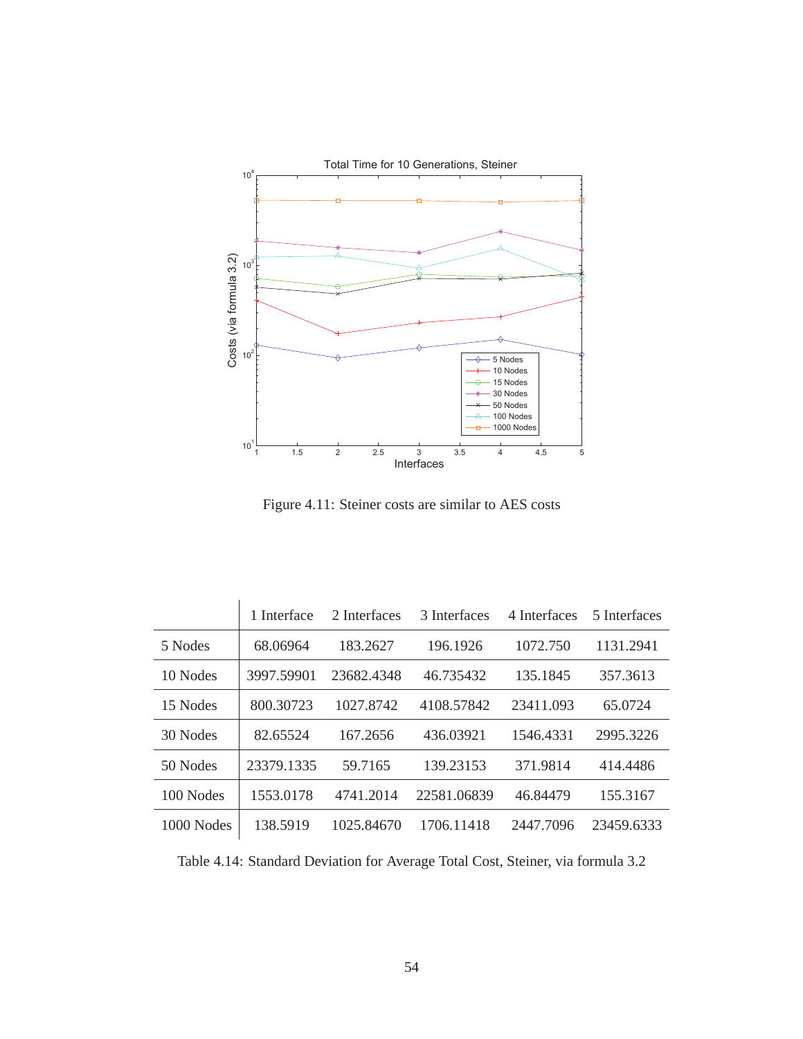Figure 4.11: Steiner costs are similar to AES costs

|  | 1 Interface | 2 Interfaces | 3 Interfaces | 4 Interfaces | 5 Interfaces |
|---|---|---|---|---|---|
| 5 Nodes | 68.06964 | 183.2627 | 196.1926 | 1072.750 | 1131.2941 |
| 10 Nodes | 3997.59901 | 23682.4348 | 46.735432 | 135.1845 | 357.3613 |
| 15 Nodes | 800.30723 | 1027.8742 | 4108.57842 | 23411.093 | 65.0724 |
| 30 Nodes | 82.65524 | 167.2656 | 436.03921 | 1546.4331 | 2995.3226 |
| 50 Nodes | 23379.1335 | 59.7165 | 139.23153 | 371.9814 | 414.4486 |
| 100 Nodes | 1553.0178 | 4741.2014 | 22581.06839 | 46.84479 | 155.3167 |
| 1000 Nodes | 138.5919 | 1025.84670 | 1706.11418 | 2447.7096 | 23459.6333 |

Table 4.14: Standard Deviation for Average Total Cost, Steiner, via formula 3.2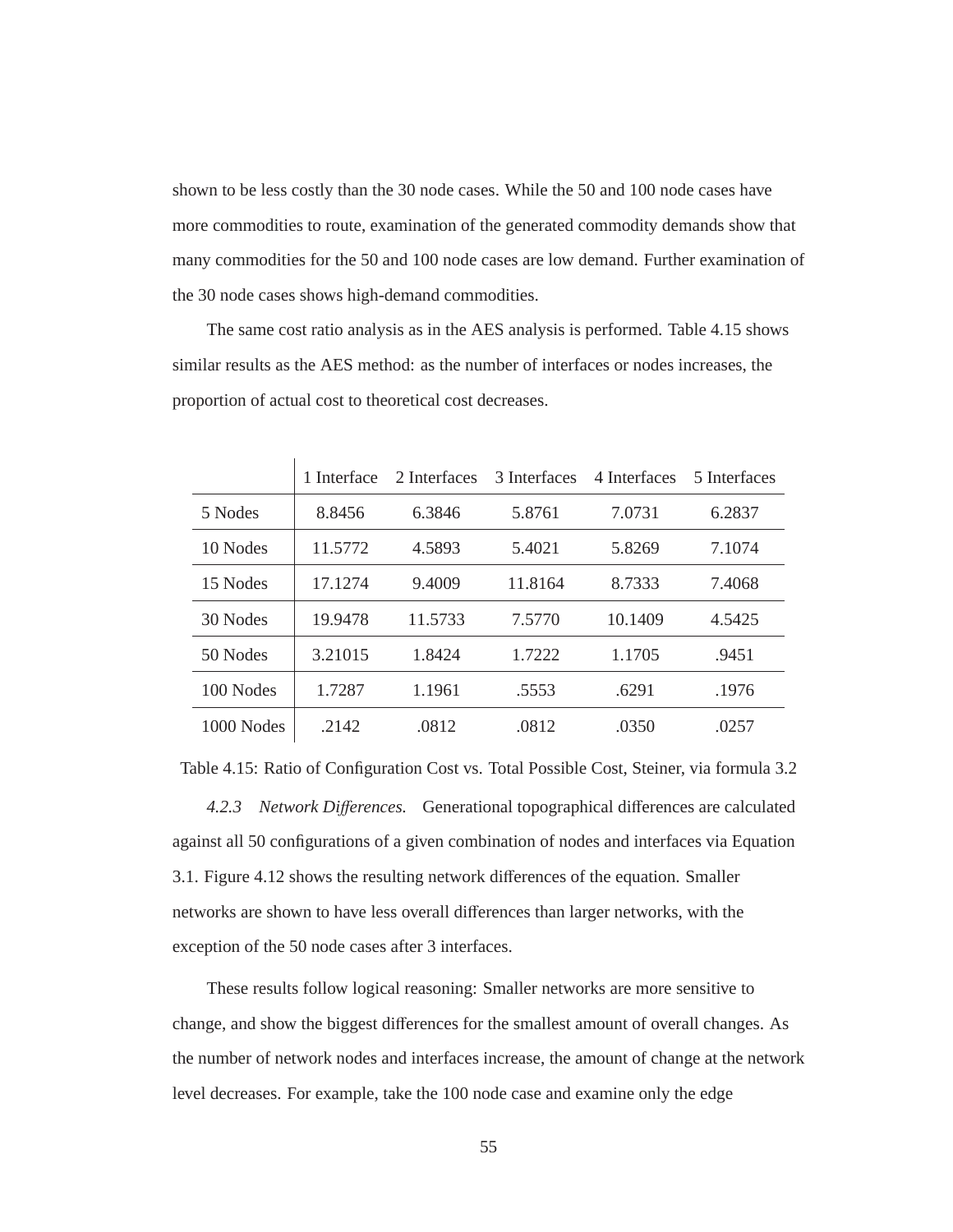shown to be less costly than the 30 node cases. While the 50 and 100 node cases have more commodities to route, examination of the generated commodity demands show that many commodities for the 50 and 100 node cases are low demand. Further examination of the 30 node cases shows high-demand commodities.

The same cost ratio analysis as in the AES analysis is performed. Table 4.15 shows similar results as the AES method: as the number of interfaces or nodes increases, the proportion of actual cost to theoretical cost decreases.

| | 1 Interface | 2 Interfaces | 3 Interfaces | 4 Interfaces | 5 Interfaces |
|---|---|---|---|---|---|
| 5 Nodes | 8.8456 | 6.3846 | 5.8761 | 7.0731 | 6.2837 |
| 10 Nodes | 11.5772 | 4.5893 | 5.4021 | 5.8269 | 7.1074 |
| 15 Nodes | 17.1274 | 9.4009 | 11.8164 | 8.7333 | 7.4068 |
| 30 Nodes | 19.9478 | 11.5733 | 7.5770 | 10.1409 | 4.5425 |
| 50 Nodes | 3.21015 | 1.8424 | 1.7222 | 1.1705 | .9451 |
| 100 Nodes | 1.7287 | 1.1961 | .5553 | .6291 | .1976 |
| 1000 Nodes | .2142 | .0812 | .0812 | .0350 | .0257 |

Table 4.15: Ratio of Configuration Cost vs. Total Possible Cost, Steiner, via formula 3.2

*4.2.3 Network Differences.* Generational topographical differences are calculated against all 50 configurations of a given combination of nodes and interfaces via Equation 3.1. Figure 4.12 shows the resulting network differences of the equation. Smaller networks are shown to have less overall differences than larger networks, with the exception of the 50 node cases after 3 interfaces.

These results follow logical reasoning: Smaller networks are more sensitive to change, and show the biggest differences for the smallest amount of overall changes. As the number of network nodes and interfaces increase, the amount of change at the network level decreases. For example, take the 100 node case and examine only the edge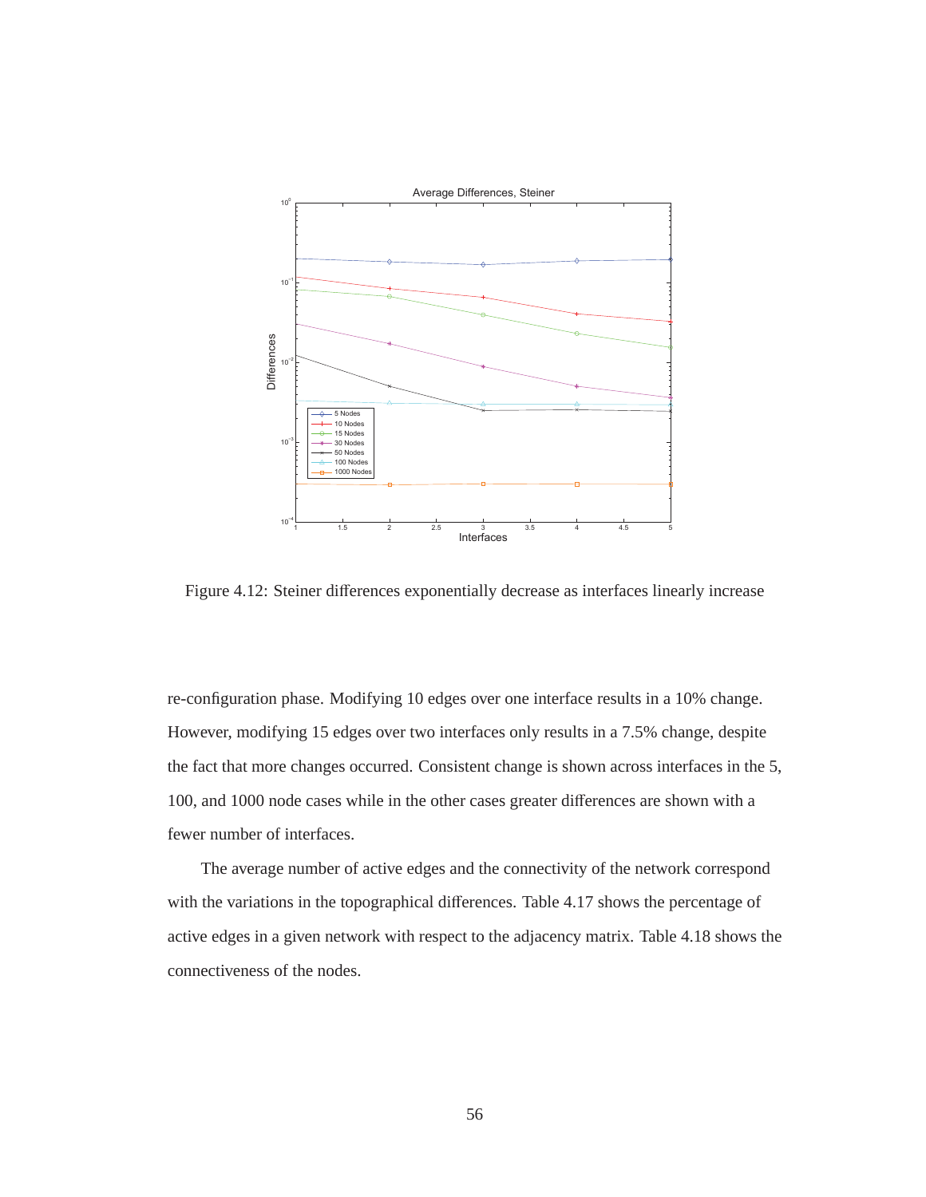Figure 4.12: Steiner differences exponentially decrease as interfaces linearly increase

re-configuration phase. Modifying 10 edges over one interface results in a 10% change. However, modifying 15 edges over two interfaces only results in a 7.5% change, despite the fact that more changes occurred. Consistent change is shown across interfaces in the 5, 100, and 1000 node cases while in the other cases greater differences are shown with a fewer number of interfaces.

The average number of active edges and the connectivity of the network correspond with the variations in the topographical differences. Table 4.17 shows the percentage of active edges in a given network with respect to the adjacency matrix. Table 4.18 shows the connectiveness of the nodes.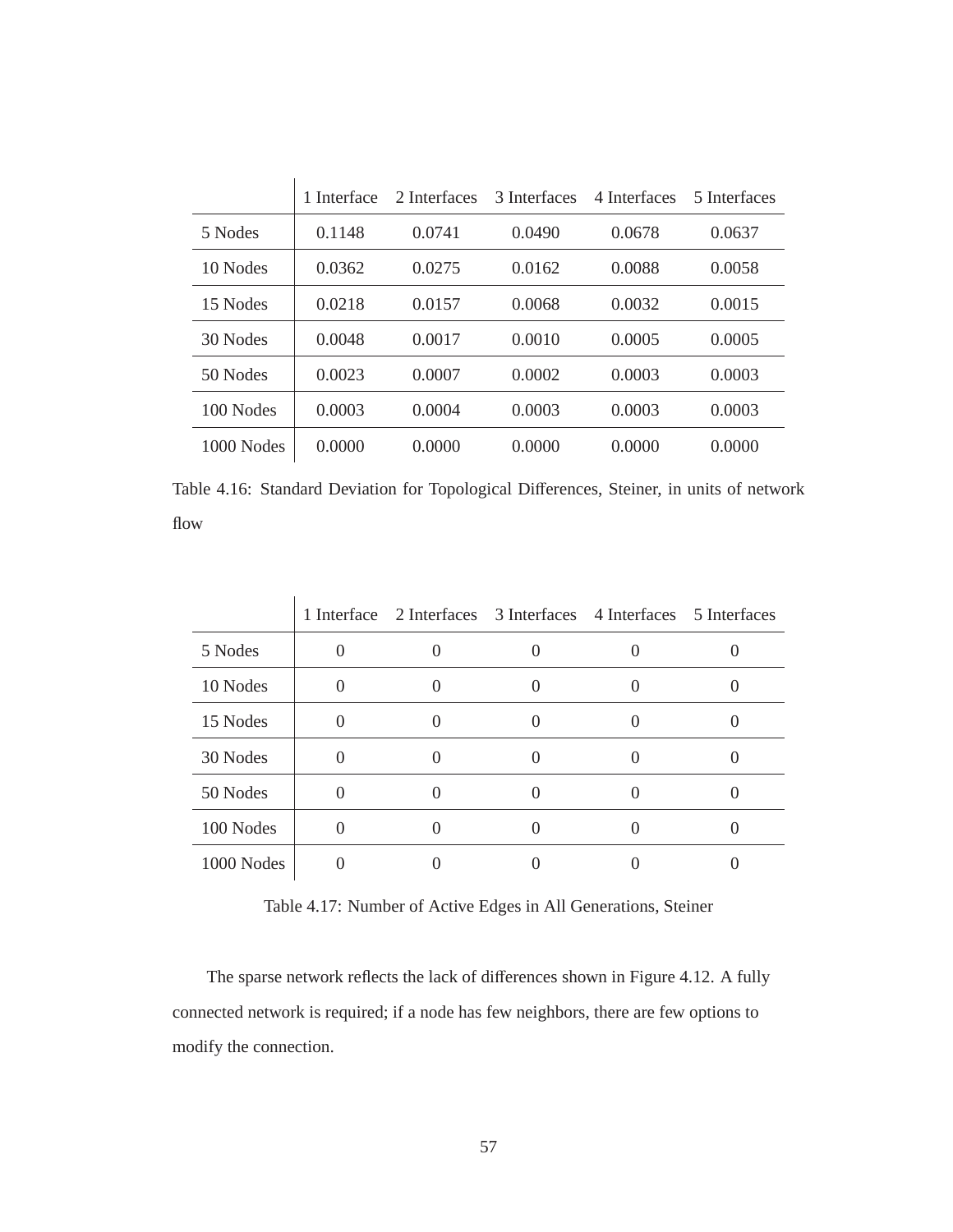| | 1 Interface | 2 Interfaces | 3 Interfaces | 4 Interfaces | 5 Interfaces |
|---|---|---|---|---|---|
| 5 Nodes | 0.1148 | 0.0741 | 0.0490 | 0.0678 | 0.0637 |
| 10 Nodes | 0.0362 | 0.0275 | 0.0162 | 0.0088 | 0.0058 |
| 15 Nodes | 0.0218 | 0.0157 | 0.0068 | 0.0032 | 0.0015 |
| 30 Nodes | 0.0048 | 0.0017 | 0.0010 | 0.0005 | 0.0005 |
| 50 Nodes | 0.0023 | 0.0007 | 0.0002 | 0.0003 | 0.0003 |
| 100 Nodes | 0.0003 | 0.0004 | 0.0003 | 0.0003 | 0.0003 |
| 1000 Nodes | 0.0000 | 0.0000 | 0.0000 | 0.0000 | 0.0000 |

Table 4.16: Standard Deviation for Topological Differences, Steiner, in units of network flow

| | 1 Interface | 2 Interfaces | 3 Interfaces | 4 Interfaces | 5 Interfaces |
|---|---|---|---|---|---|
| 5 Nodes | 0 | 0 | 0 | 0 | 0 |
| 10 Nodes | 0 | 0 | 0 | 0 | 0 |
| 15 Nodes | 0 | 0 | 0 | 0 | 0 |
| 30 Nodes | 0 | 0 | 0 | 0 | 0 |
| 50 Nodes | 0 | 0 | 0 | 0 | 0 |
| 100 Nodes | 0 | 0 | 0 | 0 | 0 |
| 1000 Nodes | 0 | 0 | 0 | 0 | 0 |

Table 4.17: Number of Active Edges in All Generations, Steiner

The sparse network reflects the lack of differences shown in Figure 4.12. A fully connected network is required; if a node has few neighbors, there are few options to modify the connection.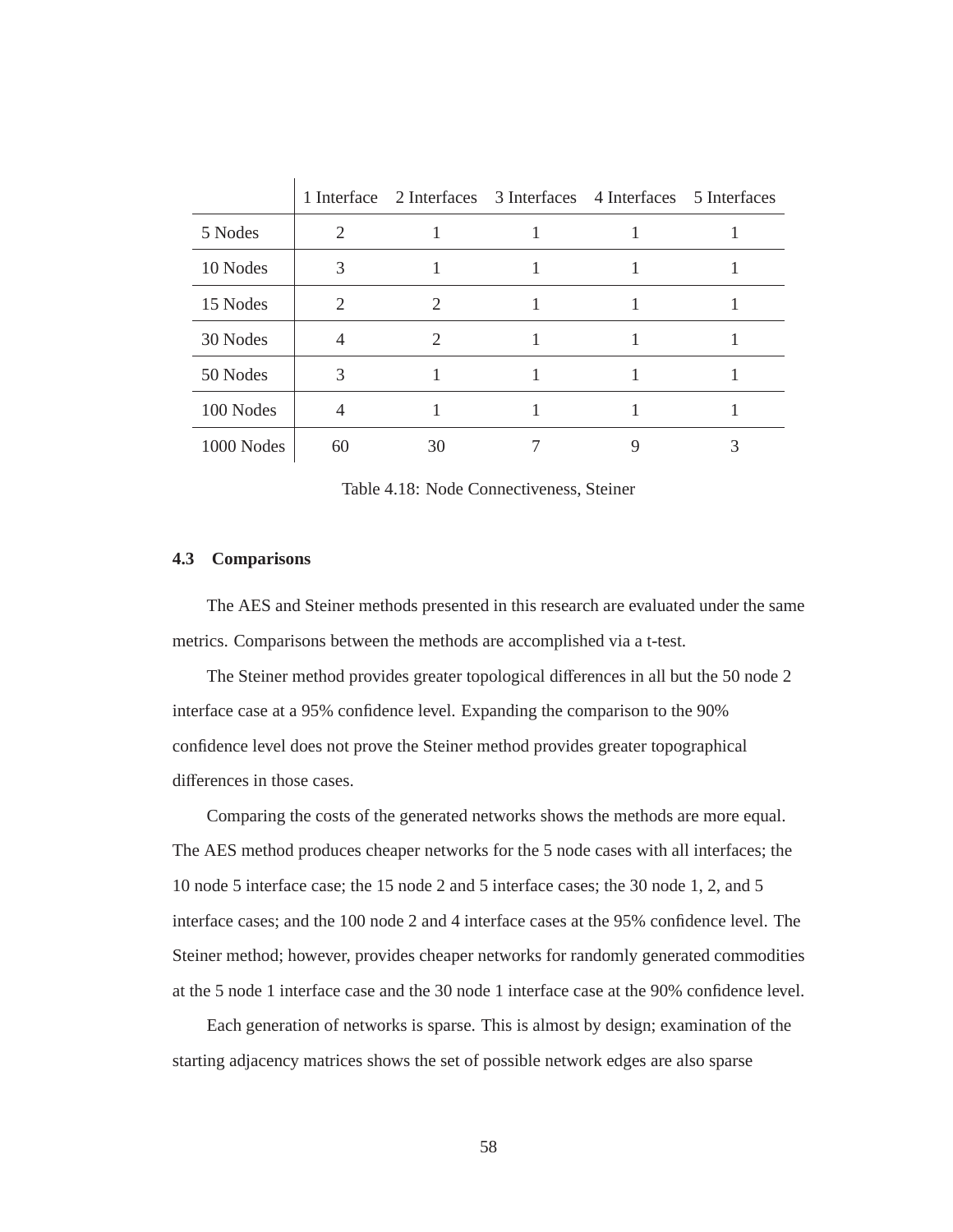| | 1 Interface | 2 Interfaces | 3 Interfaces | 4 Interfaces | 5 Interfaces |
|---|---|---|---|---|---|
| 5 Nodes | 2 | 1 | 1 | 1 | 1 |
| 10 Nodes | 3 | 1 | 1 | 1 | 1 |
| 15 Nodes | 2 | 2 | 1 | 1 | 1 |
| 30 Nodes | 4 | 2 | 1 | 1 | 1 |
| 50 Nodes | 3 | 1 | 1 | 1 | 1 |
| 100 Nodes | 4 | 1 | 1 | 1 | 1 |
| 1000 Nodes | 60 | 30 | 7 | 9 | 3 |

Table 4.18: Node Connectiveness, Steiner

### 4.3 Comparisons

The AES and Steiner methods presented in this research are evaluated under the same metrics. Comparisons between the methods are accomplished via a t-test.

The Steiner method provides greater topological differences in all but the 50 node 2 interface case at a 95% confidence level. Expanding the comparison to the 90% confidence level does not prove the Steiner method provides greater topographical differences in those cases.

Comparing the costs of the generated networks shows the methods are more equal. The AES method produces cheaper networks for the 5 node cases with all interfaces; the 10 node 5 interface case; the 15 node 2 and 5 interface cases; the 30 node 1, 2, and 5 interface cases; and the 100 node 2 and 4 interface cases at the 95% confidence level. The Steiner method; however, provides cheaper networks for randomly generated commodities at the 5 node 1 interface case and the 30 node 1 interface case at the 90% confidence level.

Each generation of networks is sparse. This is almost by design; examination of the starting adjacency matrices shows the set of possible network edges are also sparse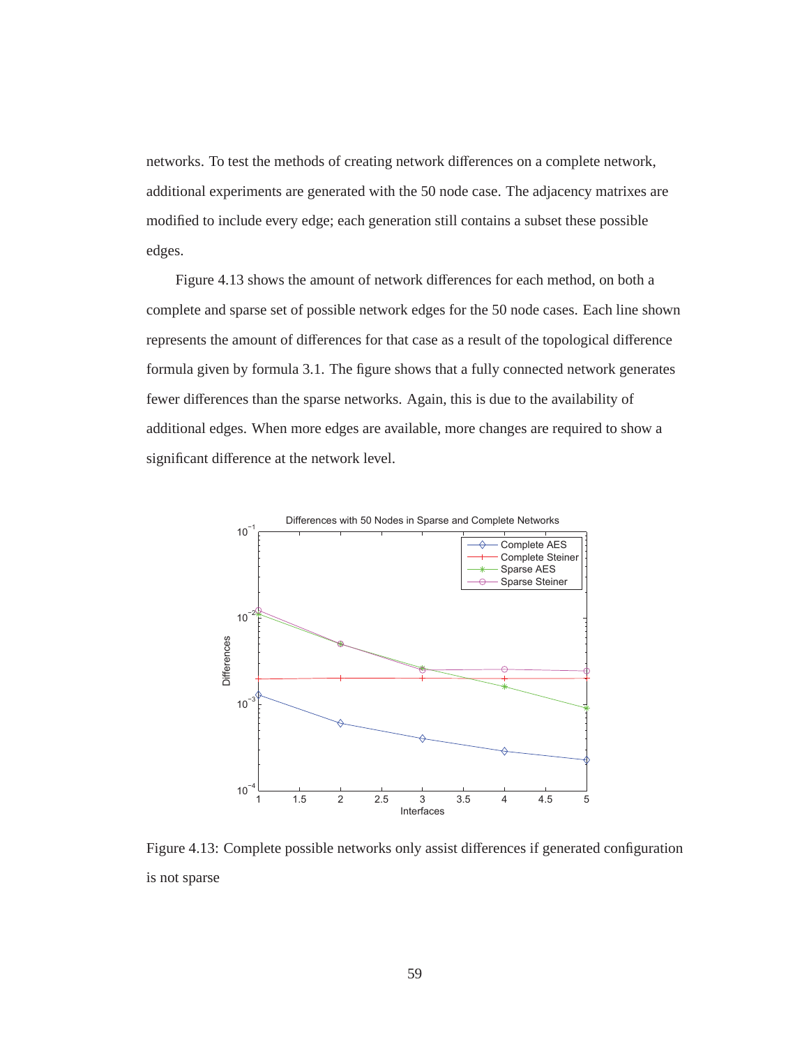networks. To test the methods of creating network differences on a complete network, additional experiments are generated with the 50 node case. The adjacency matrixes are modified to include every edge; each generation still contains a subset these possible edges.

Figure 4.13 shows the amount of network differences for each method, on both a complete and sparse set of possible network edges for the 50 node cases. Each line shown represents the amount of differences for that case as a result of the topological difference formula given by formula 3.1. The figure shows that a fully connected network generates fewer differences than the sparse networks. Again, this is due to the availability of additional edges. When more edges are available, more changes are required to show a significant difference at the network level.

Figure 4.13: Complete possible networks only assist differences if generated configuration is not sparse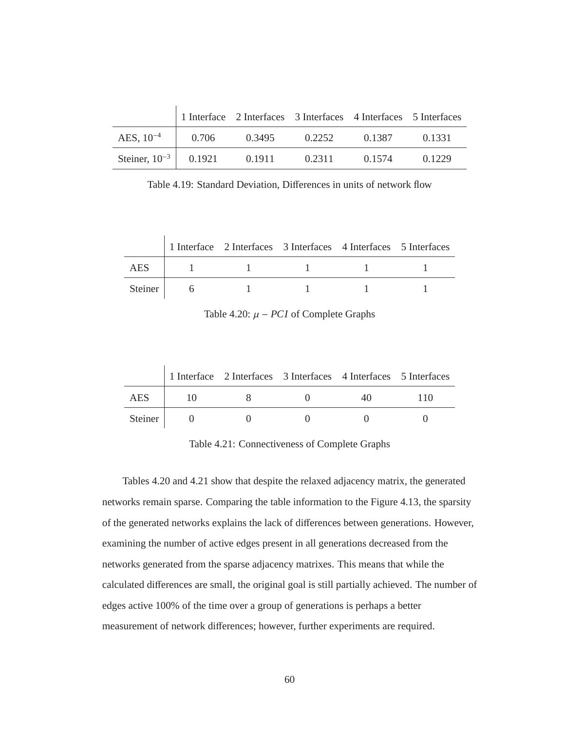|  | 1 Interface | 2 Interfaces | 3 Interfaces | 4 Interfaces | 5 Interfaces |
|---|---|---|---|---|---|
| AES, $10^{-4}$ | 0.706 | 0.3495 | 0.2252 | 0.1387 | 0.1331 |
| Steiner, $10^{-3}$ | 0.1921 | 0.1911 | 0.2311 | 0.1574 | 0.1229 |

Table 4.19: Standard Deviation, Differences in units of network flow

|  | 1 Interface | 2 Interfaces | 3 Interfaces | 4 Interfaces | 5 Interfaces |
|---|---|---|---|---|---|
| AES | 1 | 1 | 1 | 1 | 1 |
| Steiner | 6 | 1 | 1 | 1 | 1 |

Table 4.20: $\mu - PCI$ of Complete Graphs

|  | 1 Interface | 2 Interfaces | 3 Interfaces | 4 Interfaces | 5 Interfaces |
|---|---|---|---|---|---|
| AES | 10 | 8 | 0 | 40 | 110 |
| Steiner | 0 | 0 | 0 | 0 | 0 |

Table 4.21: Connectiveness of Complete Graphs

Tables 4.20 and 4.21 show that despite the relaxed adjacency matrix, the generated networks remain sparse. Comparing the table information to the Figure 4.13, the sparsity of the generated networks explains the lack of differences between generations. However, examining the number of active edges present in all generations decreased from the networks generated from the sparse adjacency matrixes. This means that while the calculated differences are small, the original goal is still partially achieved. The number of edges active 100% of the time over a group of generations is perhaps a better measurement of network differences; however, further experiments are required.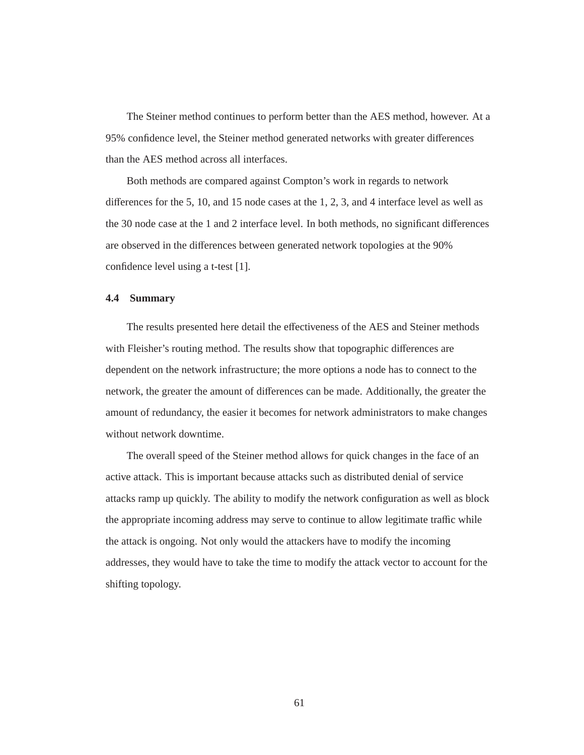The Steiner method continues to perform better than the AES method, however. At a 95% confidence level, the Steiner method generated networks with greater differences than the AES method across all interfaces.

Both methods are compared against Compton's work in regards to network differences for the 5, 10, and 15 node cases at the 1, 2, 3, and 4 interface level as well as the 30 node case at the 1 and 2 interface level. In both methods, no significant differences are observed in the differences between generated network topologies at the 90% confidence level using a t-test [1].

### 4.4 Summary

The results presented here detail the effectiveness of the AES and Steiner methods with Fleisher's routing method. The results show that topographic differences are dependent on the network infrastructure; the more options a node has to connect to the network, the greater the amount of differences can be made. Additionally, the greater the amount of redundancy, the easier it becomes for network administrators to make changes without network downtime.

The overall speed of the Steiner method allows for quick changes in the face of an active attack. This is important because attacks such as distributed denial of service attacks ramp up quickly. The ability to modify the network configuration as well as block the appropriate incoming address may serve to continue to allow legitimate traffic while the attack is ongoing. Not only would the attackers have to modify the incoming addresses, they would have to take the time to modify the attack vector to account for the shifting topology.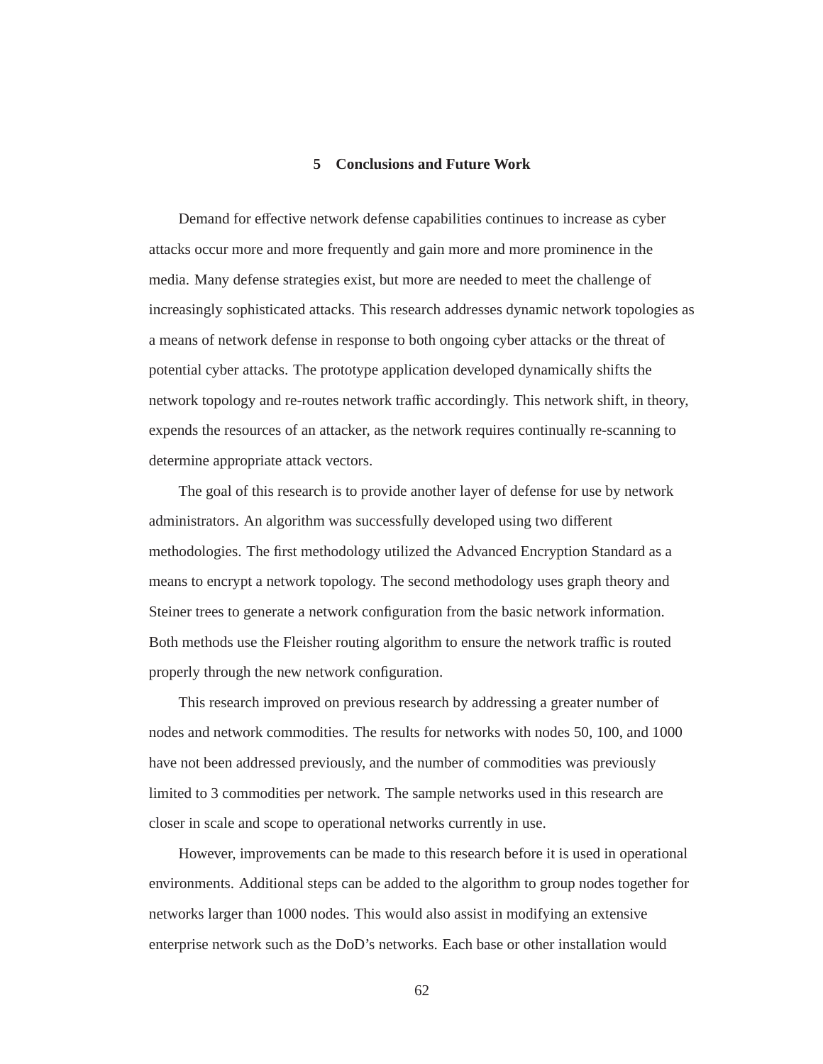# 5 Conclusions and Future Work

Demand for effective network defense capabilities continues to increase as cyber attacks occur more and more frequently and gain more and more prominence in the media. Many defense strategies exist, but more are needed to meet the challenge of increasingly sophisticated attacks. This research addresses dynamic network topologies as a means of network defense in response to both ongoing cyber attacks or the threat of potential cyber attacks. The prototype application developed dynamically shifts the network topology and re-routes network traffic accordingly. This network shift, in theory, expends the resources of an attacker, as the network requires continually re-scanning to determine appropriate attack vectors.

The goal of this research is to provide another layer of defense for use by network administrators. An algorithm was successfully developed using two different methodologies. The first methodology utilized the Advanced Encryption Standard as a means to encrypt a network topology. The second methodology uses graph theory and Steiner trees to generate a network configuration from the basic network information. Both methods use the Fleisher routing algorithm to ensure the network traffic is routed properly through the new network configuration.

This research improved on previous research by addressing a greater number of nodes and network commodities. The results for networks with nodes 50, 100, and 1000 have not been addressed previously, and the number of commodities was previously limited to 3 commodities per network. The sample networks used in this research are closer in scale and scope to operational networks currently in use.

However, improvements can be made to this research before it is used in operational environments. Additional steps can be added to the algorithm to group nodes together for networks larger than 1000 nodes. This would also assist in modifying an extensive enterprise network such as the DoD's networks. Each base or other installation would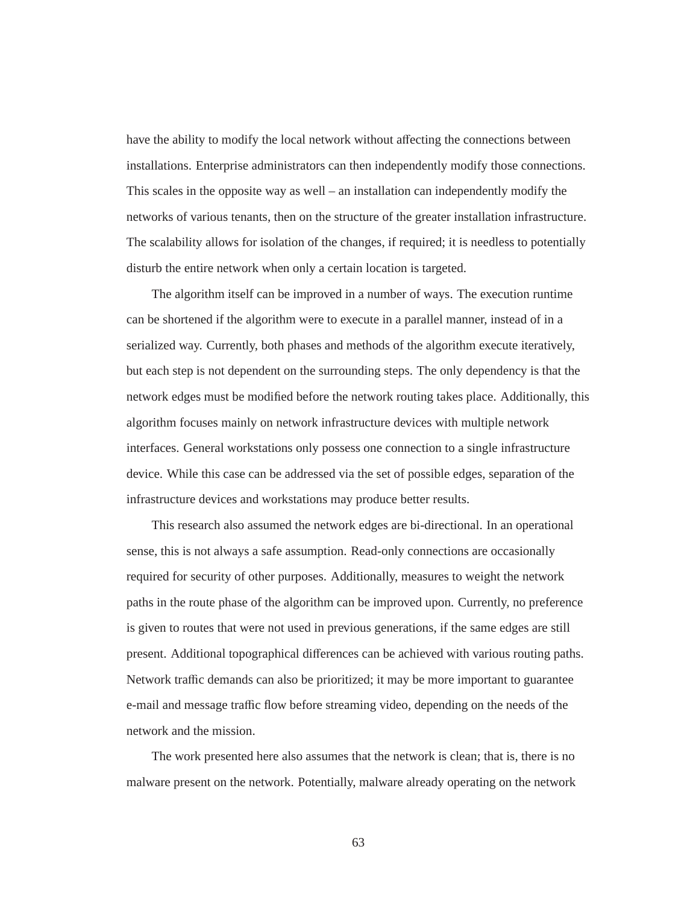have the ability to modify the local network without affecting the connections between installations. Enterprise administrators can then independently modify those connections. This scales in the opposite way as well – an installation can independently modify the networks of various tenants, then on the structure of the greater installation infrastructure. The scalability allows for isolation of the changes, if required; it is needless to potentially disturb the entire network when only a certain location is targeted.

The algorithm itself can be improved in a number of ways. The execution runtime can be shortened if the algorithm were to execute in a parallel manner, instead of in a serialized way. Currently, both phases and methods of the algorithm execute iteratively, but each step is not dependent on the surrounding steps. The only dependency is that the network edges must be modified before the network routing takes place. Additionally, this algorithm focuses mainly on network infrastructure devices with multiple network interfaces. General workstations only possess one connection to a single infrastructure device. While this case can be addressed via the set of possible edges, separation of the infrastructure devices and workstations may produce better results.

This research also assumed the network edges are bi-directional. In an operational sense, this is not always a safe assumption. Read-only connections are occasionally required for security of other purposes. Additionally, measures to weight the network paths in the route phase of the algorithm can be improved upon. Currently, no preference is given to routes that were not used in previous generations, if the same edges are still present. Additional topographical differences can be achieved with various routing paths. Network traffic demands can also be prioritized; it may be more important to guarantee e-mail and message traffic flow before streaming video, depending on the needs of the network and the mission.

The work presented here also assumes that the network is clean; that is, there is no malware present on the network. Potentially, malware already operating on the network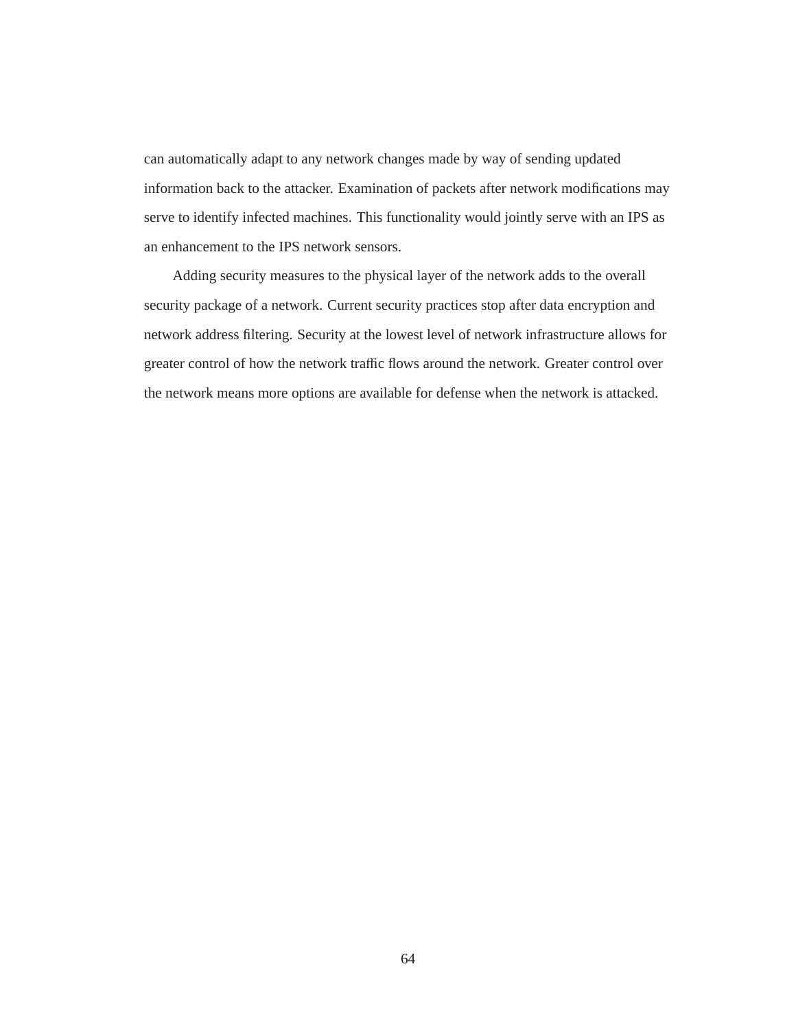can automatically adapt to any network changes made by way of sending updated information back to the attacker. Examination of packets after network modifications may serve to identify infected machines. This functionality would jointly serve with an IPS as an enhancement to the IPS network sensors.

Adding security measures to the physical layer of the network adds to the overall security package of a network. Current security practices stop after data encryption and network address filtering. Security at the lowest level of network infrastructure allows for greater control of how the network traffic flows around the network. Greater control over the network means more options are available for defense when the network is attacked.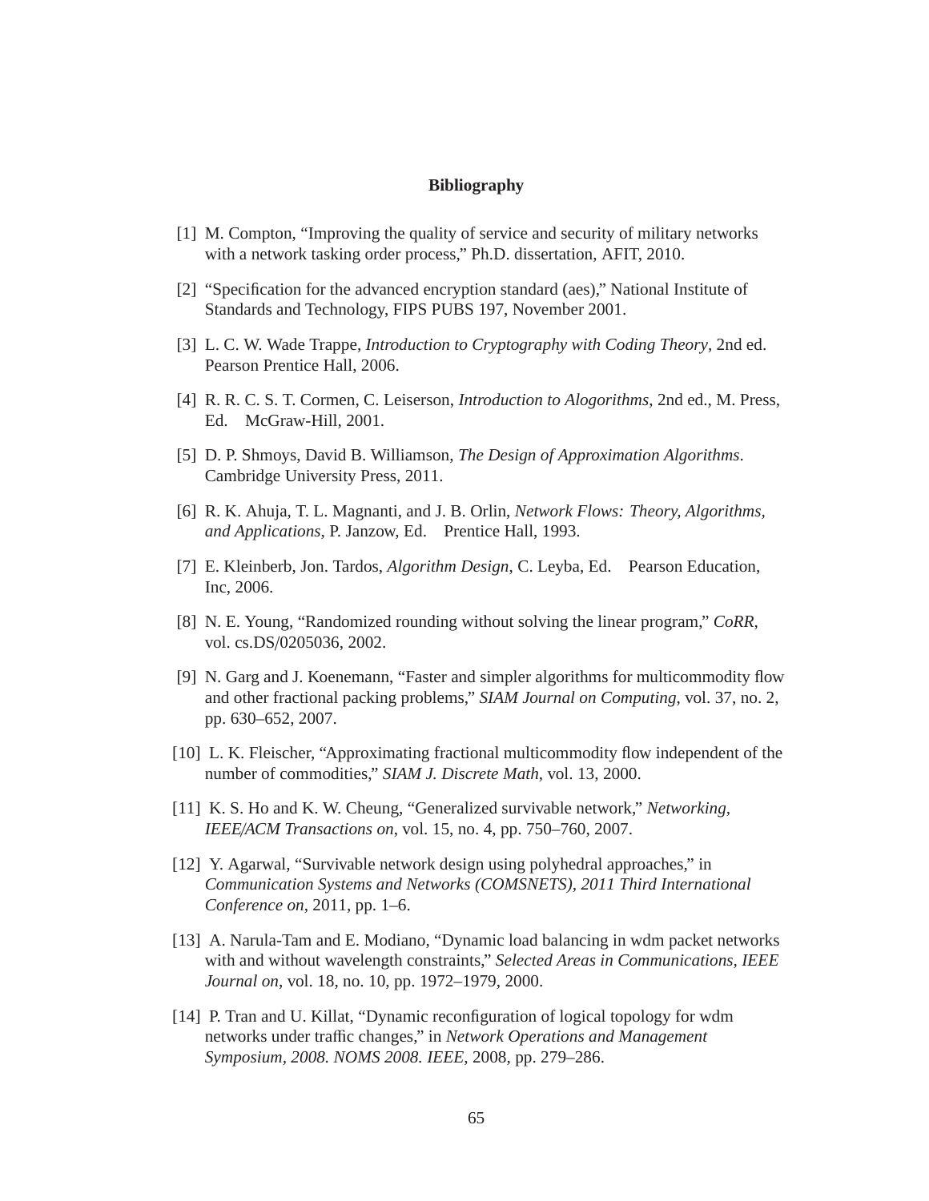# Bibliography

[1] M. Compton, "Improving the quality of service and security of military networks with a network tasking order process," Ph.D. dissertation, AFIT, 2010.

[2] "Specification for the advanced encryption standard (aes)," National Institute of Standards and Technology, FIPS PUBS 197, November 2001.

[3] L. C. W. Wade Trappe, *Introduction to Cryptography with Coding Theory*, 2nd ed. Pearson Prentice Hall, 2006.

[4] R. R. C. S. T. Cormen, C. Leiserson, *Introduction to Alogorithms*, 2nd ed., M. Press, Ed. McGraw-Hill, 2001.

[5] D. P. Shmoys, David B. Williamson, *The Design of Approximation Algorithms*. Cambridge University Press, 2011.

[6] R. K. Ahuja, T. L. Magnanti, and J. B. Orlin, *Network Flows: Theory, Algorithms, and Applications*, P. Janzow, Ed. Prentice Hall, 1993.

[7] E. Kleinberb, Jon. Tardos, *Algorithm Design*, C. Leyba, Ed. Pearson Education, Inc, 2006.

[8] N. E. Young, "Randomized rounding without solving the linear program," *CoRR*, vol. cs.DS/0205036, 2002.

[9] N. Garg and J. Koenemann, "Faster and simpler algorithms for multicommodity flow and other fractional packing problems," *SIAM Journal on Computing*, vol. 37, no. 2, pp. 630–652, 2007.

[10] L. K. Fleischer, "Approximating fractional multicommodity flow independent of the number of commodities," *SIAM J. Discrete Math*, vol. 13, 2000.

[11] K. S. Ho and K. W. Cheung, "Generalized survivable network," *Networking, IEEE/ACM Transactions on*, vol. 15, no. 4, pp. 750–760, 2007.

[12] Y. Agarwal, "Survivable network design using polyhedral approaches," in *Communication Systems and Networks (COMSNETS), 2011 Third International Conference on*, 2011, pp. 1–6.

[13] A. Narula-Tam and E. Modiano, "Dynamic load balancing in wdm packet networks with and without wavelength constraints," *Selected Areas in Communications, IEEE Journal on*, vol. 18, no. 10, pp. 1972–1979, 2000.

[14] P. Tran and U. Killat, "Dynamic reconfiguration of logical topology for wdm networks under traffic changes," in *Network Operations and Management Symposium, 2008. NOMS 2008. IEEE*, 2008, pp. 279–286.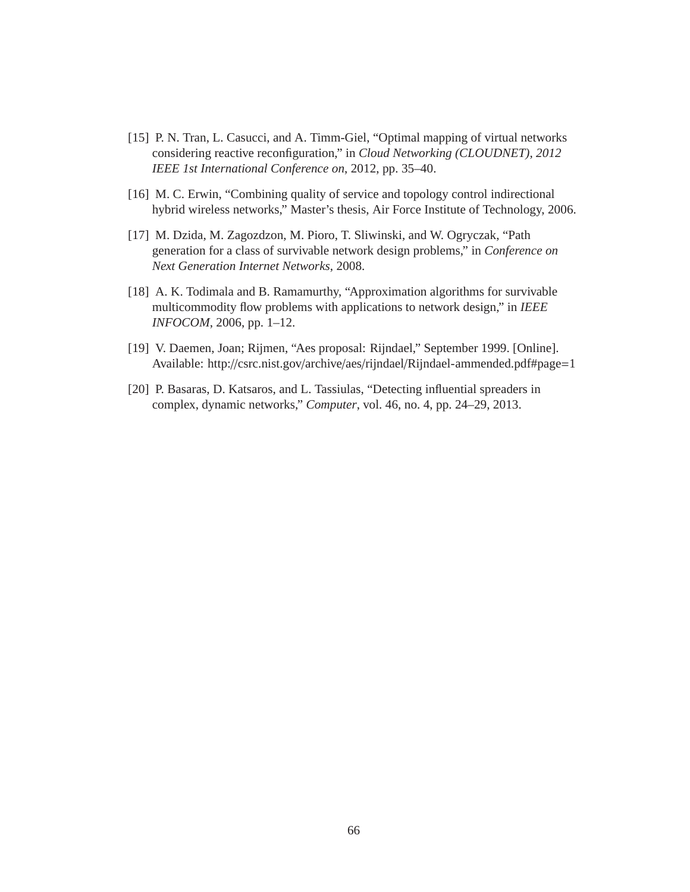[15] P. N. Tran, L. Casucci, and A. Timm-Giel, "Optimal mapping of virtual networks considering reactive reconfiguration," in *Cloud Networking (CLOUDNET), 2012 IEEE 1st International Conference on*, 2012, pp. 35–40.

[16] M. C. Erwin, "Combining quality of service and topology control indirectional hybrid wireless networks," Master's thesis, Air Force Institute of Technology, 2006.

[17] M. Dzida, M. Zagozdzon, M. Pioro, T. Sliwinski, and W. Ogryczak, "Path generation for a class of survivable network design problems," in *Conference on Next Generation Internet Networks*, 2008.

[18] A. K. Todimala and B. Ramamurthy, "Approximation algorithms for survivable multicommodity flow problems with applications to network design," in *IEEE INFOCOM*, 2006, pp. 1–12.

[19] V. Daemen, Joan; Rijmen, "Aes proposal: Rijndael," September 1999. [Online]. Available: http://csrc.nist.gov/archive/aes/rijndael/Rijndael-ammended.pdf#page=1

[20] P. Basaras, D. Katsaros, and L. Tassiulas, "Detecting influential spreaders in complex, dynamic networks," *Computer*, vol. 46, no. 4, pp. 24–29, 2013.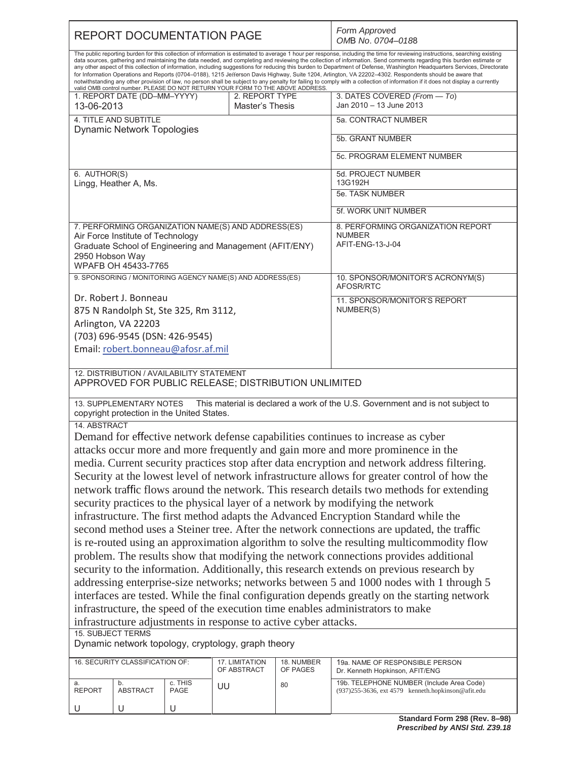# REPORT DOCUMENTATION PAGE

*Form Approved*
*OMB No. 0704–0188*

The public reporting burden for this collection of information is estimated to average 1 hour per response, including the time for reviewing instructions, searching existing data sources, gathering and maintaining the data needed, and completing and reviewing the collection of information. Send comments regarding this burden estimate or any other aspect of this collection of information, including suggestions for reducing this burden to Department of Defense, Washington Headquarters Services, Directorate for Information Operations and Reports (0704–0188), 1215 Jefferson Davis Highway, Suite 1204, Arlington, VA 22202–4302. Respondents should be aware that notwithstanding any other provision of law, no person shall be subject to any penalty for failing to comply with a collection of information if it does not display a currently valid OMB control number. PLEASE DO NOT RETURN YOUR FORM TO THE ABOVE ADDRESS.

| 1. REPORT DATE (DD–MM–YYYY) | 2. REPORT TYPE | 3. DATES COVERED (*From — To*) |
|---|---|---|
| 13-06-2013 | Master's Thesis | Jan 2010 – 13 June 2013 |

**4. TITLE AND SUBTITLE**
Dynamic Network Topologies

5a. CONTRACT NUMBER

5b. GRANT NUMBER

5c. PROGRAM ELEMENT NUMBER

**6. AUTHOR(S)**
Lingg, Heather A, Ms.

5d. PROJECT NUMBER
13G192H

5e. TASK NUMBER

5f. WORK UNIT NUMBER

**7. PERFORMING ORGANIZATION NAME(S) AND ADDRESS(ES)**
Air Force Institute of Technology
Graduate School of Engineering and Management (AFIT/ENY)
2950 Hobson Way
WPAFB OH 45433-7765

8. PERFORMING ORGANIZATION REPORT NUMBER
AFIT-ENG-13-J-04

**9. SPONSORING / MONITORING AGENCY NAME(S) AND ADDRESS(ES)**

Dr. Robert J. Bonneau
875 N Randolph St, Ste 325, Rm 3112,
Arlington, VA 22203
(703) 696-9545 (DSN: 426-9545)
Email: robert.bonneau@afosr.af.mil

10. SPONSOR/MONITOR'S ACRONYM(S)
AFOSR/RTC

11. SPONSOR/MONITOR'S REPORT NUMBER(S)

**12. DISTRIBUTION / AVAILABILITY STATEMENT**
APPROVED FOR PUBLIC RELEASE; DISTRIBUTION UNLIMITED

**13. SUPPLEMENTARY NOTES** This material is declared a work of the U.S. Government and is not subject to copyright protection in the United States.

**14. ABSTRACT**

Demand for effective network defense capabilities continues to increase as cyber attacks occur more and more frequently and gain more and more prominence in the media. Current security practices stop after data encryption and network address filtering. Security at the lowest level of network infrastructure allows for greater control of how the network traffic flows around the network. This research details two methods for extending security practices to the physical layer of a network by modifying the network infrastructure. The first method adapts the Advanced Encryption Standard while the second method uses a Steiner tree. After the network connections are updated, the traffic is re-routed using an approximation algorithm to solve the resulting multicommodity flow problem. The results show that modifying the network connections provides additional security to the information. Additionally, this research extends on previous research by addressing enterprise-size networks; networks between 5 and 1000 nodes with 1 through 5 interfaces are tested. While the final configuration depends greatly on the starting network infrastructure, the speed of the execution time enables administrators to make infrastructure adjustments in response to active cyber attacks.

**15. SUBJECT TERMS**
Dynamic network topology, cryptology, graph theory

| 16. SECURITY CLASSIFICATION OF: | | | 17. LIMITATION OF ABSTRACT | 18. NUMBER OF PAGES | 19a. NAME OF RESPONSIBLE PERSON |
|---|---|---|---|---|---|
| a. REPORT | b. ABSTRACT | c. THIS PAGE | UU | 80 | Dr. Kenneth Hopkinson, AFIT/ENG |
| U | U | U | | | 19b. TELEPHONE NUMBER (Include Area Code) (937)255-3636, ext 4579 kenneth.hopkinson@afit.edu |

Standard Form 298 (Rev. 8–98)
*Prescribed by ANSI Std. Z39.18*